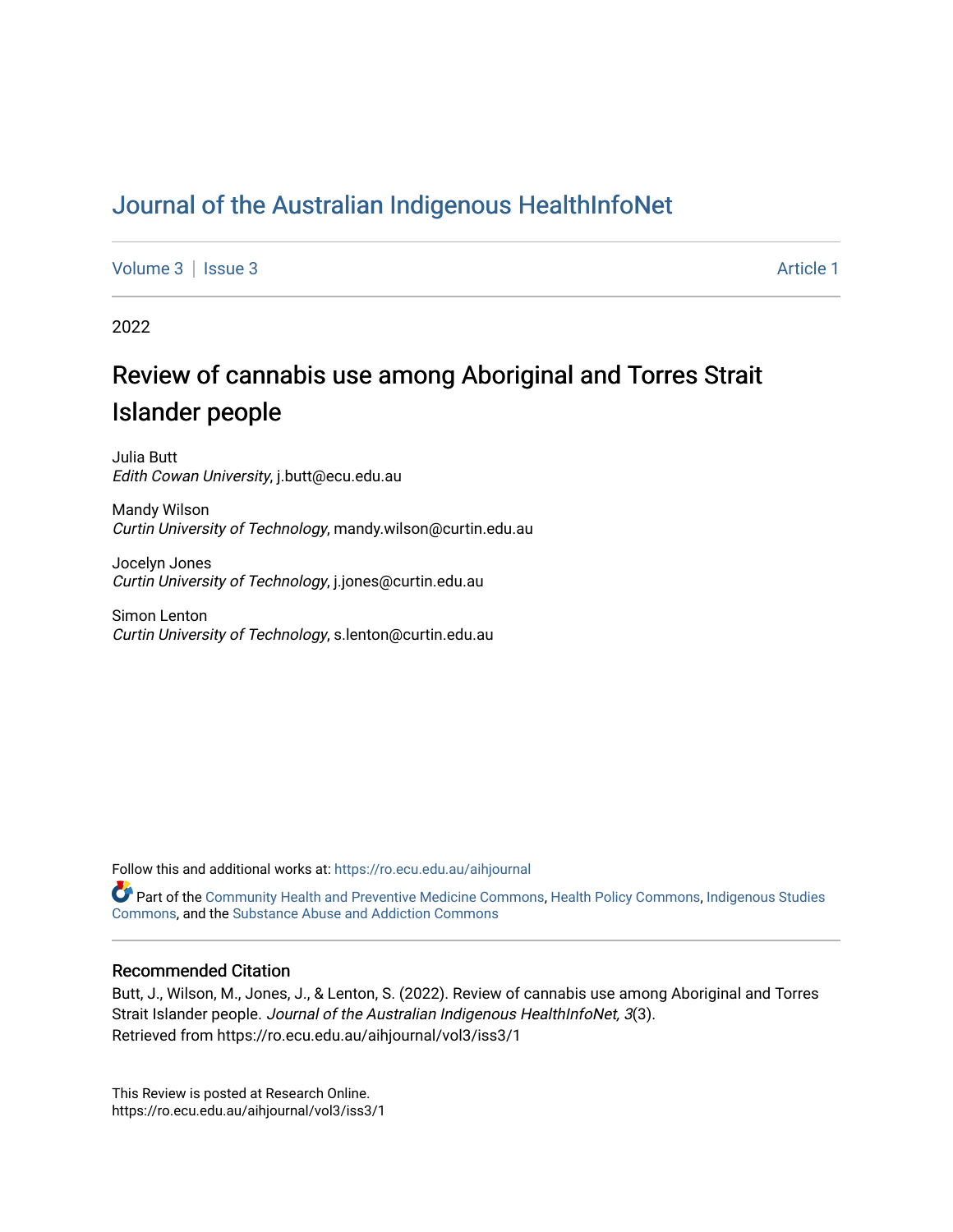# Journal of the Australian Indigenous HealthInfoNet

Volume 3 | Issue 3 — Article 1

2022

## Review of cannabis use among Aboriginal and Torres Strait Islander people

Julia Butt
*Edith Cowan University*, j.butt@ecu.edu.au

Mandy Wilson
*Curtin University of Technology*, mandy.wilson@curtin.edu.au

Jocelyn Jones
*Curtin University of Technology*, j.jones@curtin.edu.au

Simon Lenton
*Curtin University of Technology*, s.lenton@curtin.edu.au

Follow this and additional works at: https://ro.ecu.edu.au/aihjournal

Part of the Community Health and Preventive Medicine Commons, Health Policy Commons, Indigenous Studies Commons, and the Substance Abuse and Addiction Commons

### Recommended Citation

Butt, J., Wilson, M., Jones, J., & Lenton, S. (2022). Review of cannabis use among Aboriginal and Torres Strait Islander people. *Journal of the Australian Indigenous HealthInfoNet, 3*(3).
Retrieved from https://ro.ecu.edu.au/aihjournal/vol3/iss3/1

This Review is posted at Research Online.
https://ro.ecu.edu.au/aihjournal/vol3/iss3/1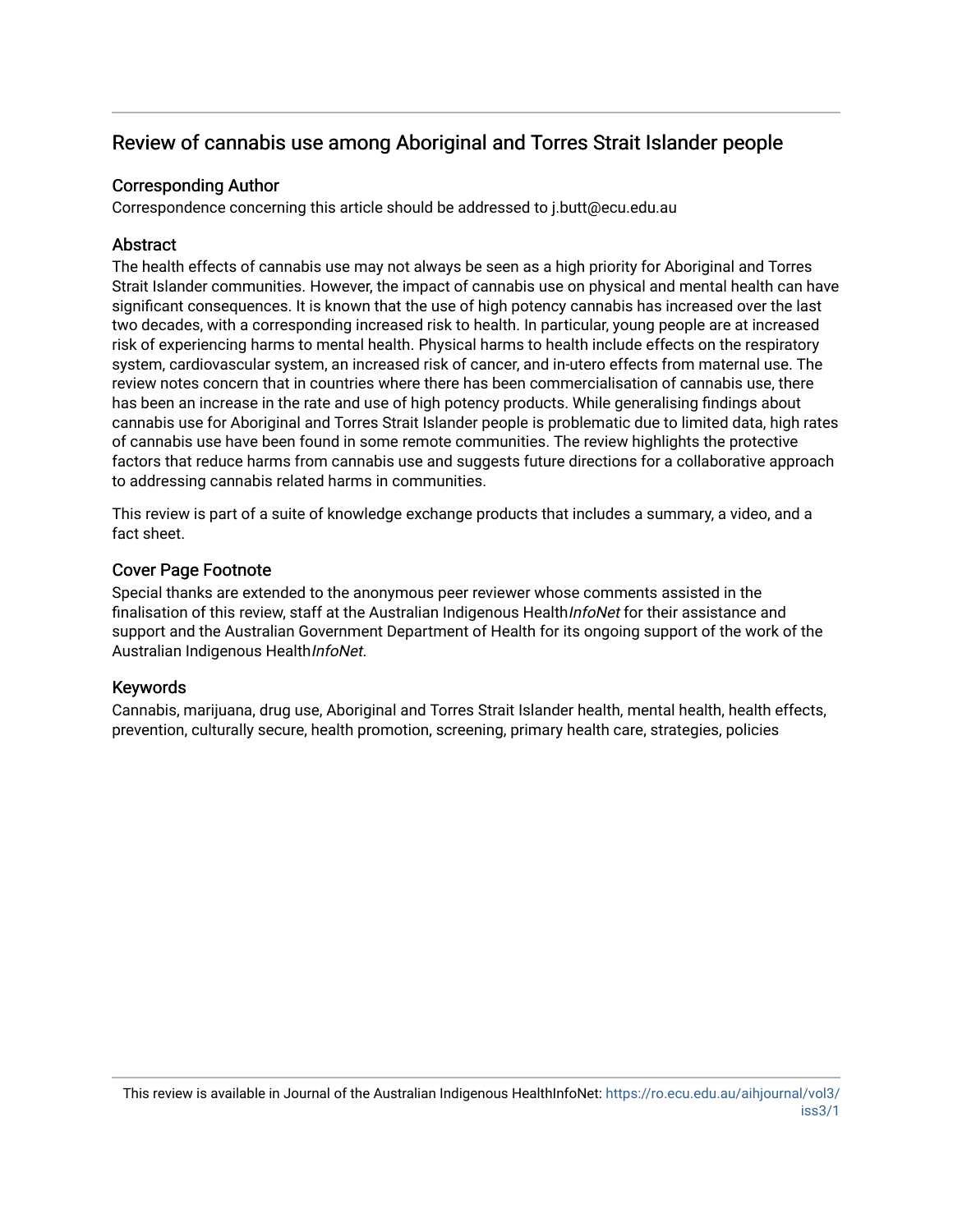# Review of cannabis use among Aboriginal and Torres Strait Islander people

## Corresponding Author

Correspondence concerning this article should be addressed to j.butt@ecu.edu.au

## Abstract

The health effects of cannabis use may not always be seen as a high priority for Aboriginal and Torres Strait Islander communities. However, the impact of cannabis use on physical and mental health can have significant consequences. It is known that the use of high potency cannabis has increased over the last two decades, with a corresponding increased risk to health. In particular, young people are at increased risk of experiencing harms to mental health. Physical harms to health include effects on the respiratory system, cardiovascular system, an increased risk of cancer, and in-utero effects from maternal use. The review notes concern that in countries where there has been commercialisation of cannabis use, there has been an increase in the rate and use of high potency products. While generalising findings about cannabis use for Aboriginal and Torres Strait Islander people is problematic due to limited data, high rates of cannabis use have been found in some remote communities. The review highlights the protective factors that reduce harms from cannabis use and suggests future directions for a collaborative approach to addressing cannabis related harms in communities.

This review is part of a suite of knowledge exchange products that includes a summary, a video, and a fact sheet.

## Cover Page Footnote

Special thanks are extended to the anonymous peer reviewer whose comments assisted in the finalisation of this review, staff at the Australian Indigenous Health*InfoNet* for their assistance and support and the Australian Government Department of Health for its ongoing support of the work of the Australian Indigenous Health*InfoNet.*

## Keywords

Cannabis, marijuana, drug use, Aboriginal and Torres Strait Islander health, mental health, health effects, prevention, culturally secure, health promotion, screening, primary health care, strategies, policies

This review is available in Journal of the Australian Indigenous HealthInfoNet: https://ro.ecu.edu.au/aihjournal/vol3/iss3/1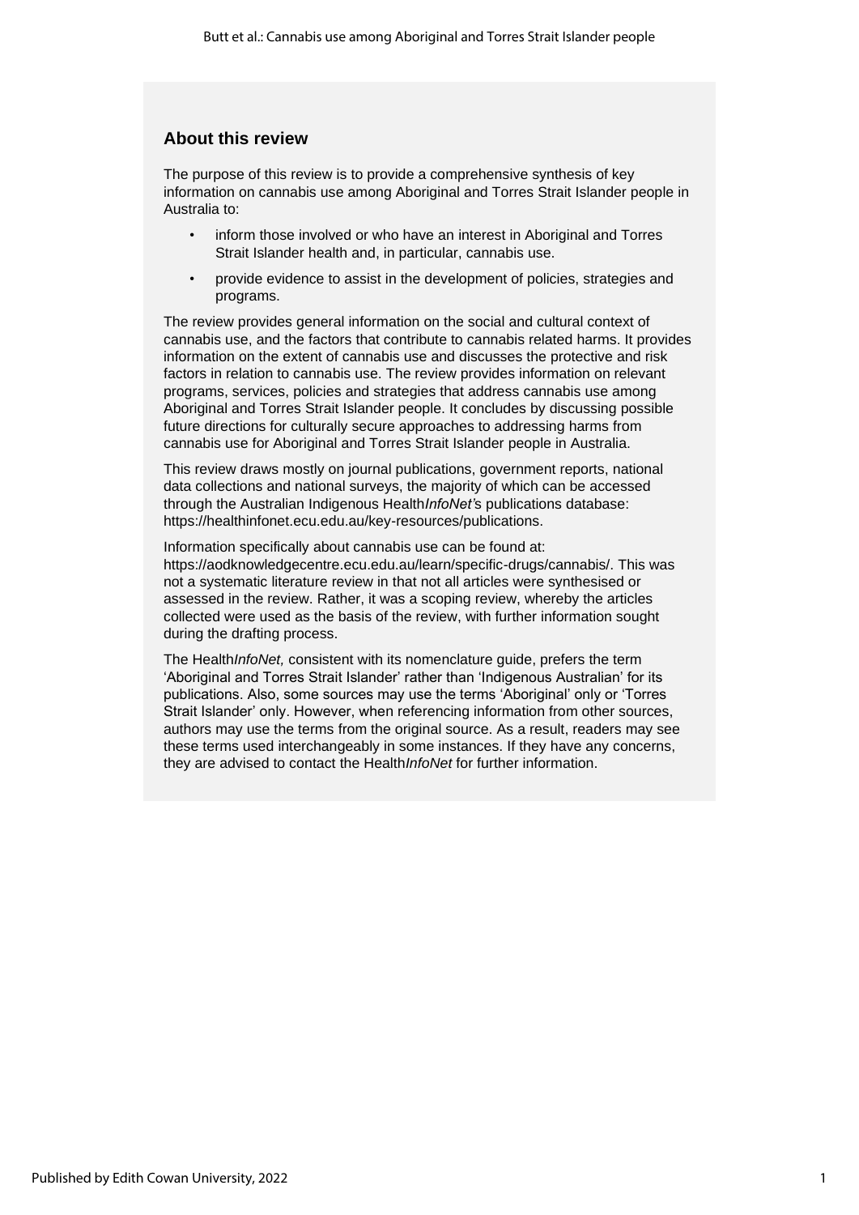## About this review

The purpose of this review is to provide a comprehensive synthesis of key information on cannabis use among Aboriginal and Torres Strait Islander people in Australia to:

- inform those involved or who have an interest in Aboriginal and Torres Strait Islander health and, in particular, cannabis use.
- provide evidence to assist in the development of policies, strategies and programs.

The review provides general information on the social and cultural context of cannabis use, and the factors that contribute to cannabis related harms. It provides information on the extent of cannabis use and discusses the protective and risk factors in relation to cannabis use. The review provides information on relevant programs, services, policies and strategies that address cannabis use among Aboriginal and Torres Strait Islander people. It concludes by discussing possible future directions for culturally secure approaches to addressing harms from cannabis use for Aboriginal and Torres Strait Islander people in Australia.

This review draws mostly on journal publications, government reports, national data collections and national surveys, the majority of which can be accessed through the Australian Indigenous Health*InfoNet'*s publications database: https://healthinfonet.ecu.edu.au/key-resources/publications.

Information specifically about cannabis use can be found at: https://aodknowledgecentre.ecu.edu.au/learn/specific-drugs/cannabis/. This was not a systematic literature review in that not all articles were synthesised or assessed in the review. Rather, it was a scoping review, whereby the articles collected were used as the basis of the review, with further information sought during the drafting process.

The Health*InfoNet,* consistent with its nomenclature guide, prefers the term 'Aboriginal and Torres Strait Islander' rather than 'Indigenous Australian' for its publications. Also, some sources may use the terms 'Aboriginal' only or 'Torres Strait Islander' only. However, when referencing information from other sources, authors may use the terms from the original source. As a result, readers may see these terms used interchangeably in some instances. If they have any concerns, they are advised to contact the Health*InfoNet* for further information.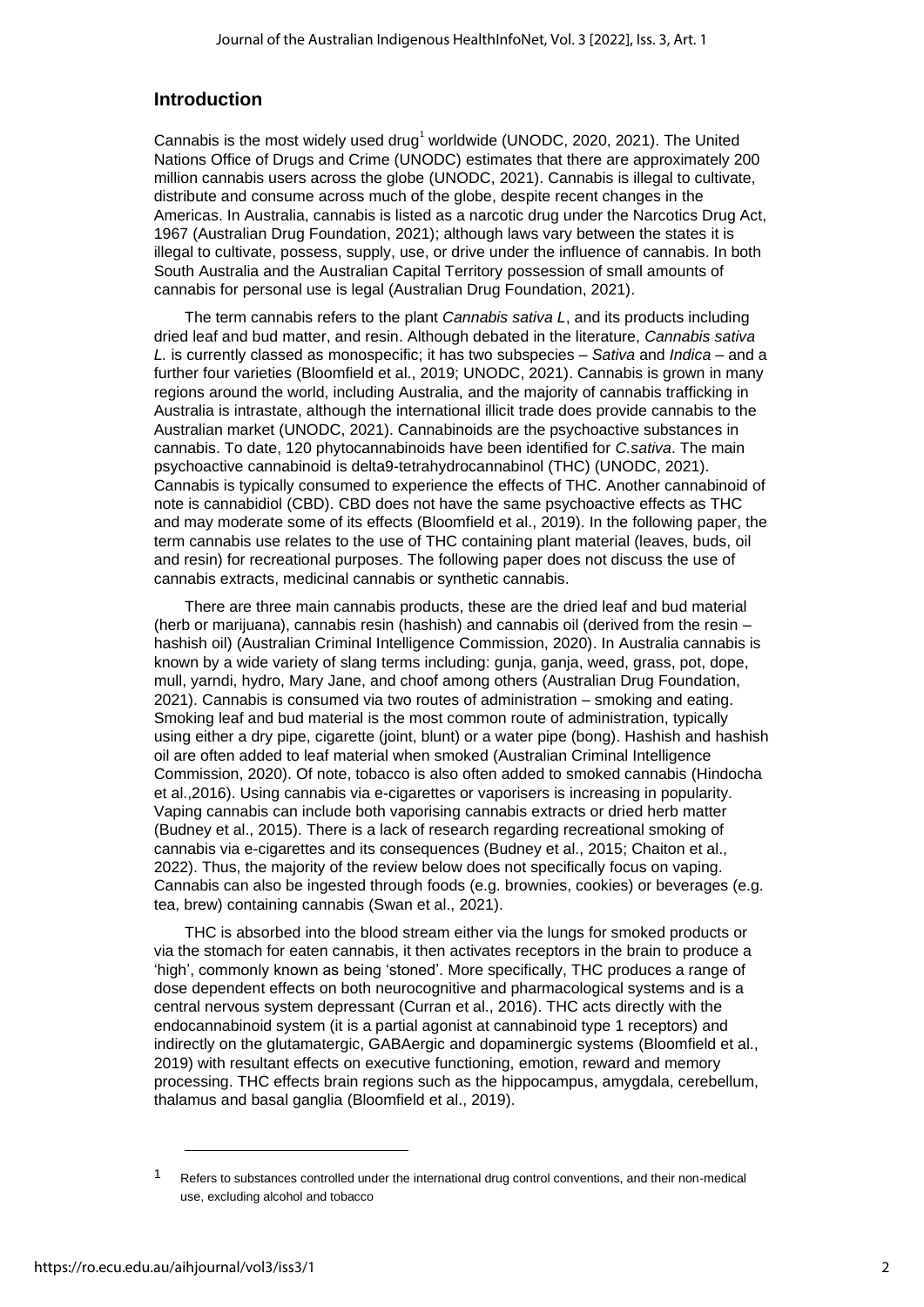## Introduction

Cannabis is the most widely used drug[1] worldwide (UNODC, 2020, 2021). The United Nations Office of Drugs and Crime (UNODC) estimates that there are approximately 200 million cannabis users across the globe (UNODC, 2021). Cannabis is illegal to cultivate, distribute and consume across much of the globe, despite recent changes in the Americas. In Australia, cannabis is listed as a narcotic drug under the Narcotics Drug Act, 1967 (Australian Drug Foundation, 2021); although laws vary between the states it is illegal to cultivate, possess, supply, use, or drive under the influence of cannabis. In both South Australia and the Australian Capital Territory possession of small amounts of cannabis for personal use is legal (Australian Drug Foundation, 2021).

The term cannabis refers to the plant *Cannabis sativa L*, and its products including dried leaf and bud matter, and resin. Although debated in the literature, *Cannabis sativa L.* is currently classed as monospecific; it has two subspecies – *Sativa* and *Indica* – and a further four varieties (Bloomfield et al., 2019; UNODC, 2021). Cannabis is grown in many regions around the world, including Australia, and the majority of cannabis trafficking in Australia is intrastate, although the international illicit trade does provide cannabis to the Australian market (UNODC, 2021). Cannabinoids are the psychoactive substances in cannabis. To date, 120 phytocannabinoids have been identified for *C.sativa*. The main psychoactive cannabinoid is delta9-tetrahydrocannabinol (THC) (UNODC, 2021). Cannabis is typically consumed to experience the effects of THC. Another cannabinoid of note is cannabidiol (CBD). CBD does not have the same psychoactive effects as THC and may moderate some of its effects (Bloomfield et al., 2019). In the following paper, the term cannabis use relates to the use of THC containing plant material (leaves, buds, oil and resin) for recreational purposes. The following paper does not discuss the use of cannabis extracts, medicinal cannabis or synthetic cannabis.

There are three main cannabis products, these are the dried leaf and bud material (herb or marijuana), cannabis resin (hashish) and cannabis oil (derived from the resin – hashish oil) (Australian Criminal Intelligence Commission, 2020). In Australia cannabis is known by a wide variety of slang terms including: gunja, ganja, weed, grass, pot, dope, mull, yarndi, hydro, Mary Jane, and choof among others (Australian Drug Foundation, 2021). Cannabis is consumed via two routes of administration – smoking and eating. Smoking leaf and bud material is the most common route of administration, typically using either a dry pipe, cigarette (joint, blunt) or a water pipe (bong). Hashish and hashish oil are often added to leaf material when smoked (Australian Criminal Intelligence Commission, 2020). Of note, tobacco is also often added to smoked cannabis (Hindocha et al.,2016). Using cannabis via e-cigarettes or vaporisers is increasing in popularity. Vaping cannabis can include both vaporising cannabis extracts or dried herb matter (Budney et al., 2015). There is a lack of research regarding recreational smoking of cannabis via e-cigarettes and its consequences (Budney et al., 2015; Chaiton et al., 2022). Thus, the majority of the review below does not specifically focus on vaping. Cannabis can also be ingested through foods (e.g. brownies, cookies) or beverages (e.g. tea, brew) containing cannabis (Swan et al., 2021).

THC is absorbed into the blood stream either via the lungs for smoked products or via the stomach for eaten cannabis, it then activates receptors in the brain to produce a 'high', commonly known as being 'stoned'. More specifically, THC produces a range of dose dependent effects on both neurocognitive and pharmacological systems and is a central nervous system depressant (Curran et al., 2016). THC acts directly with the endocannabinoid system (it is a partial agonist at cannabinoid type 1 receptors) and indirectly on the glutamatergic, GABAergic and dopaminergic systems (Bloomfield et al., 2019) with resultant effects on executive functioning, emotion, reward and memory processing. THC effects brain regions such as the hippocampus, amygdala, cerebellum, thalamus and basal ganglia (Bloomfield et al., 2019).

---

[1] Refers to substances controlled under the international drug control conventions, and their non-medical use, excluding alcohol and tobacco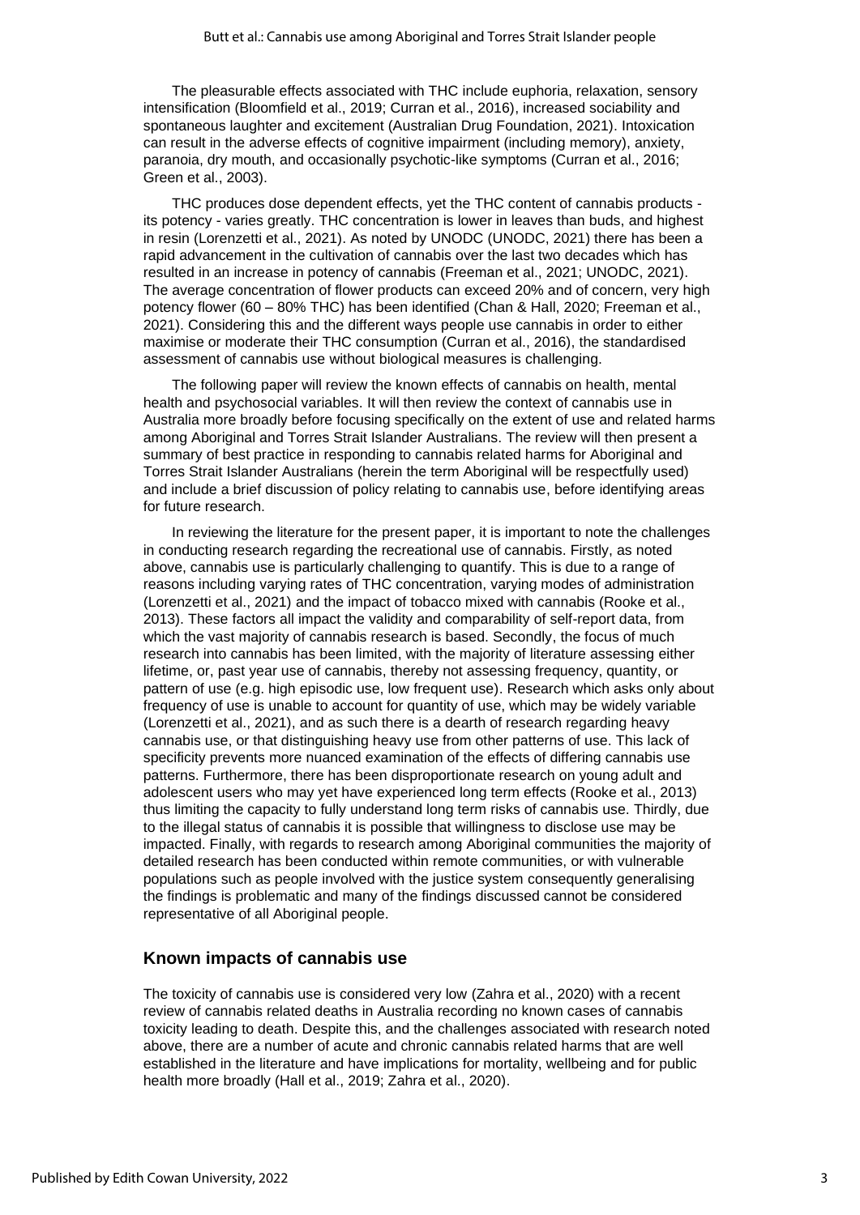The pleasurable effects associated with THC include euphoria, relaxation, sensory intensification (Bloomfield et al., 2019; Curran et al., 2016), increased sociability and spontaneous laughter and excitement (Australian Drug Foundation, 2021). Intoxication can result in the adverse effects of cognitive impairment (including memory), anxiety, paranoia, dry mouth, and occasionally psychotic-like symptoms (Curran et al., 2016; Green et al., 2003).

THC produces dose dependent effects, yet the THC content of cannabis products - its potency - varies greatly. THC concentration is lower in leaves than buds, and highest in resin (Lorenzetti et al., 2021). As noted by UNODC (UNODC, 2021) there has been a rapid advancement in the cultivation of cannabis over the last two decades which has resulted in an increase in potency of cannabis (Freeman et al., 2021; UNODC, 2021). The average concentration of flower products can exceed 20% and of concern, very high potency flower (60 – 80% THC) has been identified (Chan & Hall, 2020; Freeman et al., 2021). Considering this and the different ways people use cannabis in order to either maximise or moderate their THC consumption (Curran et al., 2016), the standardised assessment of cannabis use without biological measures is challenging.

The following paper will review the known effects of cannabis on health, mental health and psychosocial variables. It will then review the context of cannabis use in Australia more broadly before focusing specifically on the extent of use and related harms among Aboriginal and Torres Strait Islander Australians. The review will then present a summary of best practice in responding to cannabis related harms for Aboriginal and Torres Strait Islander Australians (herein the term Aboriginal will be respectfully used) and include a brief discussion of policy relating to cannabis use, before identifying areas for future research.

In reviewing the literature for the present paper, it is important to note the challenges in conducting research regarding the recreational use of cannabis. Firstly, as noted above, cannabis use is particularly challenging to quantify. This is due to a range of reasons including varying rates of THC concentration, varying modes of administration (Lorenzetti et al., 2021) and the impact of tobacco mixed with cannabis (Rooke et al., 2013). These factors all impact the validity and comparability of self-report data, from which the vast majority of cannabis research is based. Secondly, the focus of much research into cannabis has been limited, with the majority of literature assessing either lifetime, or, past year use of cannabis, thereby not assessing frequency, quantity, or pattern of use (e.g. high episodic use, low frequent use). Research which asks only about frequency of use is unable to account for quantity of use, which may be widely variable (Lorenzetti et al., 2021), and as such there is a dearth of research regarding heavy cannabis use, or that distinguishing heavy use from other patterns of use. This lack of specificity prevents more nuanced examination of the effects of differing cannabis use patterns. Furthermore, there has been disproportionate research on young adult and adolescent users who may yet have experienced long term effects (Rooke et al., 2013) thus limiting the capacity to fully understand long term risks of cannabis use. Thirdly, due to the illegal status of cannabis it is possible that willingness to disclose use may be impacted. Finally, with regards to research among Aboriginal communities the majority of detailed research has been conducted within remote communities, or with vulnerable populations such as people involved with the justice system consequently generalising the findings is problematic and many of the findings discussed cannot be considered representative of all Aboriginal people.

## Known impacts of cannabis use

The toxicity of cannabis use is considered very low (Zahra et al., 2020) with a recent review of cannabis related deaths in Australia recording no known cases of cannabis toxicity leading to death. Despite this, and the challenges associated with research noted above, there are a number of acute and chronic cannabis related harms that are well established in the literature and have implications for mortality, wellbeing and for public health more broadly (Hall et al., 2019; Zahra et al., 2020).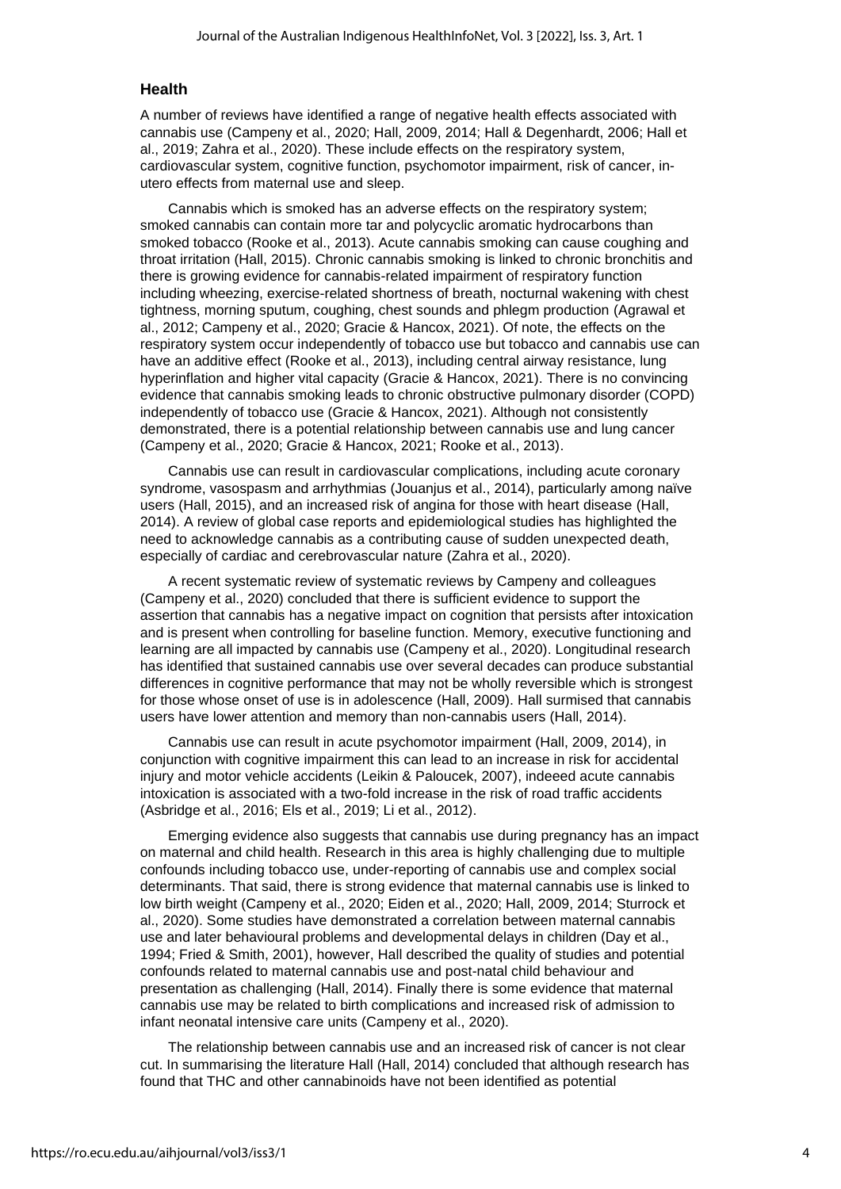### Health

A number of reviews have identified a range of negative health effects associated with cannabis use (Campeny et al., 2020; Hall, 2009, 2014; Hall & Degenhardt, 2006; Hall et al., 2019; Zahra et al., 2020). These include effects on the respiratory system, cardiovascular system, cognitive function, psychomotor impairment, risk of cancer, in-utero effects from maternal use and sleep.

Cannabis which is smoked has an adverse effects on the respiratory system; smoked cannabis can contain more tar and polycyclic aromatic hydrocarbons than smoked tobacco (Rooke et al., 2013). Acute cannabis smoking can cause coughing and throat irritation (Hall, 2015). Chronic cannabis smoking is linked to chronic bronchitis and there is growing evidence for cannabis-related impairment of respiratory function including wheezing, exercise-related shortness of breath, nocturnal wakening with chest tightness, morning sputum, coughing, chest sounds and phlegm production (Agrawal et al., 2012; Campeny et al., 2020; Gracie & Hancox, 2021). Of note, the effects on the respiratory system occur independently of tobacco use but tobacco and cannabis use can have an additive effect (Rooke et al., 2013), including central airway resistance, lung hyperinflation and higher vital capacity (Gracie & Hancox, 2021). There is no convincing evidence that cannabis smoking leads to chronic obstructive pulmonary disorder (COPD) independently of tobacco use (Gracie & Hancox, 2021). Although not consistently demonstrated, there is a potential relationship between cannabis use and lung cancer (Campeny et al., 2020; Gracie & Hancox, 2021; Rooke et al., 2013).

Cannabis use can result in cardiovascular complications, including acute coronary syndrome, vasospasm and arrhythmias (Jouanjus et al., 2014), particularly among naïve users (Hall, 2015), and an increased risk of angina for those with heart disease (Hall, 2014). A review of global case reports and epidemiological studies has highlighted the need to acknowledge cannabis as a contributing cause of sudden unexpected death, especially of cardiac and cerebrovascular nature (Zahra et al., 2020).

A recent systematic review of systematic reviews by Campeny and colleagues (Campeny et al., 2020) concluded that there is sufficient evidence to support the assertion that cannabis has a negative impact on cognition that persists after intoxication and is present when controlling for baseline function. Memory, executive functioning and learning are all impacted by cannabis use (Campeny et al., 2020). Longitudinal research has identified that sustained cannabis use over several decades can produce substantial differences in cognitive performance that may not be wholly reversible which is strongest for those whose onset of use is in adolescence (Hall, 2009). Hall surmised that cannabis users have lower attention and memory than non-cannabis users (Hall, 2014).

Cannabis use can result in acute psychomotor impairment (Hall, 2009, 2014), in conjunction with cognitive impairment this can lead to an increase in risk for accidental injury and motor vehicle accidents (Leikin & Paloucek, 2007), indeeed acute cannabis intoxication is associated with a two-fold increase in the risk of road traffic accidents (Asbridge et al., 2016; Els et al., 2019; Li et al., 2012).

Emerging evidence also suggests that cannabis use during pregnancy has an impact on maternal and child health. Research in this area is highly challenging due to multiple confounds including tobacco use, under-reporting of cannabis use and complex social determinants. That said, there is strong evidence that maternal cannabis use is linked to low birth weight (Campeny et al., 2020; Eiden et al., 2020; Hall, 2009, 2014; Sturrock et al., 2020). Some studies have demonstrated a correlation between maternal cannabis use and later behavioural problems and developmental delays in children (Day et al., 1994; Fried & Smith, 2001), however, Hall described the quality of studies and potential confounds related to maternal cannabis use and post-natal child behaviour and presentation as challenging (Hall, 2014). Finally there is some evidence that maternal cannabis use may be related to birth complications and increased risk of admission to infant neonatal intensive care units (Campeny et al., 2020).

The relationship between cannabis use and an increased risk of cancer is not clear cut. In summarising the literature Hall (Hall, 2014) concluded that although research has found that THC and other cannabinoids have not been identified as potential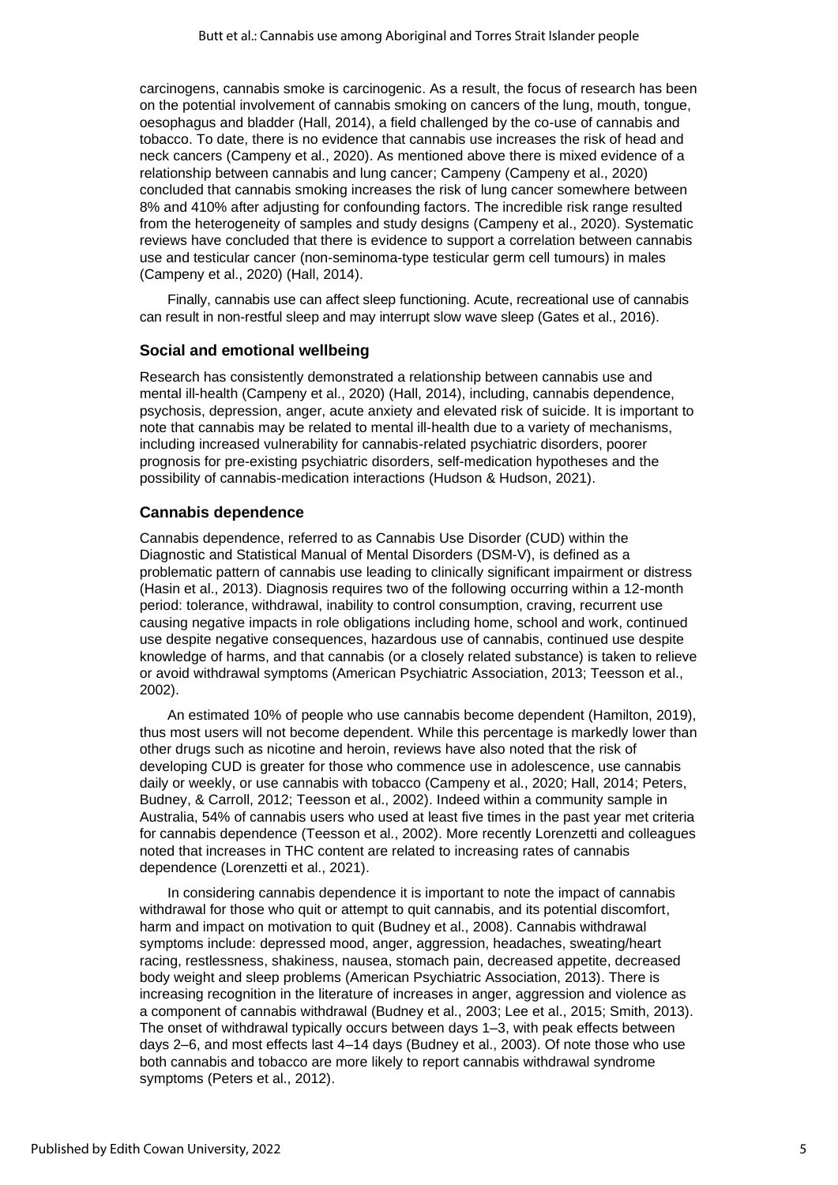carcinogens, cannabis smoke is carcinogenic. As a result, the focus of research has been on the potential involvement of cannabis smoking on cancers of the lung, mouth, tongue, oesophagus and bladder (Hall, 2014), a field challenged by the co-use of cannabis and tobacco. To date, there is no evidence that cannabis use increases the risk of head and neck cancers (Campeny et al., 2020). As mentioned above there is mixed evidence of a relationship between cannabis and lung cancer; Campeny (Campeny et al., 2020) concluded that cannabis smoking increases the risk of lung cancer somewhere between 8% and 410% after adjusting for confounding factors. The incredible risk range resulted from the heterogeneity of samples and study designs (Campeny et al., 2020). Systematic reviews have concluded that there is evidence to support a correlation between cannabis use and testicular cancer (non-seminoma-type testicular germ cell tumours) in males (Campeny et al., 2020) (Hall, 2014).

Finally, cannabis use can affect sleep functioning. Acute, recreational use of cannabis can result in non-restful sleep and may interrupt slow wave sleep (Gates et al., 2016).

### Social and emotional wellbeing

Research has consistently demonstrated a relationship between cannabis use and mental ill-health (Campeny et al., 2020) (Hall, 2014), including, cannabis dependence, psychosis, depression, anger, acute anxiety and elevated risk of suicide. It is important to note that cannabis may be related to mental ill-health due to a variety of mechanisms, including increased vulnerability for cannabis-related psychiatric disorders, poorer prognosis for pre-existing psychiatric disorders, self-medication hypotheses and the possibility of cannabis-medication interactions (Hudson & Hudson, 2021).

### Cannabis dependence

Cannabis dependence, referred to as Cannabis Use Disorder (CUD) within the Diagnostic and Statistical Manual of Mental Disorders (DSM-V), is defined as a problematic pattern of cannabis use leading to clinically significant impairment or distress (Hasin et al., 2013). Diagnosis requires two of the following occurring within a 12-month period: tolerance, withdrawal, inability to control consumption, craving, recurrent use causing negative impacts in role obligations including home, school and work, continued use despite negative consequences, hazardous use of cannabis, continued use despite knowledge of harms, and that cannabis (or a closely related substance) is taken to relieve or avoid withdrawal symptoms (American Psychiatric Association, 2013; Teesson et al., 2002).

An estimated 10% of people who use cannabis become dependent (Hamilton, 2019), thus most users will not become dependent. While this percentage is markedly lower than other drugs such as nicotine and heroin, reviews have also noted that the risk of developing CUD is greater for those who commence use in adolescence, use cannabis daily or weekly, or use cannabis with tobacco (Campeny et al., 2020; Hall, 2014; Peters, Budney, & Carroll, 2012; Teesson et al., 2002). Indeed within a community sample in Australia, 54% of cannabis users who used at least five times in the past year met criteria for cannabis dependence (Teesson et al., 2002). More recently Lorenzetti and colleagues noted that increases in THC content are related to increasing rates of cannabis dependence (Lorenzetti et al., 2021).

In considering cannabis dependence it is important to note the impact of cannabis withdrawal for those who quit or attempt to quit cannabis, and its potential discomfort, harm and impact on motivation to quit (Budney et al., 2008). Cannabis withdrawal symptoms include: depressed mood, anger, aggression, headaches, sweating/heart racing, restlessness, shakiness, nausea, stomach pain, decreased appetite, decreased body weight and sleep problems (American Psychiatric Association, 2013). There is increasing recognition in the literature of increases in anger, aggression and violence as a component of cannabis withdrawal (Budney et al., 2003; Lee et al., 2015; Smith, 2013). The onset of withdrawal typically occurs between days 1–3, with peak effects between days 2–6, and most effects last 4–14 days (Budney et al., 2003). Of note those who use both cannabis and tobacco are more likely to report cannabis withdrawal syndrome symptoms (Peters et al., 2012).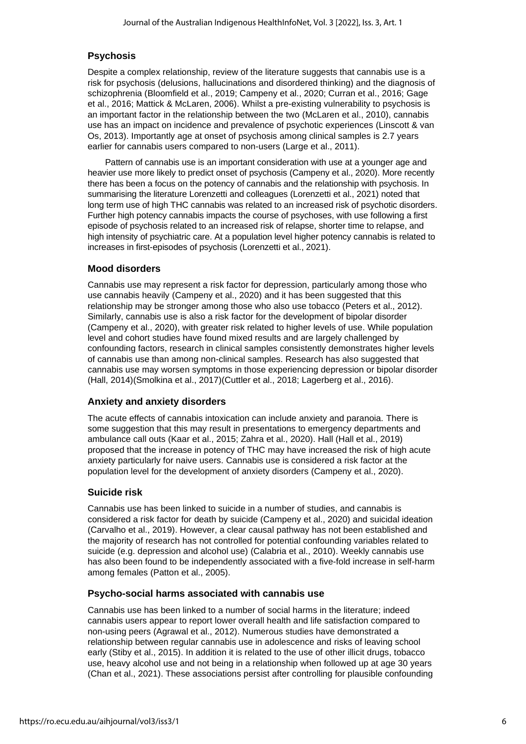### Psychosis

Despite a complex relationship, review of the literature suggests that cannabis use is a risk for psychosis (delusions, hallucinations and disordered thinking) and the diagnosis of schizophrenia (Bloomfield et al., 2019; Campeny et al., 2020; Curran et al., 2016; Gage et al., 2016; Mattick & McLaren, 2006). Whilst a pre-existing vulnerability to psychosis is an important factor in the relationship between the two (McLaren et al., 2010), cannabis use has an impact on incidence and prevalence of psychotic experiences (Linscott & van Os, 2013). Importantly age at onset of psychosis among clinical samples is 2.7 years earlier for cannabis users compared to non-users (Large et al., 2011).

Pattern of cannabis use is an important consideration with use at a younger age and heavier use more likely to predict onset of psychosis (Campeny et al., 2020). More recently there has been a focus on the potency of cannabis and the relationship with psychosis. In summarising the literature Lorenzetti and colleagues (Lorenzetti et al., 2021) noted that long term use of high THC cannabis was related to an increased risk of psychotic disorders. Further high potency cannabis impacts the course of psychoses, with use following a first episode of psychosis related to an increased risk of relapse, shorter time to relapse, and high intensity of psychiatric care. At a population level higher potency cannabis is related to increases in first-episodes of psychosis (Lorenzetti et al., 2021).

### Mood disorders

Cannabis use may represent a risk factor for depression, particularly among those who use cannabis heavily (Campeny et al., 2020) and it has been suggested that this relationship may be stronger among those who also use tobacco (Peters et al., 2012). Similarly, cannabis use is also a risk factor for the development of bipolar disorder (Campeny et al., 2020), with greater risk related to higher levels of use. While population level and cohort studies have found mixed results and are largely challenged by confounding factors, research in clinical samples consistently demonstrates higher levels of cannabis use than among non-clinical samples. Research has also suggested that cannabis use may worsen symptoms in those experiencing depression or bipolar disorder (Hall, 2014)(Smolkina et al., 2017)(Cuttler et al., 2018; Lagerberg et al., 2016).

### Anxiety and anxiety disorders

The acute effects of cannabis intoxication can include anxiety and paranoia. There is some suggestion that this may result in presentations to emergency departments and ambulance call outs (Kaar et al., 2015; Zahra et al., 2020). Hall (Hall et al., 2019) proposed that the increase in potency of THC may have increased the risk of high acute anxiety particularly for naive users. Cannabis use is considered a risk factor at the population level for the development of anxiety disorders (Campeny et al., 2020).

### Suicide risk

Cannabis use has been linked to suicide in a number of studies, and cannabis is considered a risk factor for death by suicide (Campeny et al., 2020) and suicidal ideation (Carvalho et al., 2019). However, a clear causal pathway has not been established and the majority of research has not controlled for potential confounding variables related to suicide (e.g. depression and alcohol use) (Calabria et al., 2010). Weekly cannabis use has also been found to be independently associated with a five-fold increase in self-harm among females (Patton et al., 2005).

### Psycho-social harms associated with cannabis use

Cannabis use has been linked to a number of social harms in the literature; indeed cannabis users appear to report lower overall health and life satisfaction compared to non-using peers (Agrawal et al., 2012). Numerous studies have demonstrated a relationship between regular cannabis use in adolescence and risks of leaving school early (Stiby et al., 2015). In addition it is related to the use of other illicit drugs, tobacco use, heavy alcohol use and not being in a relationship when followed up at age 30 years (Chan et al., 2021). These associations persist after controlling for plausible confounding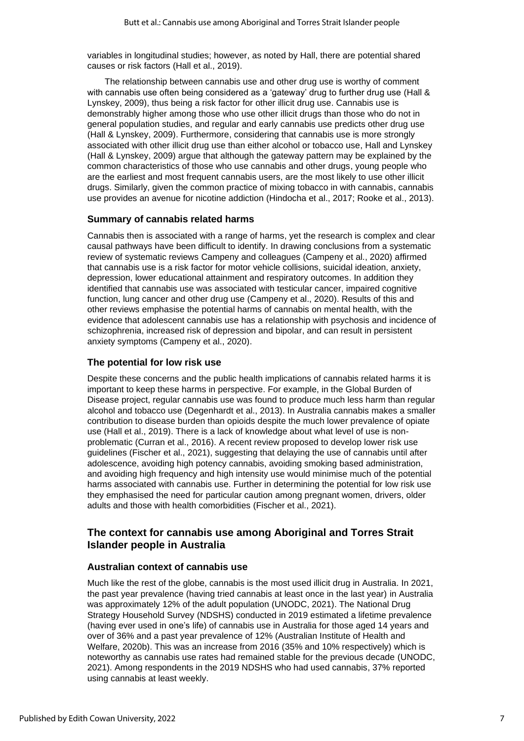variables in longitudinal studies; however, as noted by Hall, there are potential shared causes or risk factors (Hall et al., 2019).

The relationship between cannabis use and other drug use is worthy of comment with cannabis use often being considered as a 'gateway' drug to further drug use (Hall & Lynskey, 2009), thus being a risk factor for other illicit drug use. Cannabis use is demonstrably higher among those who use other illicit drugs than those who do not in general population studies, and regular and early cannabis use predicts other drug use (Hall & Lynskey, 2009). Furthermore, considering that cannabis use is more strongly associated with other illicit drug use than either alcohol or tobacco use, Hall and Lynskey (Hall & Lynskey, 2009) argue that although the gateway pattern may be explained by the common characteristics of those who use cannabis and other drugs, young people who are the earliest and most frequent cannabis users, are the most likely to use other illicit drugs. Similarly, given the common practice of mixing tobacco in with cannabis, cannabis use provides an avenue for nicotine addiction (Hindocha et al., 2017; Rooke et al., 2013).

### Summary of cannabis related harms

Cannabis then is associated with a range of harms, yet the research is complex and clear causal pathways have been difficult to identify. In drawing conclusions from a systematic review of systematic reviews Campeny and colleagues (Campeny et al., 2020) affirmed that cannabis use is a risk factor for motor vehicle collisions, suicidal ideation, anxiety, depression, lower educational attainment and respiratory outcomes. In addition they identified that cannabis use was associated with testicular cancer, impaired cognitive function, lung cancer and other drug use (Campeny et al., 2020). Results of this and other reviews emphasise the potential harms of cannabis on mental health, with the evidence that adolescent cannabis use has a relationship with psychosis and incidence of schizophrenia, increased risk of depression and bipolar, and can result in persistent anxiety symptoms (Campeny et al., 2020).

### The potential for low risk use

Despite these concerns and the public health implications of cannabis related harms it is important to keep these harms in perspective. For example, in the Global Burden of Disease project, regular cannabis use was found to produce much less harm than regular alcohol and tobacco use (Degenhardt et al., 2013). In Australia cannabis makes a smaller contribution to disease burden than opioids despite the much lower prevalence of opiate use (Hall et al., 2019). There is a lack of knowledge about what level of use is non-problematic (Curran et al., 2016). A recent review proposed to develop lower risk use guidelines (Fischer et al., 2021), suggesting that delaying the use of cannabis until after adolescence, avoiding high potency cannabis, avoiding smoking based administration, and avoiding high frequency and high intensity use would minimise much of the potential harms associated with cannabis use. Further in determining the potential for low risk use they emphasised the need for particular caution among pregnant women, drivers, older adults and those with health comorbidities (Fischer et al., 2021).

## The context for cannabis use among Aboriginal and Torres Strait Islander people in Australia

### Australian context of cannabis use

Much like the rest of the globe, cannabis is the most used illicit drug in Australia. In 2021, the past year prevalence (having tried cannabis at least once in the last year) in Australia was approximately 12% of the adult population (UNODC, 2021). The National Drug Strategy Household Survey (NDSHS) conducted in 2019 estimated a lifetime prevalence (having ever used in one's life) of cannabis use in Australia for those aged 14 years and over of 36% and a past year prevalence of 12% (Australian Institute of Health and Welfare, 2020b). This was an increase from 2016 (35% and 10% respectively) which is noteworthy as cannabis use rates had remained stable for the previous decade (UNODC, 2021). Among respondents in the 2019 NDSHS who had used cannabis, 37% reported using cannabis at least weekly.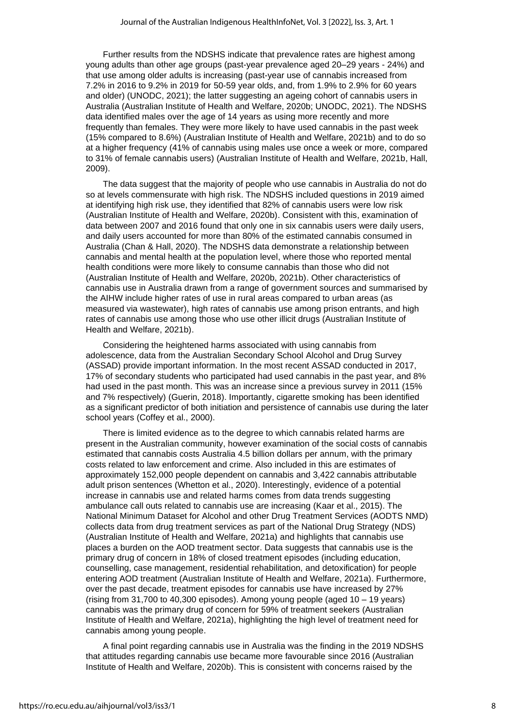Further results from the NDSHS indicate that prevalence rates are highest among young adults than other age groups (past-year prevalence aged 20–29 years - 24%) and that use among older adults is increasing (past-year use of cannabis increased from 7.2% in 2016 to 9.2% in 2019 for 50-59 year olds, and, from 1.9% to 2.9% for 60 years and older) (UNODC, 2021); the latter suggesting an ageing cohort of cannabis users in Australia (Australian Institute of Health and Welfare, 2020b; UNODC, 2021). The NDSHS data identified males over the age of 14 years as using more recently and more frequently than females. They were more likely to have used cannabis in the past week (15% compared to 8.6%) (Australian Institute of Health and Welfare, 2021b) and to do so at a higher frequency (41% of cannabis using males use once a week or more, compared to 31% of female cannabis users) (Australian Institute of Health and Welfare, 2021b, Hall, 2009).

The data suggest that the majority of people who use cannabis in Australia do not do so at levels commensurate with high risk. The NDSHS included questions in 2019 aimed at identifying high risk use, they identified that 82% of cannabis users were low risk (Australian Institute of Health and Welfare, 2020b). Consistent with this, examination of data between 2007 and 2016 found that only one in six cannabis users were daily users, and daily users accounted for more than 80% of the estimated cannabis consumed in Australia (Chan & Hall, 2020). The NDSHS data demonstrate a relationship between cannabis and mental health at the population level, where those who reported mental health conditions were more likely to consume cannabis than those who did not (Australian Institute of Health and Welfare, 2020b, 2021b). Other characteristics of cannabis use in Australia drawn from a range of government sources and summarised by the AIHW include higher rates of use in rural areas compared to urban areas (as measured via wastewater), high rates of cannabis use among prison entrants, and high rates of cannabis use among those who use other illicit drugs (Australian Institute of Health and Welfare, 2021b).

Considering the heightened harms associated with using cannabis from adolescence, data from the Australian Secondary School Alcohol and Drug Survey (ASSAD) provide important information. In the most recent ASSAD conducted in 2017, 17% of secondary students who participated had used cannabis in the past year, and 8% had used in the past month. This was an increase since a previous survey in 2011 (15% and 7% respectively) (Guerin, 2018). Importantly, cigarette smoking has been identified as a significant predictor of both initiation and persistence of cannabis use during the later school years (Coffey et al., 2000).

There is limited evidence as to the degree to which cannabis related harms are present in the Australian community, however examination of the social costs of cannabis estimated that cannabis costs Australia 4.5 billion dollars per annum, with the primary costs related to law enforcement and crime. Also included in this are estimates of approximately 152,000 people dependent on cannabis and 3,422 cannabis attributable adult prison sentences (Whetton et al., 2020). Interestingly, evidence of a potential increase in cannabis use and related harms comes from data trends suggesting ambulance call outs related to cannabis use are increasing (Kaar et al., 2015). The National Minimum Dataset for Alcohol and other Drug Treatment Services (AODTS NMD) collects data from drug treatment services as part of the National Drug Strategy (NDS) (Australian Institute of Health and Welfare, 2021a) and highlights that cannabis use places a burden on the AOD treatment sector. Data suggests that cannabis use is the primary drug of concern in 18% of closed treatment episodes (including education, counselling, case management, residential rehabilitation, and detoxification) for people entering AOD treatment (Australian Institute of Health and Welfare, 2021a). Furthermore, over the past decade, treatment episodes for cannabis use have increased by 27% (rising from 31,700 to 40,300 episodes). Among young people (aged 10 – 19 years) cannabis was the primary drug of concern for 59% of treatment seekers (Australian Institute of Health and Welfare, 2021a), highlighting the high level of treatment need for cannabis among young people.

A final point regarding cannabis use in Australia was the finding in the 2019 NDSHS that attitudes regarding cannabis use became more favourable since 2016 (Australian Institute of Health and Welfare, 2020b). This is consistent with concerns raised by the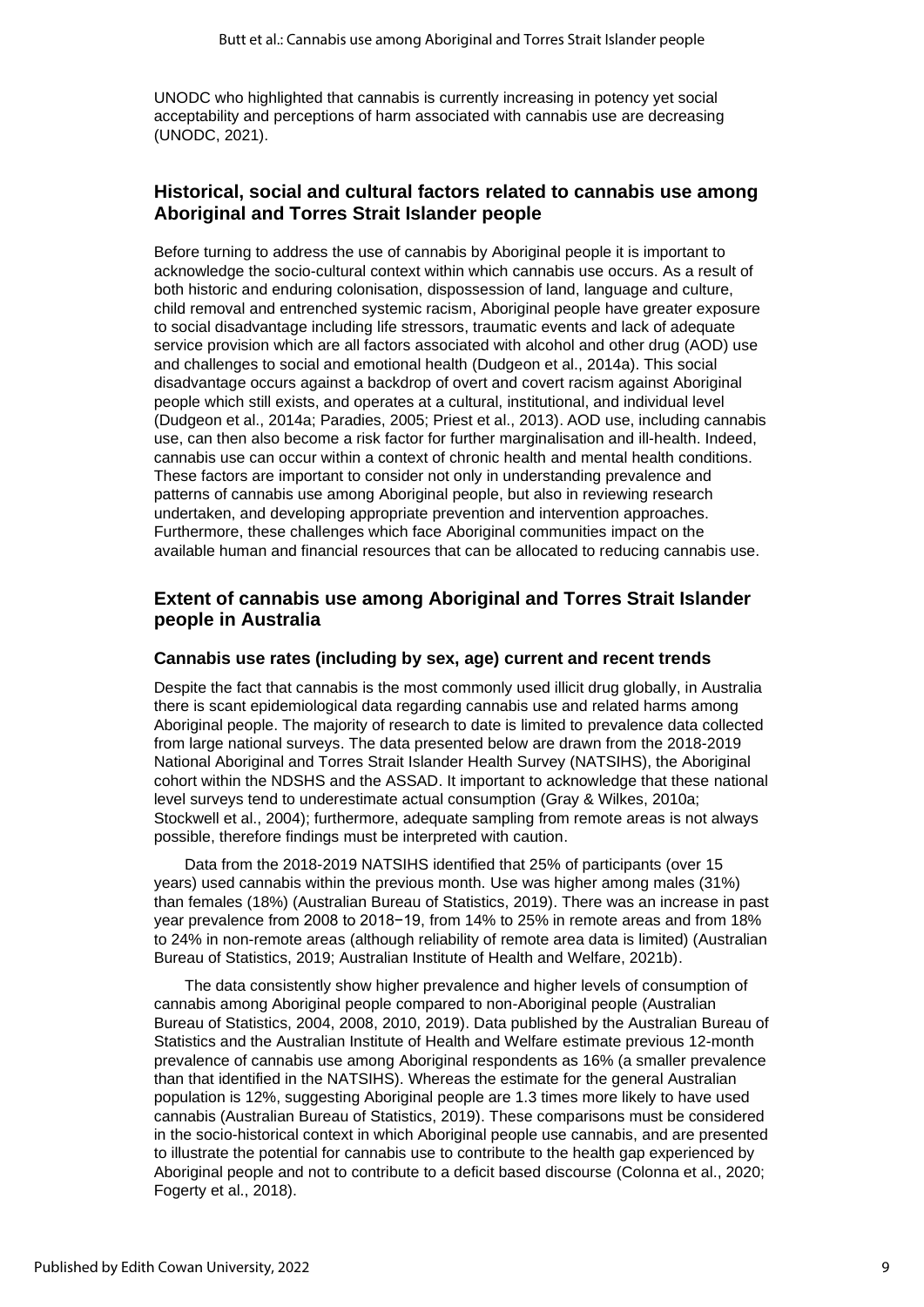UNODC who highlighted that cannabis is currently increasing in potency yet social acceptability and perceptions of harm associated with cannabis use are decreasing (UNODC, 2021).

## Historical, social and cultural factors related to cannabis use among Aboriginal and Torres Strait Islander people

Before turning to address the use of cannabis by Aboriginal people it is important to acknowledge the socio-cultural context within which cannabis use occurs. As a result of both historic and enduring colonisation, dispossession of land, language and culture, child removal and entrenched systemic racism, Aboriginal people have greater exposure to social disadvantage including life stressors, traumatic events and lack of adequate service provision which are all factors associated with alcohol and other drug (AOD) use and challenges to social and emotional health (Dudgeon et al., 2014a). This social disadvantage occurs against a backdrop of overt and covert racism against Aboriginal people which still exists, and operates at a cultural, institutional, and individual level (Dudgeon et al., 2014a; Paradies, 2005; Priest et al., 2013). AOD use, including cannabis use, can then also become a risk factor for further marginalisation and ill-health. Indeed, cannabis use can occur within a context of chronic health and mental health conditions. These factors are important to consider not only in understanding prevalence and patterns of cannabis use among Aboriginal people, but also in reviewing research undertaken, and developing appropriate prevention and intervention approaches. Furthermore, these challenges which face Aboriginal communities impact on the available human and financial resources that can be allocated to reducing cannabis use.

## Extent of cannabis use among Aboriginal and Torres Strait Islander people in Australia

### Cannabis use rates (including by sex, age) current and recent trends

Despite the fact that cannabis is the most commonly used illicit drug globally, in Australia there is scant epidemiological data regarding cannabis use and related harms among Aboriginal people. The majority of research to date is limited to prevalence data collected from large national surveys. The data presented below are drawn from the 2018-2019 National Aboriginal and Torres Strait Islander Health Survey (NATSIHS), the Aboriginal cohort within the NDSHS and the ASSAD. It important to acknowledge that these national level surveys tend to underestimate actual consumption (Gray & Wilkes, 2010a; Stockwell et al., 2004); furthermore, adequate sampling from remote areas is not always possible, therefore findings must be interpreted with caution.

Data from the 2018-2019 NATSIHS identified that 25% of participants (over 15 years) used cannabis within the previous month. Use was higher among males (31%) than females (18%) (Australian Bureau of Statistics, 2019). There was an increase in past year prevalence from 2008 to 2018−19, from 14% to 25% in remote areas and from 18% to 24% in non-remote areas (although reliability of remote area data is limited) (Australian Bureau of Statistics, 2019; Australian Institute of Health and Welfare, 2021b).

The data consistently show higher prevalence and higher levels of consumption of cannabis among Aboriginal people compared to non-Aboriginal people (Australian Bureau of Statistics, 2004, 2008, 2010, 2019). Data published by the Australian Bureau of Statistics and the Australian Institute of Health and Welfare estimate previous 12-month prevalence of cannabis use among Aboriginal respondents as 16% (a smaller prevalence than that identified in the NATSIHS). Whereas the estimate for the general Australian population is 12%, suggesting Aboriginal people are 1.3 times more likely to have used cannabis (Australian Bureau of Statistics, 2019). These comparisons must be considered in the socio-historical context in which Aboriginal people use cannabis, and are presented to illustrate the potential for cannabis use to contribute to the health gap experienced by Aboriginal people and not to contribute to a deficit based discourse (Colonna et al., 2020; Fogerty et al., 2018).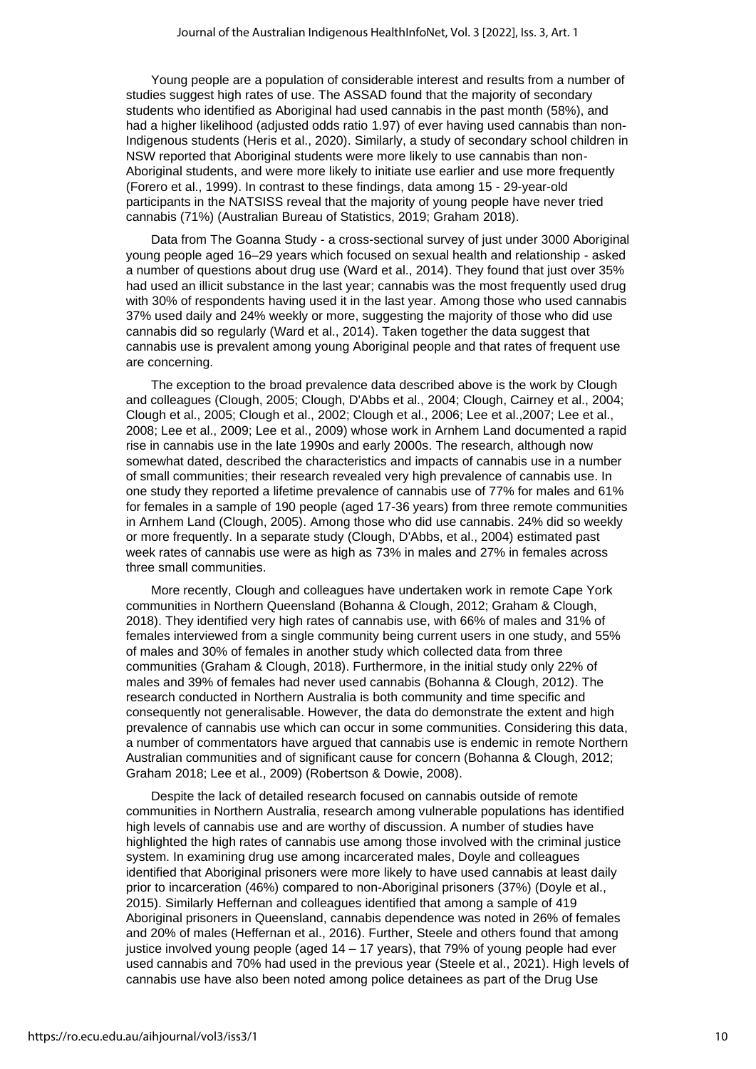Young people are a population of considerable interest and results from a number of studies suggest high rates of use. The ASSAD found that the majority of secondary students who identified as Aboriginal had used cannabis in the past month (58%), and had a higher likelihood (adjusted odds ratio 1.97) of ever having used cannabis than non-Indigenous students (Heris et al., 2020). Similarly, a study of secondary school children in NSW reported that Aboriginal students were more likely to use cannabis than non-Aboriginal students, and were more likely to initiate use earlier and use more frequently (Forero et al., 1999). In contrast to these findings, data among 15 - 29-year-old participants in the NATSISS reveal that the majority of young people have never tried cannabis (71%) (Australian Bureau of Statistics, 2019; Graham 2018).

Data from The Goanna Study - a cross-sectional survey of just under 3000 Aboriginal young people aged 16–29 years which focused on sexual health and relationship - asked a number of questions about drug use (Ward et al., 2014). They found that just over 35% had used an illicit substance in the last year; cannabis was the most frequently used drug with 30% of respondents having used it in the last year. Among those who used cannabis 37% used daily and 24% weekly or more, suggesting the majority of those who did use cannabis did so regularly (Ward et al., 2014). Taken together the data suggest that cannabis use is prevalent among young Aboriginal people and that rates of frequent use are concerning.

The exception to the broad prevalence data described above is the work by Clough and colleagues (Clough, 2005; Clough, D'Abbs et al., 2004; Clough, Cairney et al., 2004; Clough et al., 2005; Clough et al., 2002; Clough et al., 2006; Lee et al.,2007; Lee et al., 2008; Lee et al., 2009; Lee et al., 2009) whose work in Arnhem Land documented a rapid rise in cannabis use in the late 1990s and early 2000s. The research, although now somewhat dated, described the characteristics and impacts of cannabis use in a number of small communities; their research revealed very high prevalence of cannabis use. In one study they reported a lifetime prevalence of cannabis use of 77% for males and 61% for females in a sample of 190 people (aged 17-36 years) from three remote communities in Arnhem Land (Clough, 2005). Among those who did use cannabis. 24% did so weekly or more frequently. In a separate study (Clough, D'Abbs, et al., 2004) estimated past week rates of cannabis use were as high as 73% in males and 27% in females across three small communities.

More recently, Clough and colleagues have undertaken work in remote Cape York communities in Northern Queensland (Bohanna & Clough, 2012; Graham & Clough, 2018). They identified very high rates of cannabis use, with 66% of males and 31% of females interviewed from a single community being current users in one study, and 55% of males and 30% of females in another study which collected data from three communities (Graham & Clough, 2018). Furthermore, in the initial study only 22% of males and 39% of females had never used cannabis (Bohanna & Clough, 2012). The research conducted in Northern Australia is both community and time specific and consequently not generalisable. However, the data do demonstrate the extent and high prevalence of cannabis use which can occur in some communities. Considering this data, a number of commentators have argued that cannabis use is endemic in remote Northern Australian communities and of significant cause for concern (Bohanna & Clough, 2012; Graham 2018; Lee et al., 2009) (Robertson & Dowie, 2008).

Despite the lack of detailed research focused on cannabis outside of remote communities in Northern Australia, research among vulnerable populations has identified high levels of cannabis use and are worthy of discussion. A number of studies have highlighted the high rates of cannabis use among those involved with the criminal justice system. In examining drug use among incarcerated males, Doyle and colleagues identified that Aboriginal prisoners were more likely to have used cannabis at least daily prior to incarceration (46%) compared to non-Aboriginal prisoners (37%) (Doyle et al., 2015). Similarly Heffernan and colleagues identified that among a sample of 419 Aboriginal prisoners in Queensland, cannabis dependence was noted in 26% of females and 20% of males (Heffernan et al., 2016). Further, Steele and others found that among justice involved young people (aged 14 – 17 years), that 79% of young people had ever used cannabis and 70% had used in the previous year (Steele et al., 2021). High levels of cannabis use have also been noted among police detainees as part of the Drug Use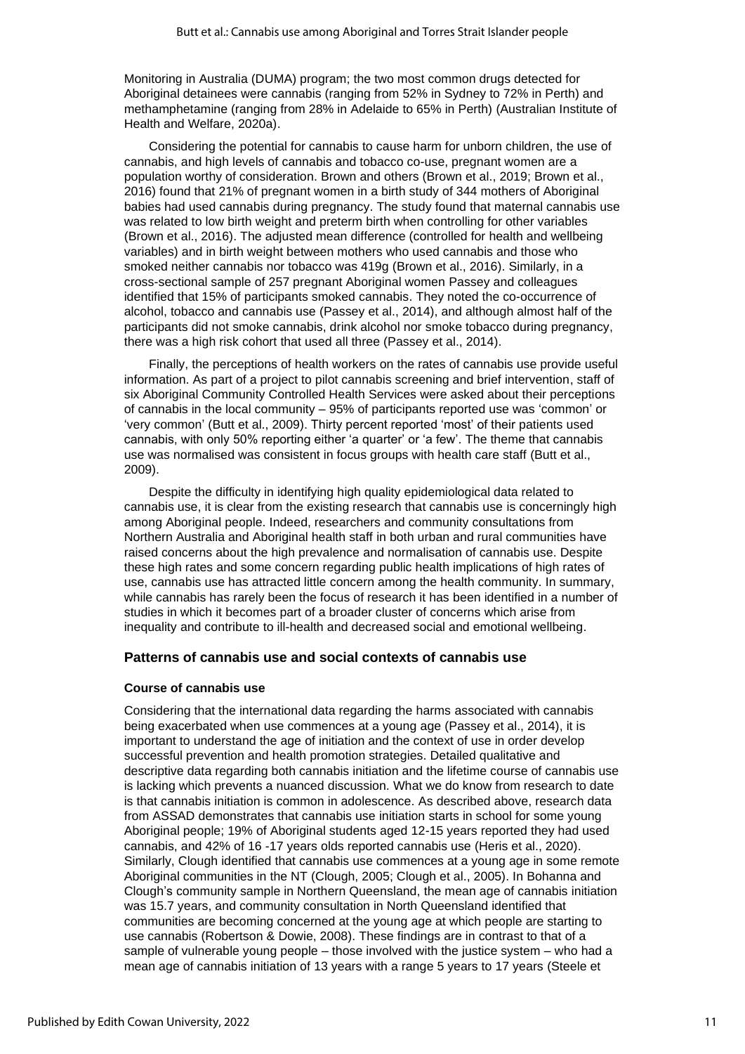Monitoring in Australia (DUMA) program; the two most common drugs detected for Aboriginal detainees were cannabis (ranging from 52% in Sydney to 72% in Perth) and methamphetamine (ranging from 28% in Adelaide to 65% in Perth) (Australian Institute of Health and Welfare, 2020a).

Considering the potential for cannabis to cause harm for unborn children, the use of cannabis, and high levels of cannabis and tobacco co-use, pregnant women are a population worthy of consideration. Brown and others (Brown et al., 2019; Brown et al., 2016) found that 21% of pregnant women in a birth study of 344 mothers of Aboriginal babies had used cannabis during pregnancy. The study found that maternal cannabis use was related to low birth weight and preterm birth when controlling for other variables (Brown et al., 2016). The adjusted mean difference (controlled for health and wellbeing variables) and in birth weight between mothers who used cannabis and those who smoked neither cannabis nor tobacco was 419g (Brown et al., 2016). Similarly, in a cross-sectional sample of 257 pregnant Aboriginal women Passey and colleagues identified that 15% of participants smoked cannabis. They noted the co-occurrence of alcohol, tobacco and cannabis use (Passey et al., 2014), and although almost half of the participants did not smoke cannabis, drink alcohol nor smoke tobacco during pregnancy, there was a high risk cohort that used all three (Passey et al., 2014).

Finally, the perceptions of health workers on the rates of cannabis use provide useful information. As part of a project to pilot cannabis screening and brief intervention, staff of six Aboriginal Community Controlled Health Services were asked about their perceptions of cannabis in the local community – 95% of participants reported use was 'common' or 'very common' (Butt et al., 2009). Thirty percent reported 'most' of their patients used cannabis, with only 50% reporting either 'a quarter' or 'a few'. The theme that cannabis use was normalised was consistent in focus groups with health care staff (Butt et al., 2009).

Despite the difficulty in identifying high quality epidemiological data related to cannabis use, it is clear from the existing research that cannabis use is concerningly high among Aboriginal people. Indeed, researchers and community consultations from Northern Australia and Aboriginal health staff in both urban and rural communities have raised concerns about the high prevalence and normalisation of cannabis use. Despite these high rates and some concern regarding public health implications of high rates of use, cannabis use has attracted little concern among the health community. In summary, while cannabis has rarely been the focus of research it has been identified in a number of studies in which it becomes part of a broader cluster of concerns which arise from inequality and contribute to ill-health and decreased social and emotional wellbeing.

## Patterns of cannabis use and social contexts of cannabis use

### Course of cannabis use

Considering that the international data regarding the harms associated with cannabis being exacerbated when use commences at a young age (Passey et al., 2014), it is important to understand the age of initiation and the context of use in order develop successful prevention and health promotion strategies. Detailed qualitative and descriptive data regarding both cannabis initiation and the lifetime course of cannabis use is lacking which prevents a nuanced discussion. What we do know from research to date is that cannabis initiation is common in adolescence. As described above, research data from ASSAD demonstrates that cannabis use initiation starts in school for some young Aboriginal people; 19% of Aboriginal students aged 12-15 years reported they had used cannabis, and 42% of 16 -17 years olds reported cannabis use (Heris et al., 2020). Similarly, Clough identified that cannabis use commences at a young age in some remote Aboriginal communities in the NT (Clough, 2005; Clough et al., 2005). In Bohanna and Clough's community sample in Northern Queensland, the mean age of cannabis initiation was 15.7 years, and community consultation in North Queensland identified that communities are becoming concerned at the young age at which people are starting to use cannabis (Robertson & Dowie, 2008). These findings are in contrast to that of a sample of vulnerable young people – those involved with the justice system – who had a mean age of cannabis initiation of 13 years with a range 5 years to 17 years (Steele et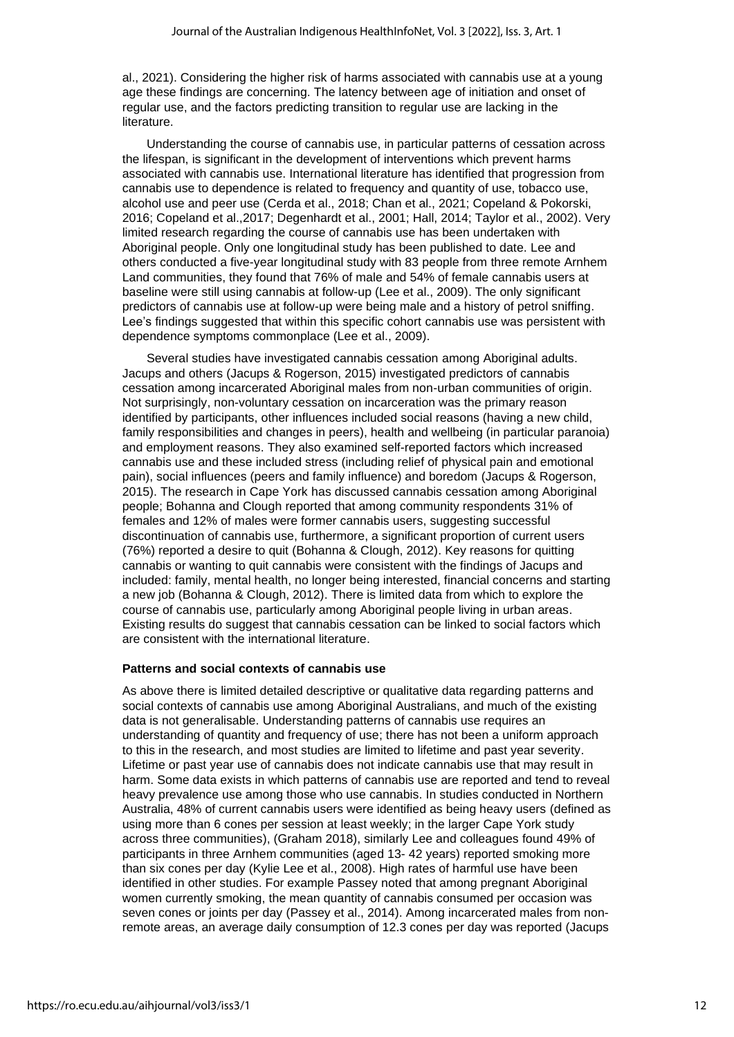al., 2021). Considering the higher risk of harms associated with cannabis use at a young age these findings are concerning. The latency between age of initiation and onset of regular use, and the factors predicting transition to regular use are lacking in the literature.

Understanding the course of cannabis use, in particular patterns of cessation across the lifespan, is significant in the development of interventions which prevent harms associated with cannabis use. International literature has identified that progression from cannabis use to dependence is related to frequency and quantity of use, tobacco use, alcohol use and peer use (Cerda et al., 2018; Chan et al., 2021; Copeland & Pokorski, 2016; Copeland et al.,2017; Degenhardt et al., 2001; Hall, 2014; Taylor et al., 2002). Very limited research regarding the course of cannabis use has been undertaken with Aboriginal people. Only one longitudinal study has been published to date. Lee and others conducted a five-year longitudinal study with 83 people from three remote Arnhem Land communities, they found that 76% of male and 54% of female cannabis users at baseline were still using cannabis at follow-up (Lee et al., 2009). The only significant predictors of cannabis use at follow-up were being male and a history of petrol sniffing. Lee's findings suggested that within this specific cohort cannabis use was persistent with dependence symptoms commonplace (Lee et al., 2009).

Several studies have investigated cannabis cessation among Aboriginal adults. Jacups and others (Jacups & Rogerson, 2015) investigated predictors of cannabis cessation among incarcerated Aboriginal males from non-urban communities of origin. Not surprisingly, non-voluntary cessation on incarceration was the primary reason identified by participants, other influences included social reasons (having a new child, family responsibilities and changes in peers), health and wellbeing (in particular paranoia) and employment reasons. They also examined self-reported factors which increased cannabis use and these included stress (including relief of physical pain and emotional pain), social influences (peers and family influence) and boredom (Jacups & Rogerson, 2015). The research in Cape York has discussed cannabis cessation among Aboriginal people; Bohanna and Clough reported that among community respondents 31% of females and 12% of males were former cannabis users, suggesting successful discontinuation of cannabis use, furthermore, a significant proportion of current users (76%) reported a desire to quit (Bohanna & Clough, 2012). Key reasons for quitting cannabis or wanting to quit cannabis were consistent with the findings of Jacups and included: family, mental health, no longer being interested, financial concerns and starting a new job (Bohanna & Clough, 2012). There is limited data from which to explore the course of cannabis use, particularly among Aboriginal people living in urban areas. Existing results do suggest that cannabis cessation can be linked to social factors which are consistent with the international literature.

**Patterns and social contexts of cannabis use**

As above there is limited detailed descriptive or qualitative data regarding patterns and social contexts of cannabis use among Aboriginal Australians, and much of the existing data is not generalisable. Understanding patterns of cannabis use requires an understanding of quantity and frequency of use; there has not been a uniform approach to this in the research, and most studies are limited to lifetime and past year severity. Lifetime or past year use of cannabis does not indicate cannabis use that may result in harm. Some data exists in which patterns of cannabis use are reported and tend to reveal heavy prevalence use among those who use cannabis. In studies conducted in Northern Australia, 48% of current cannabis users were identified as being heavy users (defined as using more than 6 cones per session at least weekly; in the larger Cape York study across three communities), (Graham 2018), similarly Lee and colleagues found 49% of participants in three Arnhem communities (aged 13- 42 years) reported smoking more than six cones per day (Kylie Lee et al., 2008). High rates of harmful use have been identified in other studies. For example Passey noted that among pregnant Aboriginal women currently smoking, the mean quantity of cannabis consumed per occasion was seven cones or joints per day (Passey et al., 2014). Among incarcerated males from non-remote areas, an average daily consumption of 12.3 cones per day was reported (Jacups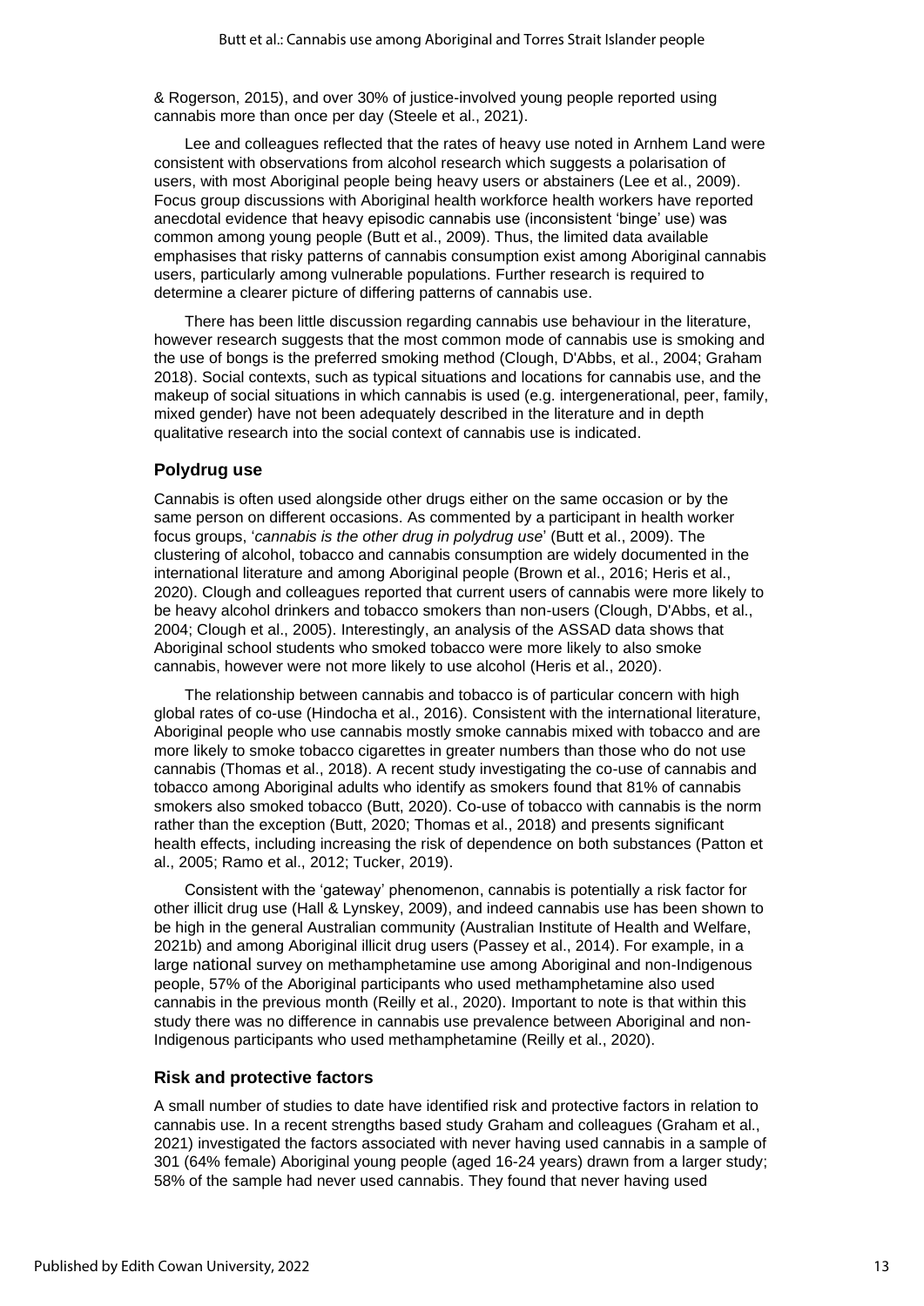& Rogerson, 2015), and over 30% of justice-involved young people reported using cannabis more than once per day (Steele et al., 2021).

Lee and colleagues reflected that the rates of heavy use noted in Arnhem Land were consistent with observations from alcohol research which suggests a polarisation of users, with most Aboriginal people being heavy users or abstainers (Lee et al., 2009). Focus group discussions with Aboriginal health workforce health workers have reported anecdotal evidence that heavy episodic cannabis use (inconsistent 'binge' use) was common among young people (Butt et al., 2009). Thus, the limited data available emphasises that risky patterns of cannabis consumption exist among Aboriginal cannabis users, particularly among vulnerable populations. Further research is required to determine a clearer picture of differing patterns of cannabis use.

There has been little discussion regarding cannabis use behaviour in the literature, however research suggests that the most common mode of cannabis use is smoking and the use of bongs is the preferred smoking method (Clough, D'Abbs, et al., 2004; Graham 2018). Social contexts, such as typical situations and locations for cannabis use, and the makeup of social situations in which cannabis is used (e.g. intergenerational, peer, family, mixed gender) have not been adequately described in the literature and in depth qualitative research into the social context of cannabis use is indicated.

## Polydrug use

Cannabis is often used alongside other drugs either on the same occasion or by the same person on different occasions. As commented by a participant in health worker focus groups, '*cannabis is the other drug in polydrug use*' (Butt et al., 2009). The clustering of alcohol, tobacco and cannabis consumption are widely documented in the international literature and among Aboriginal people (Brown et al., 2016; Heris et al., 2020). Clough and colleagues reported that current users of cannabis were more likely to be heavy alcohol drinkers and tobacco smokers than non-users (Clough, D'Abbs, et al., 2004; Clough et al., 2005). Interestingly, an analysis of the ASSAD data shows that Aboriginal school students who smoked tobacco were more likely to also smoke cannabis, however were not more likely to use alcohol (Heris et al., 2020).

The relationship between cannabis and tobacco is of particular concern with high global rates of co-use (Hindocha et al., 2016). Consistent with the international literature, Aboriginal people who use cannabis mostly smoke cannabis mixed with tobacco and are more likely to smoke tobacco cigarettes in greater numbers than those who do not use cannabis (Thomas et al., 2018). A recent study investigating the co-use of cannabis and tobacco among Aboriginal adults who identify as smokers found that 81% of cannabis smokers also smoked tobacco (Butt, 2020). Co-use of tobacco with cannabis is the norm rather than the exception (Butt, 2020; Thomas et al., 2018) and presents significant health effects, including increasing the risk of dependence on both substances (Patton et al., 2005; Ramo et al., 2012; Tucker, 2019).

Consistent with the 'gateway' phenomenon, cannabis is potentially a risk factor for other illicit drug use (Hall & Lynskey, 2009), and indeed cannabis use has been shown to be high in the general Australian community (Australian Institute of Health and Welfare, 2021b) and among Aboriginal illicit drug users (Passey et al., 2014). For example, in a large national survey on methamphetamine use among Aboriginal and non-Indigenous people, 57% of the Aboriginal participants who used methamphetamine also used cannabis in the previous month (Reilly et al., 2020). Important to note is that within this study there was no difference in cannabis use prevalence between Aboriginal and non-Indigenous participants who used methamphetamine (Reilly et al., 2020).

## Risk and protective factors

A small number of studies to date have identified risk and protective factors in relation to cannabis use. In a recent strengths based study Graham and colleagues (Graham et al., 2021) investigated the factors associated with never having used cannabis in a sample of 301 (64% female) Aboriginal young people (aged 16-24 years) drawn from a larger study; 58% of the sample had never used cannabis. They found that never having used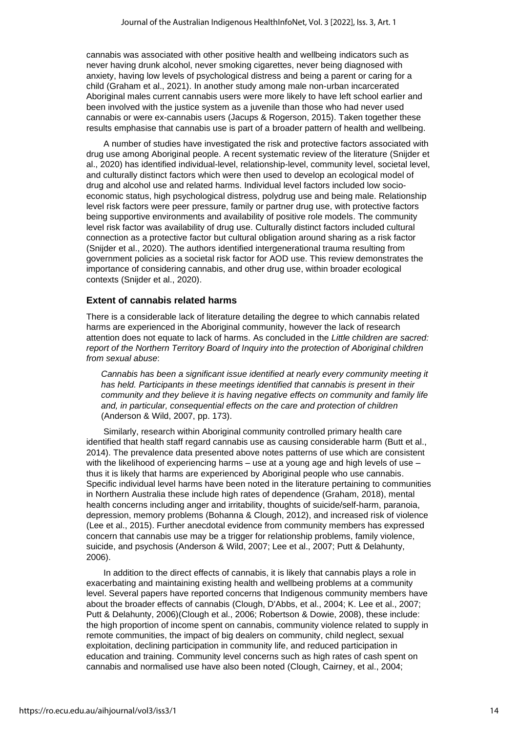cannabis was associated with other positive health and wellbeing indicators such as never having drunk alcohol, never smoking cigarettes, never being diagnosed with anxiety, having low levels of psychological distress and being a parent or caring for a child (Graham et al., 2021). In another study among male non-urban incarcerated Aboriginal males current cannabis users were more likely to have left school earlier and been involved with the justice system as a juvenile than those who had never used cannabis or were ex-cannabis users (Jacups & Rogerson, 2015). Taken together these results emphasise that cannabis use is part of a broader pattern of health and wellbeing.

A number of studies have investigated the risk and protective factors associated with drug use among Aboriginal people. A recent systematic review of the literature (Snijder et al., 2020) has identified individual-level, relationship-level, community level, societal level, and culturally distinct factors which were then used to develop an ecological model of drug and alcohol use and related harms. Individual level factors included low socio-economic status, high psychological distress, polydrug use and being male. Relationship level risk factors were peer pressure, family or partner drug use, with protective factors being supportive environments and availability of positive role models. The community level risk factor was availability of drug use. Culturally distinct factors included cultural connection as a protective factor but cultural obligation around sharing as a risk factor (Snijder et al., 2020). The authors identified intergenerational trauma resulting from government policies as a societal risk factor for AOD use. This review demonstrates the importance of considering cannabis, and other drug use, within broader ecological contexts (Snijder et al., 2020).

## Extent of cannabis related harms

There is a considerable lack of literature detailing the degree to which cannabis related harms are experienced in the Aboriginal community, however the lack of research attention does not equate to lack of harms. As concluded in the *Little children are sacred: report of the Northern Territory Board of Inquiry into the protection of Aboriginal children from sexual abuse*:

> *Cannabis has been a significant issue identified at nearly every community meeting it has held. Participants in these meetings identified that cannabis is present in their community and they believe it is having negative effects on community and family life and, in particular, consequential effects on the care and protection of children* (Anderson & Wild, 2007, pp. 173).

Similarly, research within Aboriginal community controlled primary health care identified that health staff regard cannabis use as causing considerable harm (Butt et al., 2014). The prevalence data presented above notes patterns of use which are consistent with the likelihood of experiencing harms – use at a young age and high levels of use – thus it is likely that harms are experienced by Aboriginal people who use cannabis. Specific individual level harms have been noted in the literature pertaining to communities in Northern Australia these include high rates of dependence (Graham, 2018), mental health concerns including anger and irritability, thoughts of suicide/self-harm, paranoia, depression, memory problems (Bohanna & Clough, 2012), and increased risk of violence (Lee et al., 2015). Further anecdotal evidence from community members has expressed concern that cannabis use may be a trigger for relationship problems, family violence, suicide, and psychosis (Anderson & Wild, 2007; Lee et al., 2007; Putt & Delahunty, 2006).

In addition to the direct effects of cannabis, it is likely that cannabis plays a role in exacerbating and maintaining existing health and wellbeing problems at a community level. Several papers have reported concerns that Indigenous community members have about the broader effects of cannabis (Clough, D'Abbs, et al., 2004; K. Lee et al., 2007; Putt & Delahunty, 2006)(Clough et al., 2006; Robertson & Dowie, 2008), these include: the high proportion of income spent on cannabis, community violence related to supply in remote communities, the impact of big dealers on community, child neglect, sexual exploitation, declining participation in community life, and reduced participation in education and training. Community level concerns such as high rates of cash spent on cannabis and normalised use have also been noted (Clough, Cairney, et al., 2004;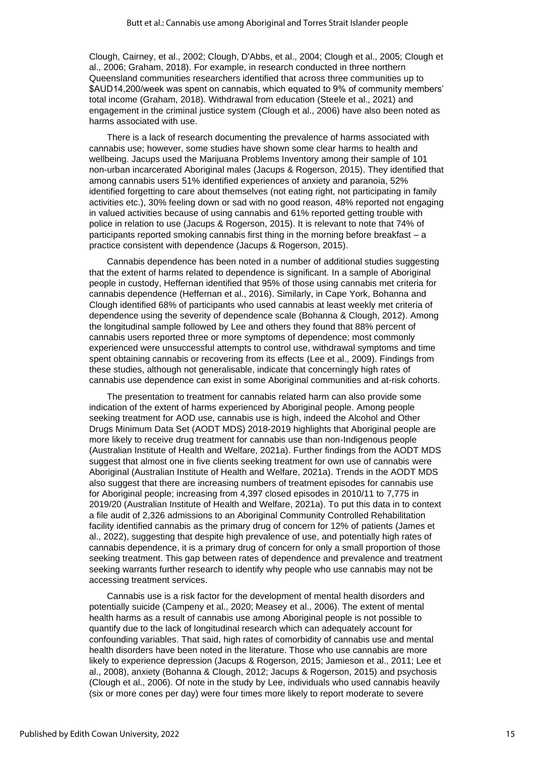Clough, Cairney, et al., 2002; Clough, D'Abbs, et al., 2004; Clough et al., 2005; Clough et al., 2006; Graham, 2018). For example, in research conducted in three northern Queensland communities researchers identified that across three communities up to $AUD14,200/week was spent on cannabis, which equated to 9% of community members' total income (Graham, 2018). Withdrawal from education (Steele et al., 2021) and engagement in the criminal justice system (Clough et al., 2006) have also been noted as harms associated with use.

There is a lack of research documenting the prevalence of harms associated with cannabis use; however, some studies have shown some clear harms to health and wellbeing. Jacups used the Marijuana Problems Inventory among their sample of 101 non-urban incarcerated Aboriginal males (Jacups & Rogerson, 2015). They identified that among cannabis users 51% identified experiences of anxiety and paranoia, 52% identified forgetting to care about themselves (not eating right, not participating in family activities etc.), 30% feeling down or sad with no good reason, 48% reported not engaging in valued activities because of using cannabis and 61% reported getting trouble with police in relation to use (Jacups & Rogerson, 2015). It is relevant to note that 74% of participants reported smoking cannabis first thing in the morning before breakfast – a practice consistent with dependence (Jacups & Rogerson, 2015).

Cannabis dependence has been noted in a number of additional studies suggesting that the extent of harms related to dependence is significant. In a sample of Aboriginal people in custody, Heffernan identified that 95% of those using cannabis met criteria for cannabis dependence (Heffernan et al., 2016). Similarly, in Cape York, Bohanna and Clough identified 68% of participants who used cannabis at least weekly met criteria of dependence using the severity of dependence scale (Bohanna & Clough, 2012). Among the longitudinal sample followed by Lee and others they found that 88% percent of cannabis users reported three or more symptoms of dependence; most commonly experienced were unsuccessful attempts to control use, withdrawal symptoms and time spent obtaining cannabis or recovering from its effects (Lee et al., 2009). Findings from these studies, although not generalisable, indicate that concerningly high rates of cannabis use dependence can exist in some Aboriginal communities and at-risk cohorts.

The presentation to treatment for cannabis related harm can also provide some indication of the extent of harms experienced by Aboriginal people. Among people seeking treatment for AOD use, cannabis use is high, indeed the Alcohol and Other Drugs Minimum Data Set (AODT MDS) 2018-2019 highlights that Aboriginal people are more likely to receive drug treatment for cannabis use than non-Indigenous people (Australian Institute of Health and Welfare, 2021a). Further findings from the AODT MDS suggest that almost one in five clients seeking treatment for own use of cannabis were Aboriginal (Australian Institute of Health and Welfare, 2021a). Trends in the AODT MDS also suggest that there are increasing numbers of treatment episodes for cannabis use for Aboriginal people; increasing from 4,397 closed episodes in 2010/11 to 7,775 in 2019/20 (Australian Institute of Health and Welfare, 2021a). To put this data in to context a file audit of 2,326 admissions to an Aboriginal Community Controlled Rehabilitation facility identified cannabis as the primary drug of concern for 12% of patients (James et al., 2022), suggesting that despite high prevalence of use, and potentially high rates of cannabis dependence, it is a primary drug of concern for only a small proportion of those seeking treatment. This gap between rates of dependence and prevalence and treatment seeking warrants further research to identify why people who use cannabis may not be accessing treatment services.

Cannabis use is a risk factor for the development of mental health disorders and potentially suicide (Campeny et al., 2020; Measey et al., 2006). The extent of mental health harms as a result of cannabis use among Aboriginal people is not possible to quantify due to the lack of longitudinal research which can adequately account for confounding variables. That said, high rates of comorbidity of cannabis use and mental health disorders have been noted in the literature. Those who use cannabis are more likely to experience depression (Jacups & Rogerson, 2015; Jamieson et al., 2011; Lee et al., 2008), anxiety (Bohanna & Clough, 2012; Jacups & Rogerson, 2015) and psychosis (Clough et al., 2006). Of note in the study by Lee, individuals who used cannabis heavily (six or more cones per day) were four times more likely to report moderate to severe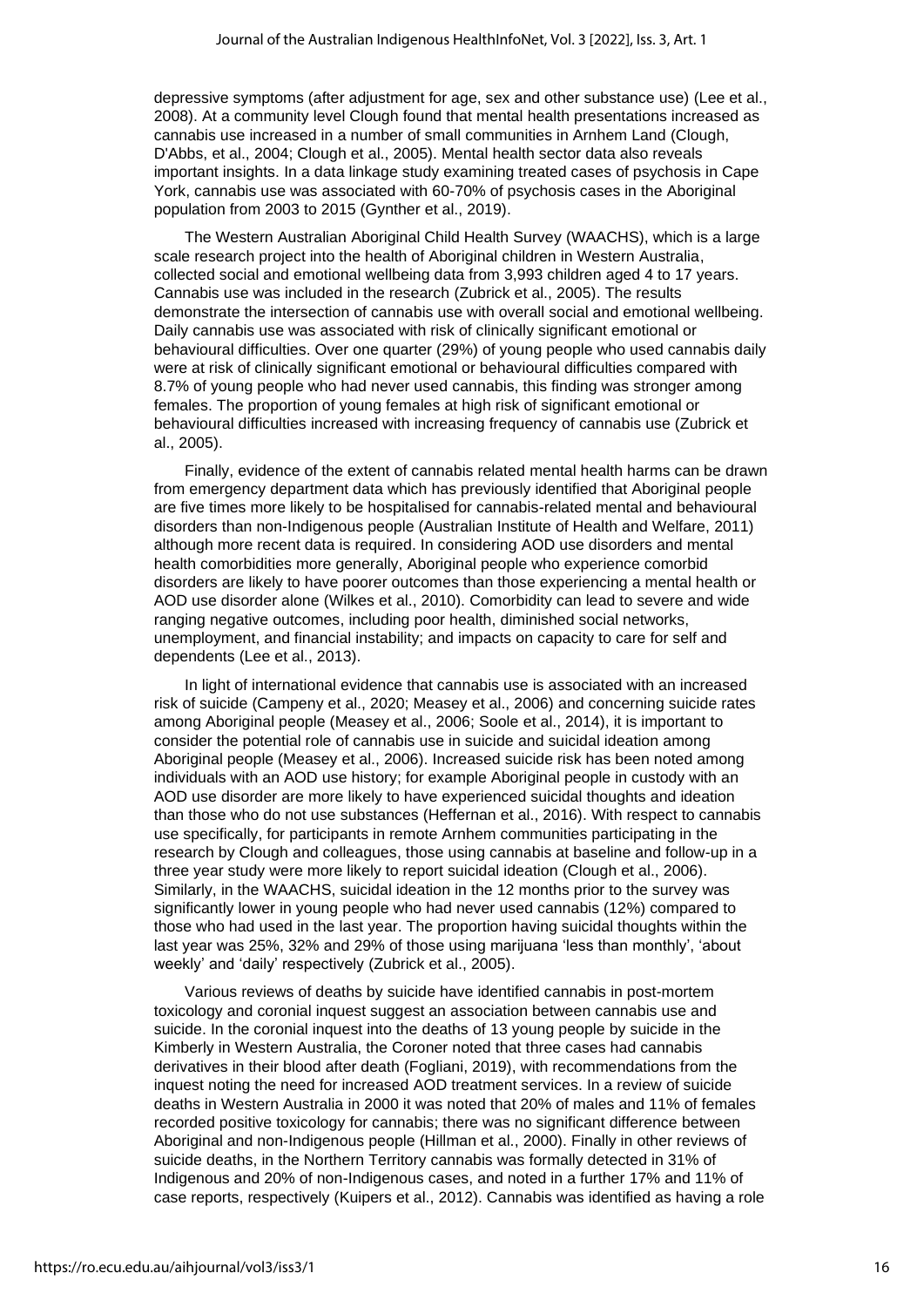depressive symptoms (after adjustment for age, sex and other substance use) (Lee et al., 2008). At a community level Clough found that mental health presentations increased as cannabis use increased in a number of small communities in Arnhem Land (Clough, D'Abbs, et al., 2004; Clough et al., 2005). Mental health sector data also reveals important insights. In a data linkage study examining treated cases of psychosis in Cape York, cannabis use was associated with 60-70% of psychosis cases in the Aboriginal population from 2003 to 2015 (Gynther et al., 2019).

The Western Australian Aboriginal Child Health Survey (WAACHS), which is a large scale research project into the health of Aboriginal children in Western Australia, collected social and emotional wellbeing data from 3,993 children aged 4 to 17 years. Cannabis use was included in the research (Zubrick et al., 2005). The results demonstrate the intersection of cannabis use with overall social and emotional wellbeing. Daily cannabis use was associated with risk of clinically significant emotional or behavioural difficulties. Over one quarter (29%) of young people who used cannabis daily were at risk of clinically significant emotional or behavioural difficulties compared with 8.7% of young people who had never used cannabis, this finding was stronger among females. The proportion of young females at high risk of significant emotional or behavioural difficulties increased with increasing frequency of cannabis use (Zubrick et al., 2005).

Finally, evidence of the extent of cannabis related mental health harms can be drawn from emergency department data which has previously identified that Aboriginal people are five times more likely to be hospitalised for cannabis-related mental and behavioural disorders than non-Indigenous people (Australian Institute of Health and Welfare, 2011) although more recent data is required. In considering AOD use disorders and mental health comorbidities more generally, Aboriginal people who experience comorbid disorders are likely to have poorer outcomes than those experiencing a mental health or AOD use disorder alone (Wilkes et al., 2010). Comorbidity can lead to severe and wide ranging negative outcomes, including poor health, diminished social networks, unemployment, and financial instability; and impacts on capacity to care for self and dependents (Lee et al., 2013).

In light of international evidence that cannabis use is associated with an increased risk of suicide (Campeny et al., 2020; Measey et al., 2006) and concerning suicide rates among Aboriginal people (Measey et al., 2006; Soole et al., 2014), it is important to consider the potential role of cannabis use in suicide and suicidal ideation among Aboriginal people (Measey et al., 2006). Increased suicide risk has been noted among individuals with an AOD use history; for example Aboriginal people in custody with an AOD use disorder are more likely to have experienced suicidal thoughts and ideation than those who do not use substances (Heffernan et al., 2016). With respect to cannabis use specifically, for participants in remote Arnhem communities participating in the research by Clough and colleagues, those using cannabis at baseline and follow-up in a three year study were more likely to report suicidal ideation (Clough et al., 2006). Similarly, in the WAACHS, suicidal ideation in the 12 months prior to the survey was significantly lower in young people who had never used cannabis (12%) compared to those who had used in the last year. The proportion having suicidal thoughts within the last year was 25%, 32% and 29% of those using marijuana 'less than monthly', 'about weekly' and 'daily' respectively (Zubrick et al., 2005).

Various reviews of deaths by suicide have identified cannabis in post-mortem toxicology and coronial inquest suggest an association between cannabis use and suicide. In the coronial inquest into the deaths of 13 young people by suicide in the Kimberly in Western Australia, the Coroner noted that three cases had cannabis derivatives in their blood after death (Fogliani, 2019), with recommendations from the inquest noting the need for increased AOD treatment services. In a review of suicide deaths in Western Australia in 2000 it was noted that 20% of males and 11% of females recorded positive toxicology for cannabis; there was no significant difference between Aboriginal and non-Indigenous people (Hillman et al., 2000). Finally in other reviews of suicide deaths, in the Northern Territory cannabis was formally detected in 31% of Indigenous and 20% of non-Indigenous cases, and noted in a further 17% and 11% of case reports, respectively (Kuipers et al., 2012). Cannabis was identified as having a role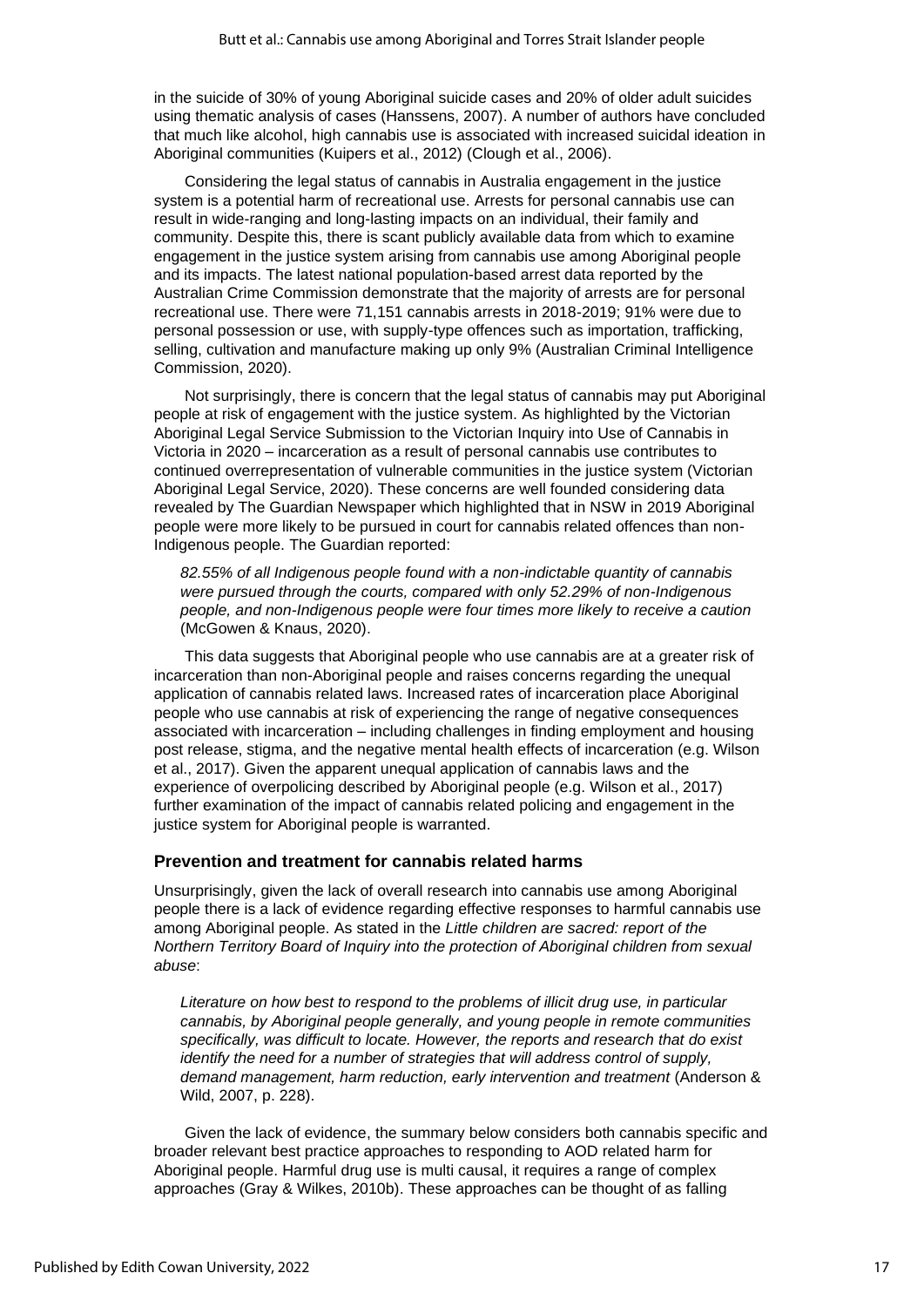in the suicide of 30% of young Aboriginal suicide cases and 20% of older adult suicides using thematic analysis of cases (Hanssens, 2007). A number of authors have concluded that much like alcohol, high cannabis use is associated with increased suicidal ideation in Aboriginal communities (Kuipers et al., 2012) (Clough et al., 2006).

Considering the legal status of cannabis in Australia engagement in the justice system is a potential harm of recreational use. Arrests for personal cannabis use can result in wide-ranging and long-lasting impacts on an individual, their family and community. Despite this, there is scant publicly available data from which to examine engagement in the justice system arising from cannabis use among Aboriginal people and its impacts. The latest national population-based arrest data reported by the Australian Crime Commission demonstrate that the majority of arrests are for personal recreational use. There were 71,151 cannabis arrests in 2018-2019; 91% were due to personal possession or use, with supply-type offences such as importation, trafficking, selling, cultivation and manufacture making up only 9% (Australian Criminal Intelligence Commission, 2020).

Not surprisingly, there is concern that the legal status of cannabis may put Aboriginal people at risk of engagement with the justice system. As highlighted by the Victorian Aboriginal Legal Service Submission to the Victorian Inquiry into Use of Cannabis in Victoria in 2020 – incarceration as a result of personal cannabis use contributes to continued overrepresentation of vulnerable communities in the justice system (Victorian Aboriginal Legal Service, 2020). These concerns are well founded considering data revealed by The Guardian Newspaper which highlighted that in NSW in 2019 Aboriginal people were more likely to be pursued in court for cannabis related offences than non-Indigenous people. The Guardian reported:

> *82.55% of all Indigenous people found with a non-indictable quantity of cannabis were pursued through the courts, compared with only 52.29% of non-Indigenous people, and non-Indigenous people were four times more likely to receive a caution* (McGowen & Knaus, 2020).

This data suggests that Aboriginal people who use cannabis are at a greater risk of incarceration than non-Aboriginal people and raises concerns regarding the unequal application of cannabis related laws. Increased rates of incarceration place Aboriginal people who use cannabis at risk of experiencing the range of negative consequences associated with incarceration – including challenges in finding employment and housing post release, stigma, and the negative mental health effects of incarceration (e.g. Wilson et al., 2017). Given the apparent unequal application of cannabis laws and the experience of overpolicing described by Aboriginal people (e.g. Wilson et al., 2017) further examination of the impact of cannabis related policing and engagement in the justice system for Aboriginal people is warranted.

### Prevention and treatment for cannabis related harms

Unsurprisingly, given the lack of overall research into cannabis use among Aboriginal people there is a lack of evidence regarding effective responses to harmful cannabis use among Aboriginal people. As stated in the *Little children are sacred: report of the Northern Territory Board of Inquiry into the protection of Aboriginal children from sexual abuse*:

> *Literature on how best to respond to the problems of illicit drug use, in particular cannabis, by Aboriginal people generally, and young people in remote communities specifically, was difficult to locate. However, the reports and research that do exist identify the need for a number of strategies that will address control of supply, demand management, harm reduction, early intervention and treatment* (Anderson & Wild, 2007, p. 228).

Given the lack of evidence, the summary below considers both cannabis specific and broader relevant best practice approaches to responding to AOD related harm for Aboriginal people. Harmful drug use is multi causal, it requires a range of complex approaches (Gray & Wilkes, 2010b). These approaches can be thought of as falling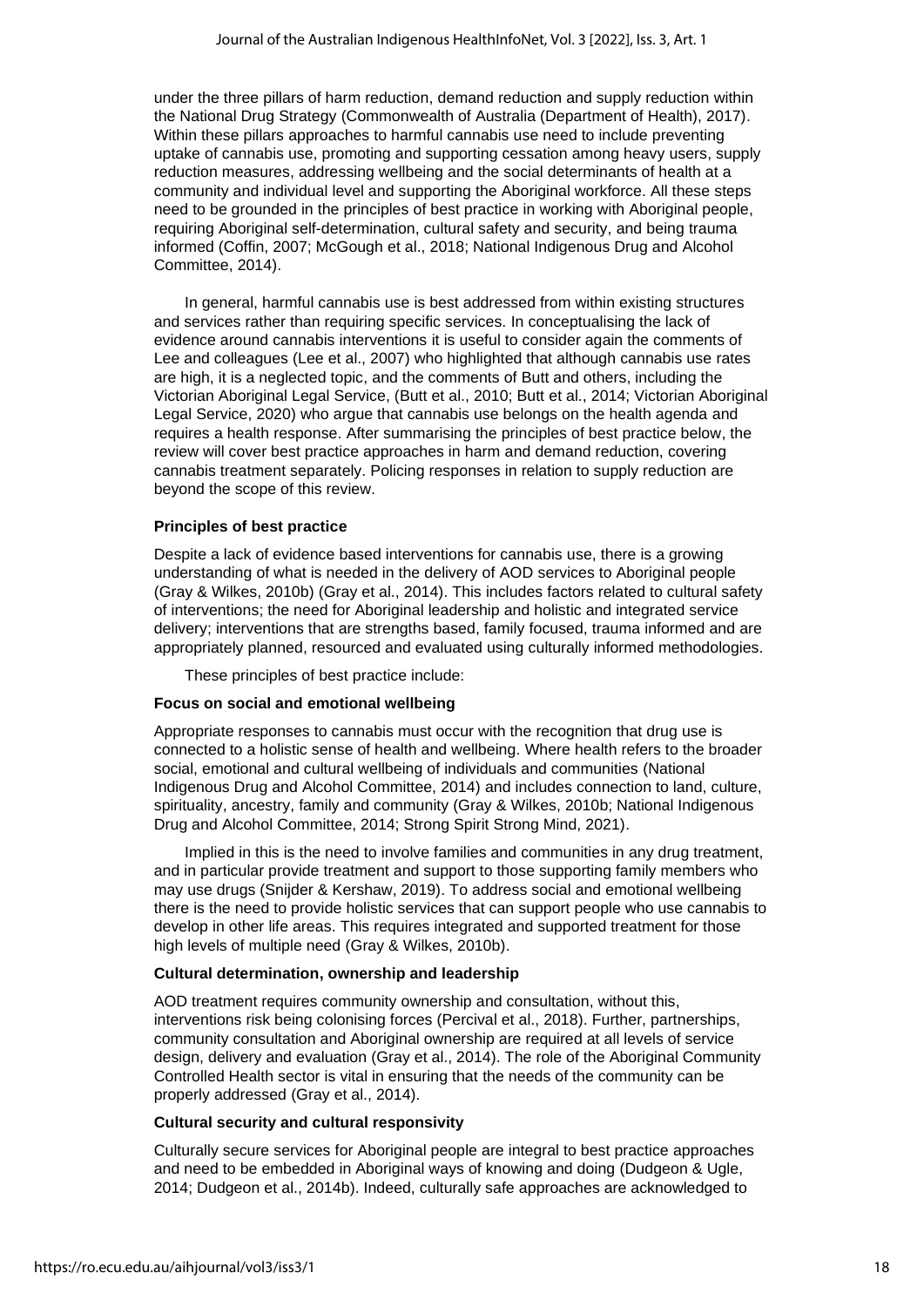under the three pillars of harm reduction, demand reduction and supply reduction within the National Drug Strategy (Commonwealth of Australia (Department of Health), 2017). Within these pillars approaches to harmful cannabis use need to include preventing uptake of cannabis use, promoting and supporting cessation among heavy users, supply reduction measures, addressing wellbeing and the social determinants of health at a community and individual level and supporting the Aboriginal workforce. All these steps need to be grounded in the principles of best practice in working with Aboriginal people, requiring Aboriginal self-determination, cultural safety and security, and being trauma informed (Coffin, 2007; McGough et al., 2018; National Indigenous Drug and Alcohol Committee, 2014).

In general, harmful cannabis use is best addressed from within existing structures and services rather than requiring specific services. In conceptualising the lack of evidence around cannabis interventions it is useful to consider again the comments of Lee and colleagues (Lee et al., 2007) who highlighted that although cannabis use rates are high, it is a neglected topic, and the comments of Butt and others, including the Victorian Aboriginal Legal Service, (Butt et al., 2010; Butt et al., 2014; Victorian Aboriginal Legal Service, 2020) who argue that cannabis use belongs on the health agenda and requires a health response. After summarising the principles of best practice below, the review will cover best practice approaches in harm and demand reduction, covering cannabis treatment separately. Policing responses in relation to supply reduction are beyond the scope of this review.

**Principles of best practice**

Despite a lack of evidence based interventions for cannabis use, there is a growing understanding of what is needed in the delivery of AOD services to Aboriginal people (Gray & Wilkes, 2010b) (Gray et al., 2014). This includes factors related to cultural safety of interventions; the need for Aboriginal leadership and holistic and integrated service delivery; interventions that are strengths based, family focused, trauma informed and are appropriately planned, resourced and evaluated using culturally informed methodologies.

These principles of best practice include:

**Focus on social and emotional wellbeing**

Appropriate responses to cannabis must occur with the recognition that drug use is connected to a holistic sense of health and wellbeing. Where health refers to the broader social, emotional and cultural wellbeing of individuals and communities (National Indigenous Drug and Alcohol Committee, 2014) and includes connection to land, culture, spirituality, ancestry, family and community (Gray & Wilkes, 2010b; National Indigenous Drug and Alcohol Committee, 2014; Strong Spirit Strong Mind, 2021).

Implied in this is the need to involve families and communities in any drug treatment, and in particular provide treatment and support to those supporting family members who may use drugs (Snijder & Kershaw, 2019). To address social and emotional wellbeing there is the need to provide holistic services that can support people who use cannabis to develop in other life areas. This requires integrated and supported treatment for those high levels of multiple need (Gray & Wilkes, 2010b).

**Cultural determination, ownership and leadership**

AOD treatment requires community ownership and consultation, without this, interventions risk being colonising forces (Percival et al., 2018). Further, partnerships, community consultation and Aboriginal ownership are required at all levels of service design, delivery and evaluation (Gray et al., 2014). The role of the Aboriginal Community Controlled Health sector is vital in ensuring that the needs of the community can be properly addressed (Gray et al., 2014).

**Cultural security and cultural responsivity**

Culturally secure services for Aboriginal people are integral to best practice approaches and need to be embedded in Aboriginal ways of knowing and doing (Dudgeon & Ugle, 2014; Dudgeon et al., 2014b). Indeed, culturally safe approaches are acknowledged to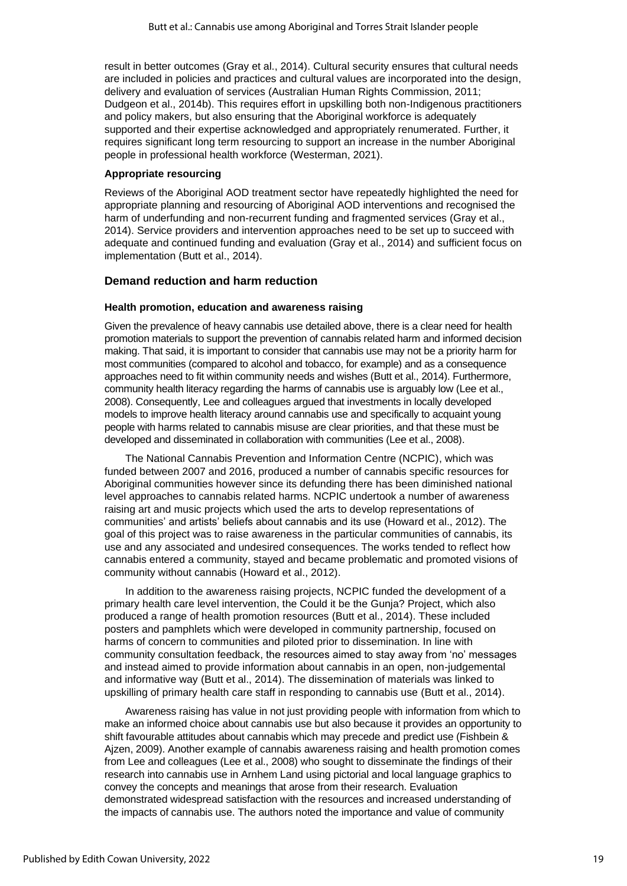result in better outcomes (Gray et al., 2014). Cultural security ensures that cultural needs are included in policies and practices and cultural values are incorporated into the design, delivery and evaluation of services (Australian Human Rights Commission, 2011; Dudgeon et al., 2014b). This requires effort in upskilling both non-Indigenous practitioners and policy makers, but also ensuring that the Aboriginal workforce is adequately supported and their expertise acknowledged and appropriately renumerated. Further, it requires significant long term resourcing to support an increase in the number Aboriginal people in professional health workforce (Westerman, 2021).

#### Appropriate resourcing

Reviews of the Aboriginal AOD treatment sector have repeatedly highlighted the need for appropriate planning and resourcing of Aboriginal AOD interventions and recognised the harm of underfunding and non-recurrent funding and fragmented services (Gray et al., 2014). Service providers and intervention approaches need to be set up to succeed with adequate and continued funding and evaluation (Gray et al., 2014) and sufficient focus on implementation (Butt et al., 2014).

### Demand reduction and harm reduction

#### Health promotion, education and awareness raising

Given the prevalence of heavy cannabis use detailed above, there is a clear need for health promotion materials to support the prevention of cannabis related harm and informed decision making. That said, it is important to consider that cannabis use may not be a priority harm for most communities (compared to alcohol and tobacco, for example) and as a consequence approaches need to fit within community needs and wishes (Butt et al., 2014). Furthermore, community health literacy regarding the harms of cannabis use is arguably low (Lee et al., 2008). Consequently, Lee and colleagues argued that investments in locally developed models to improve health literacy around cannabis use and specifically to acquaint young people with harms related to cannabis misuse are clear priorities, and that these must be developed and disseminated in collaboration with communities (Lee et al., 2008).

The National Cannabis Prevention and Information Centre (NCPIC), which was funded between 2007 and 2016, produced a number of cannabis specific resources for Aboriginal communities however since its defunding there has been diminished national level approaches to cannabis related harms. NCPIC undertook a number of awareness raising art and music projects which used the arts to develop representations of communities' and artists' beliefs about cannabis and its use (Howard et al., 2012). The goal of this project was to raise awareness in the particular communities of cannabis, its use and any associated and undesired consequences. The works tended to reflect how cannabis entered a community, stayed and became problematic and promoted visions of community without cannabis (Howard et al., 2012).

In addition to the awareness raising projects, NCPIC funded the development of a primary health care level intervention, the Could it be the Gunja? Project, which also produced a range of health promotion resources (Butt et al., 2014). These included posters and pamphlets which were developed in community partnership, focused on harms of concern to communities and piloted prior to dissemination. In line with community consultation feedback, the resources aimed to stay away from 'no' messages and instead aimed to provide information about cannabis in an open, non-judgemental and informative way (Butt et al., 2014). The dissemination of materials was linked to upskilling of primary health care staff in responding to cannabis use (Butt et al., 2014).

Awareness raising has value in not just providing people with information from which to make an informed choice about cannabis use but also because it provides an opportunity to shift favourable attitudes about cannabis which may precede and predict use (Fishbein & Ajzen, 2009). Another example of cannabis awareness raising and health promotion comes from Lee and colleagues (Lee et al., 2008) who sought to disseminate the findings of their research into cannabis use in Arnhem Land using pictorial and local language graphics to convey the concepts and meanings that arose from their research. Evaluation demonstrated widespread satisfaction with the resources and increased understanding of the impacts of cannabis use. The authors noted the importance and value of community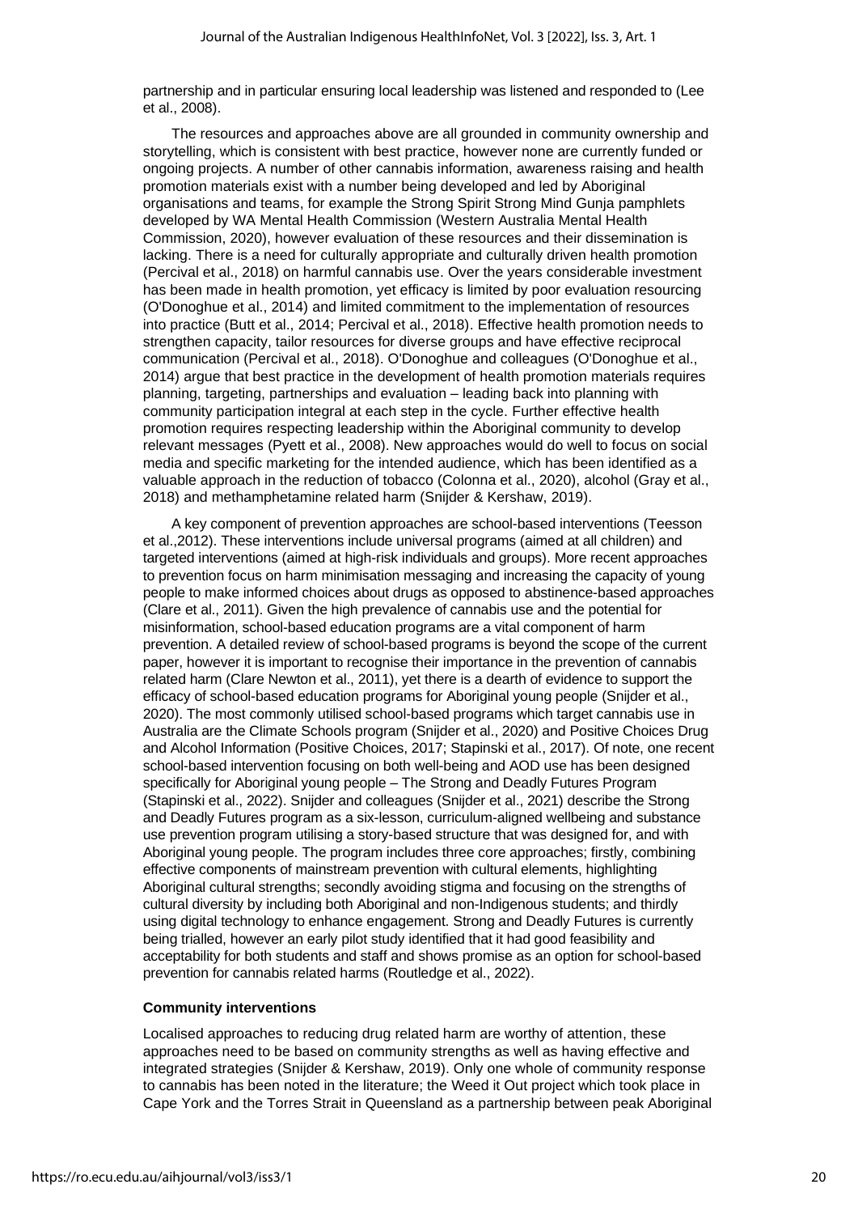partnership and in particular ensuring local leadership was listened and responded to (Lee et al., 2008).

The resources and approaches above are all grounded in community ownership and storytelling, which is consistent with best practice, however none are currently funded or ongoing projects. A number of other cannabis information, awareness raising and health promotion materials exist with a number being developed and led by Aboriginal organisations and teams, for example the Strong Spirit Strong Mind Gunja pamphlets developed by WA Mental Health Commission (Western Australia Mental Health Commission, 2020), however evaluation of these resources and their dissemination is lacking. There is a need for culturally appropriate and culturally driven health promotion (Percival et al., 2018) on harmful cannabis use. Over the years considerable investment has been made in health promotion, yet efficacy is limited by poor evaluation resourcing (O'Donoghue et al., 2014) and limited commitment to the implementation of resources into practice (Butt et al., 2014; Percival et al., 2018). Effective health promotion needs to strengthen capacity, tailor resources for diverse groups and have effective reciprocal communication (Percival et al., 2018). O'Donoghue and colleagues (O'Donoghue et al., 2014) argue that best practice in the development of health promotion materials requires planning, targeting, partnerships and evaluation – leading back into planning with community participation integral at each step in the cycle. Further effective health promotion requires respecting leadership within the Aboriginal community to develop relevant messages (Pyett et al., 2008). New approaches would do well to focus on social media and specific marketing for the intended audience, which has been identified as a valuable approach in the reduction of tobacco (Colonna et al., 2020), alcohol (Gray et al., 2018) and methamphetamine related harm (Snijder & Kershaw, 2019).

A key component of prevention approaches are school-based interventions (Teesson et al.,2012). These interventions include universal programs (aimed at all children) and targeted interventions (aimed at high-risk individuals and groups). More recent approaches to prevention focus on harm minimisation messaging and increasing the capacity of young people to make informed choices about drugs as opposed to abstinence-based approaches (Clare et al., 2011). Given the high prevalence of cannabis use and the potential for misinformation, school-based education programs are a vital component of harm prevention. A detailed review of school-based programs is beyond the scope of the current paper, however it is important to recognise their importance in the prevention of cannabis related harm (Clare Newton et al., 2011), yet there is a dearth of evidence to support the efficacy of school-based education programs for Aboriginal young people (Snijder et al., 2020). The most commonly utilised school-based programs which target cannabis use in Australia are the Climate Schools program (Snijder et al., 2020) and Positive Choices Drug and Alcohol Information (Positive Choices, 2017; Stapinski et al., 2017). Of note, one recent school-based intervention focusing on both well-being and AOD use has been designed specifically for Aboriginal young people – The Strong and Deadly Futures Program (Stapinski et al., 2022). Snijder and colleagues (Snijder et al., 2021) describe the Strong and Deadly Futures program as a six-lesson, curriculum-aligned wellbeing and substance use prevention program utilising a story-based structure that was designed for, and with Aboriginal young people. The program includes three core approaches; firstly, combining effective components of mainstream prevention with cultural elements, highlighting Aboriginal cultural strengths; secondly avoiding stigma and focusing on the strengths of cultural diversity by including both Aboriginal and non-Indigenous students; and thirdly using digital technology to enhance engagement. Strong and Deadly Futures is currently being trialled, however an early pilot study identified that it had good feasibility and acceptability for both students and staff and shows promise as an option for school-based prevention for cannabis related harms (Routledge et al., 2022).

### Community interventions

Localised approaches to reducing drug related harm are worthy of attention, these approaches need to be based on community strengths as well as having effective and integrated strategies (Snijder & Kershaw, 2019). Only one whole of community response to cannabis has been noted in the literature; the Weed it Out project which took place in Cape York and the Torres Strait in Queensland as a partnership between peak Aboriginal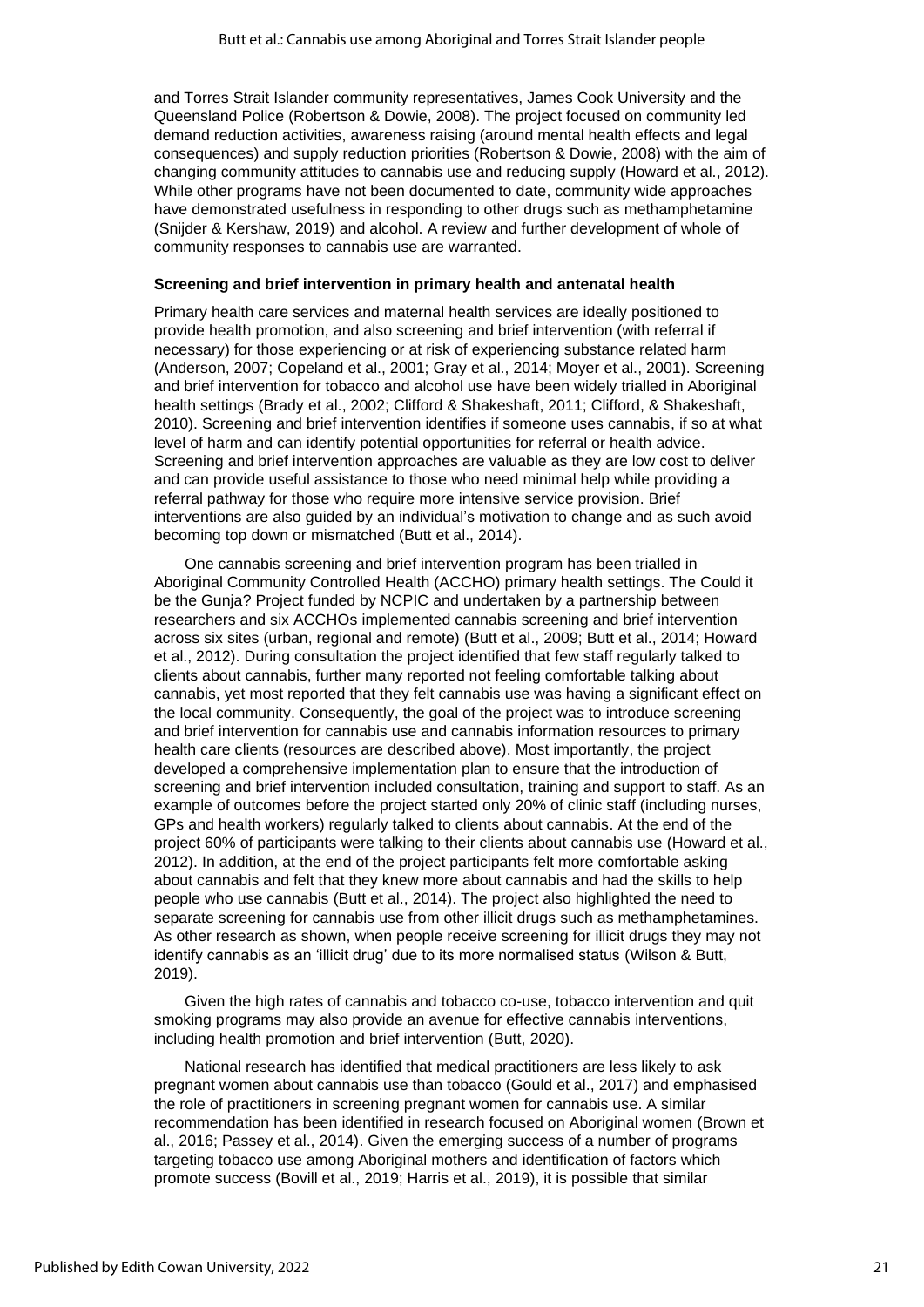and Torres Strait Islander community representatives, James Cook University and the Queensland Police (Robertson & Dowie, 2008). The project focused on community led demand reduction activities, awareness raising (around mental health effects and legal consequences) and supply reduction priorities (Robertson & Dowie, 2008) with the aim of changing community attitudes to cannabis use and reducing supply (Howard et al., 2012). While other programs have not been documented to date, community wide approaches have demonstrated usefulness in responding to other drugs such as methamphetamine (Snijder & Kershaw, 2019) and alcohol. A review and further development of whole of community responses to cannabis use are warranted.

### Screening and brief intervention in primary health and antenatal health

Primary health care services and maternal health services are ideally positioned to provide health promotion, and also screening and brief intervention (with referral if necessary) for those experiencing or at risk of experiencing substance related harm (Anderson, 2007; Copeland et al., 2001; Gray et al., 2014; Moyer et al., 2001). Screening and brief intervention for tobacco and alcohol use have been widely trialled in Aboriginal health settings (Brady et al., 2002; Clifford & Shakeshaft, 2011; Clifford, & Shakeshaft, 2010). Screening and brief intervention identifies if someone uses cannabis, if so at what level of harm and can identify potential opportunities for referral or health advice. Screening and brief intervention approaches are valuable as they are low cost to deliver and can provide useful assistance to those who need minimal help while providing a referral pathway for those who require more intensive service provision. Brief interventions are also guided by an individual's motivation to change and as such avoid becoming top down or mismatched (Butt et al., 2014).

One cannabis screening and brief intervention program has been trialled in Aboriginal Community Controlled Health (ACCHO) primary health settings. The Could it be the Gunja? Project funded by NCPIC and undertaken by a partnership between researchers and six ACCHOs implemented cannabis screening and brief intervention across six sites (urban, regional and remote) (Butt et al., 2009; Butt et al., 2014; Howard et al., 2012). During consultation the project identified that few staff regularly talked to clients about cannabis, further many reported not feeling comfortable talking about cannabis, yet most reported that they felt cannabis use was having a significant effect on the local community. Consequently, the goal of the project was to introduce screening and brief intervention for cannabis use and cannabis information resources to primary health care clients (resources are described above). Most importantly, the project developed a comprehensive implementation plan to ensure that the introduction of screening and brief intervention included consultation, training and support to staff. As an example of outcomes before the project started only 20% of clinic staff (including nurses, GPs and health workers) regularly talked to clients about cannabis. At the end of the project 60% of participants were talking to their clients about cannabis use (Howard et al., 2012). In addition, at the end of the project participants felt more comfortable asking about cannabis and felt that they knew more about cannabis and had the skills to help people who use cannabis (Butt et al., 2014). The project also highlighted the need to separate screening for cannabis use from other illicit drugs such as methamphetamines. As other research as shown, when people receive screening for illicit drugs they may not identify cannabis as an 'illicit drug' due to its more normalised status (Wilson & Butt, 2019).

Given the high rates of cannabis and tobacco co-use, tobacco intervention and quit smoking programs may also provide an avenue for effective cannabis interventions, including health promotion and brief intervention (Butt, 2020).

National research has identified that medical practitioners are less likely to ask pregnant women about cannabis use than tobacco (Gould et al., 2017) and emphasised the role of practitioners in screening pregnant women for cannabis use. A similar recommendation has been identified in research focused on Aboriginal women (Brown et al., 2016; Passey et al., 2014). Given the emerging success of a number of programs targeting tobacco use among Aboriginal mothers and identification of factors which promote success (Bovill et al., 2019; Harris et al., 2019), it is possible that similar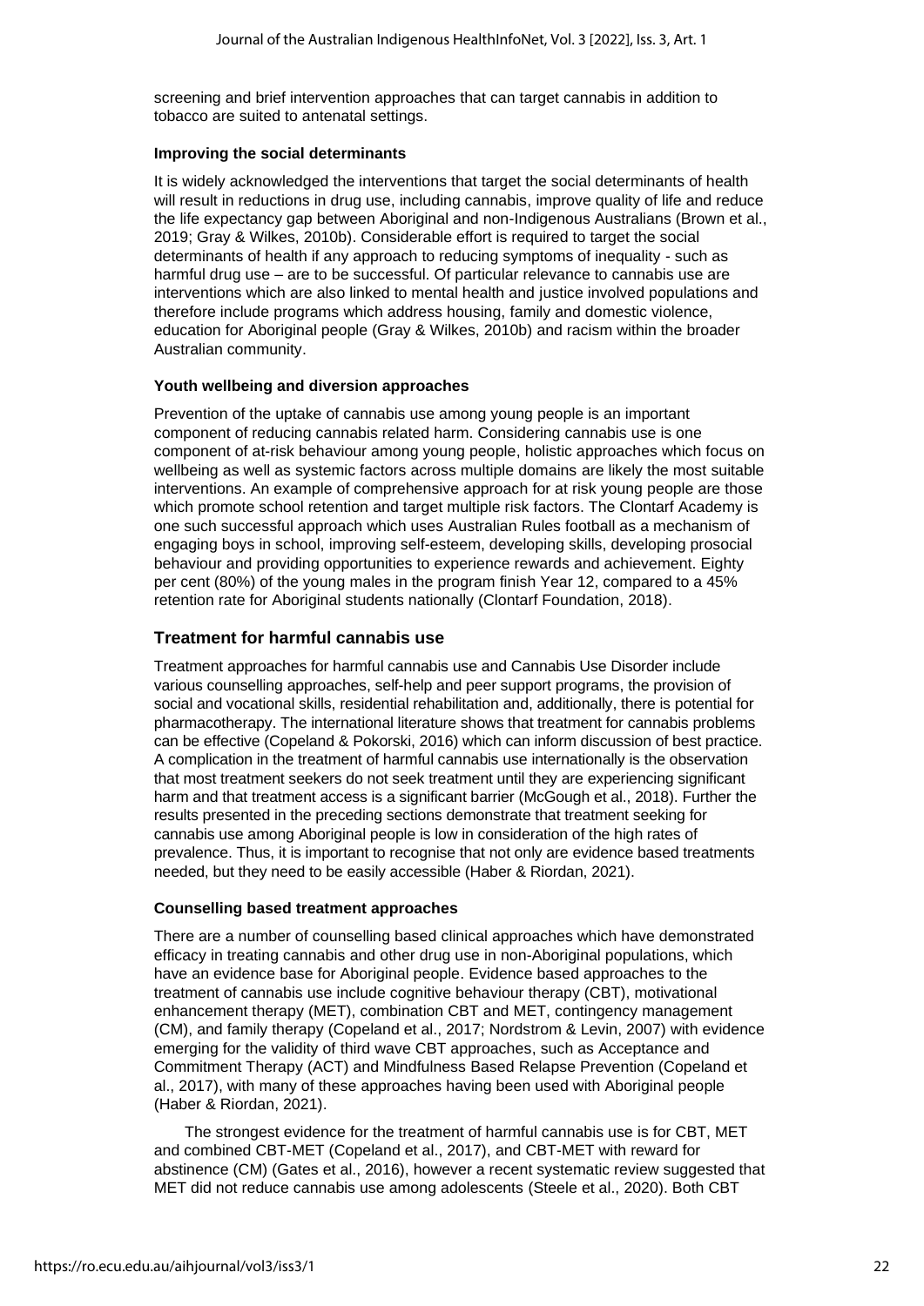screening and brief intervention approaches that can target cannabis in addition to tobacco are suited to antenatal settings.

#### Improving the social determinants

It is widely acknowledged the interventions that target the social determinants of health will result in reductions in drug use, including cannabis, improve quality of life and reduce the life expectancy gap between Aboriginal and non-Indigenous Australians (Brown et al., 2019; Gray & Wilkes, 2010b). Considerable effort is required to target the social determinants of health if any approach to reducing symptoms of inequality - such as harmful drug use – are to be successful. Of particular relevance to cannabis use are interventions which are also linked to mental health and justice involved populations and therefore include programs which address housing, family and domestic violence, education for Aboriginal people (Gray & Wilkes, 2010b) and racism within the broader Australian community.

#### Youth wellbeing and diversion approaches

Prevention of the uptake of cannabis use among young people is an important component of reducing cannabis related harm. Considering cannabis use is one component of at-risk behaviour among young people, holistic approaches which focus on wellbeing as well as systemic factors across multiple domains are likely the most suitable interventions. An example of comprehensive approach for at risk young people are those which promote school retention and target multiple risk factors. The Clontarf Academy is one such successful approach which uses Australian Rules football as a mechanism of engaging boys in school, improving self-esteem, developing skills, developing prosocial behaviour and providing opportunities to experience rewards and achievement. Eighty per cent (80%) of the young males in the program finish Year 12, compared to a 45% retention rate for Aboriginal students nationally (Clontarf Foundation, 2018).

### Treatment for harmful cannabis use

Treatment approaches for harmful cannabis use and Cannabis Use Disorder include various counselling approaches, self-help and peer support programs, the provision of social and vocational skills, residential rehabilitation and, additionally, there is potential for pharmacotherapy. The international literature shows that treatment for cannabis problems can be effective (Copeland & Pokorski, 2016) which can inform discussion of best practice. A complication in the treatment of harmful cannabis use internationally is the observation that most treatment seekers do not seek treatment until they are experiencing significant harm and that treatment access is a significant barrier (McGough et al., 2018). Further the results presented in the preceding sections demonstrate that treatment seeking for cannabis use among Aboriginal people is low in consideration of the high rates of prevalence. Thus, it is important to recognise that not only are evidence based treatments needed, but they need to be easily accessible (Haber & Riordan, 2021).

#### Counselling based treatment approaches

There are a number of counselling based clinical approaches which have demonstrated efficacy in treating cannabis and other drug use in non-Aboriginal populations, which have an evidence base for Aboriginal people. Evidence based approaches to the treatment of cannabis use include cognitive behaviour therapy (CBT), motivational enhancement therapy (MET), combination CBT and MET, contingency management (CM), and family therapy (Copeland et al., 2017; Nordstrom & Levin, 2007) with evidence emerging for the validity of third wave CBT approaches, such as Acceptance and Commitment Therapy (ACT) and Mindfulness Based Relapse Prevention (Copeland et al., 2017), with many of these approaches having been used with Aboriginal people (Haber & Riordan, 2021).

The strongest evidence for the treatment of harmful cannabis use is for CBT, MET and combined CBT-MET (Copeland et al., 2017), and CBT-MET with reward for abstinence (CM) (Gates et al., 2016), however a recent systematic review suggested that MET did not reduce cannabis use among adolescents (Steele et al., 2020). Both CBT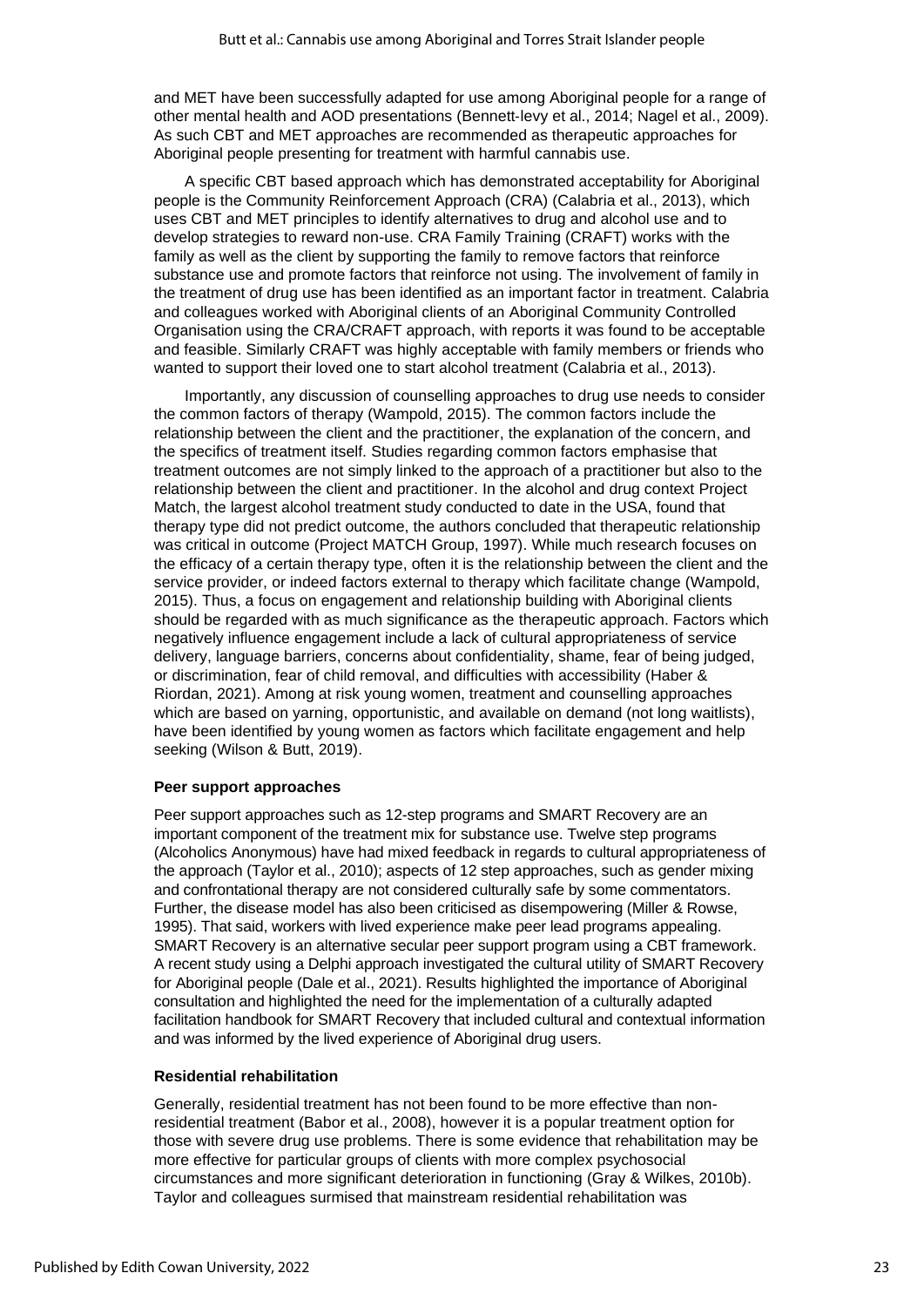and MET have been successfully adapted for use among Aboriginal people for a range of other mental health and AOD presentations (Bennett-levy et al., 2014; Nagel et al., 2009). As such CBT and MET approaches are recommended as therapeutic approaches for Aboriginal people presenting for treatment with harmful cannabis use.

A specific CBT based approach which has demonstrated acceptability for Aboriginal people is the Community Reinforcement Approach (CRA) (Calabria et al., 2013), which uses CBT and MET principles to identify alternatives to drug and alcohol use and to develop strategies to reward non-use. CRA Family Training (CRAFT) works with the family as well as the client by supporting the family to remove factors that reinforce substance use and promote factors that reinforce not using. The involvement of family in the treatment of drug use has been identified as an important factor in treatment. Calabria and colleagues worked with Aboriginal clients of an Aboriginal Community Controlled Organisation using the CRA/CRAFT approach, with reports it was found to be acceptable and feasible. Similarly CRAFT was highly acceptable with family members or friends who wanted to support their loved one to start alcohol treatment (Calabria et al., 2013).

Importantly, any discussion of counselling approaches to drug use needs to consider the common factors of therapy (Wampold, 2015). The common factors include the relationship between the client and the practitioner, the explanation of the concern, and the specifics of treatment itself. Studies regarding common factors emphasise that treatment outcomes are not simply linked to the approach of a practitioner but also to the relationship between the client and practitioner. In the alcohol and drug context Project Match, the largest alcohol treatment study conducted to date in the USA, found that therapy type did not predict outcome, the authors concluded that therapeutic relationship was critical in outcome (Project MATCH Group, 1997). While much research focuses on the efficacy of a certain therapy type, often it is the relationship between the client and the service provider, or indeed factors external to therapy which facilitate change (Wampold, 2015). Thus, a focus on engagement and relationship building with Aboriginal clients should be regarded with as much significance as the therapeutic approach. Factors which negatively influence engagement include a lack of cultural appropriateness of service delivery, language barriers, concerns about confidentiality, shame, fear of being judged, or discrimination, fear of child removal, and difficulties with accessibility (Haber & Riordan, 2021). Among at risk young women, treatment and counselling approaches which are based on yarning, opportunistic, and available on demand (not long waitlists), have been identified by young women as factors which facilitate engagement and help seeking (Wilson & Butt, 2019).

#### Peer support approaches

Peer support approaches such as 12-step programs and SMART Recovery are an important component of the treatment mix for substance use. Twelve step programs (Alcoholics Anonymous) have had mixed feedback in regards to cultural appropriateness of the approach (Taylor et al., 2010); aspects of 12 step approaches, such as gender mixing and confrontational therapy are not considered culturally safe by some commentators. Further, the disease model has also been criticised as disempowering (Miller & Rowse, 1995). That said, workers with lived experience make peer lead programs appealing. SMART Recovery is an alternative secular peer support program using a CBT framework. A recent study using a Delphi approach investigated the cultural utility of SMART Recovery for Aboriginal people (Dale et al., 2021). Results highlighted the importance of Aboriginal consultation and highlighted the need for the implementation of a culturally adapted facilitation handbook for SMART Recovery that included cultural and contextual information and was informed by the lived experience of Aboriginal drug users.

#### Residential rehabilitation

Generally, residential treatment has not been found to be more effective than non-residential treatment (Babor et al., 2008), however it is a popular treatment option for those with severe drug use problems. There is some evidence that rehabilitation may be more effective for particular groups of clients with more complex psychosocial circumstances and more significant deterioration in functioning (Gray & Wilkes, 2010b). Taylor and colleagues surmised that mainstream residential rehabilitation was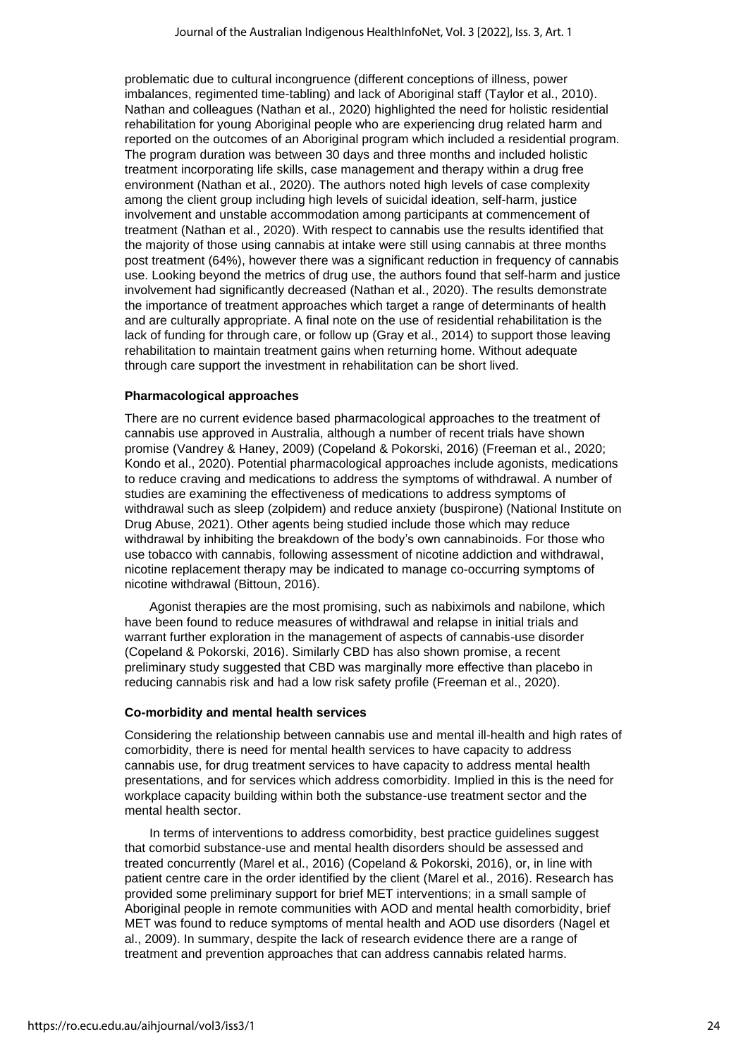problematic due to cultural incongruence (different conceptions of illness, power imbalances, regimented time-tabling) and lack of Aboriginal staff (Taylor et al., 2010). Nathan and colleagues (Nathan et al., 2020) highlighted the need for holistic residential rehabilitation for young Aboriginal people who are experiencing drug related harm and reported on the outcomes of an Aboriginal program which included a residential program. The program duration was between 30 days and three months and included holistic treatment incorporating life skills, case management and therapy within a drug free environment (Nathan et al., 2020). The authors noted high levels of case complexity among the client group including high levels of suicidal ideation, self-harm, justice involvement and unstable accommodation among participants at commencement of treatment (Nathan et al., 2020). With respect to cannabis use the results identified that the majority of those using cannabis at intake were still using cannabis at three months post treatment (64%), however there was a significant reduction in frequency of cannabis use. Looking beyond the metrics of drug use, the authors found that self-harm and justice involvement had significantly decreased (Nathan et al., 2020). The results demonstrate the importance of treatment approaches which target a range of determinants of health and are culturally appropriate. A final note on the use of residential rehabilitation is the lack of funding for through care, or follow up (Gray et al., 2014) to support those leaving rehabilitation to maintain treatment gains when returning home. Without adequate through care support the investment in rehabilitation can be short lived.

**Pharmacological approaches**

There are no current evidence based pharmacological approaches to the treatment of cannabis use approved in Australia, although a number of recent trials have shown promise (Vandrey & Haney, 2009) (Copeland & Pokorski, 2016) (Freeman et al., 2020; Kondo et al., 2020). Potential pharmacological approaches include agonists, medications to reduce craving and medications to address the symptoms of withdrawal. A number of studies are examining the effectiveness of medications to address symptoms of withdrawal such as sleep (zolpidem) and reduce anxiety (buspirone) (National Institute on Drug Abuse, 2021). Other agents being studied include those which may reduce withdrawal by inhibiting the breakdown of the body's own cannabinoids. For those who use tobacco with cannabis, following assessment of nicotine addiction and withdrawal, nicotine replacement therapy may be indicated to manage co-occurring symptoms of nicotine withdrawal (Bittoun, 2016).

Agonist therapies are the most promising, such as nabiximols and nabilone, which have been found to reduce measures of withdrawal and relapse in initial trials and warrant further exploration in the management of aspects of cannabis-use disorder (Copeland & Pokorski, 2016). Similarly CBD has also shown promise, a recent preliminary study suggested that CBD was marginally more effective than placebo in reducing cannabis risk and had a low risk safety profile (Freeman et al., 2020).

**Co-morbidity and mental health services**

Considering the relationship between cannabis use and mental ill-health and high rates of comorbidity, there is need for mental health services to have capacity to address cannabis use, for drug treatment services to have capacity to address mental health presentations, and for services which address comorbidity. Implied in this is the need for workplace capacity building within both the substance-use treatment sector and the mental health sector.

In terms of interventions to address comorbidity, best practice guidelines suggest that comorbid substance-use and mental health disorders should be assessed and treated concurrently (Marel et al., 2016) (Copeland & Pokorski, 2016), or, in line with patient centre care in the order identified by the client (Marel et al., 2016). Research has provided some preliminary support for brief MET interventions; in a small sample of Aboriginal people in remote communities with AOD and mental health comorbidity, brief MET was found to reduce symptoms of mental health and AOD use disorders (Nagel et al., 2009). In summary, despite the lack of research evidence there are a range of treatment and prevention approaches that can address cannabis related harms.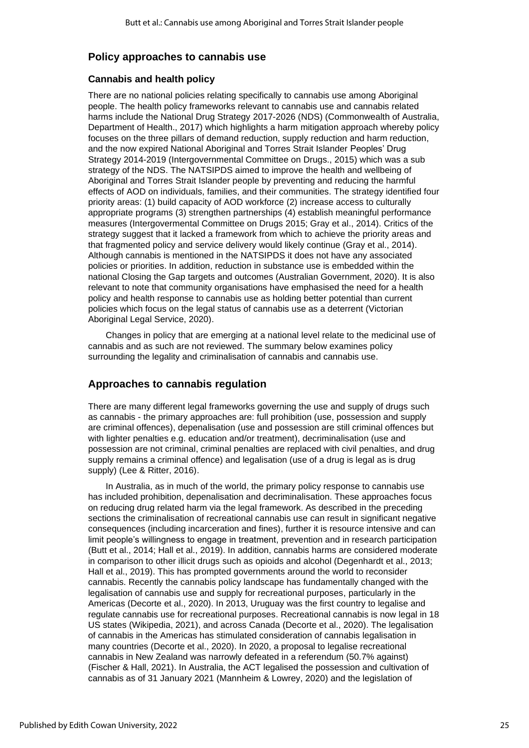## Policy approaches to cannabis use

### Cannabis and health policy

There are no national policies relating specifically to cannabis use among Aboriginal people. The health policy frameworks relevant to cannabis use and cannabis related harms include the National Drug Strategy 2017-2026 (NDS) (Commonwealth of Australia, Department of Health., 2017) which highlights a harm mitigation approach whereby policy focuses on the three pillars of demand reduction, supply reduction and harm reduction, and the now expired National Aboriginal and Torres Strait Islander Peoples' Drug Strategy 2014-2019 (Intergovernmental Committee on Drugs., 2015) which was a sub strategy of the NDS. The NATSIPDS aimed to improve the health and wellbeing of Aboriginal and Torres Strait Islander people by preventing and reducing the harmful effects of AOD on individuals, families, and their communities. The strategy identified four priority areas: (1) build capacity of AOD workforce (2) increase access to culturally appropriate programs (3) strengthen partnerships (4) establish meaningful performance measures (Intergovermental Committee on Drugs 2015; Gray et al., 2014). Critics of the strategy suggest that it lacked a framework from which to achieve the priority areas and that fragmented policy and service delivery would likely continue (Gray et al., 2014). Although cannabis is mentioned in the NATSIPDS it does not have any associated policies or priorities. In addition, reduction in substance use is embedded within the national Closing the Gap targets and outcomes (Australian Government, 2020). It is also relevant to note that community organisations have emphasised the need for a health policy and health response to cannabis use as holding better potential than current policies which focus on the legal status of cannabis use as a deterrent (Victorian Aboriginal Legal Service, 2020).

Changes in policy that are emerging at a national level relate to the medicinal use of cannabis and as such are not reviewed. The summary below examines policy surrounding the legality and criminalisation of cannabis and cannabis use.

## Approaches to cannabis regulation

There are many different legal frameworks governing the use and supply of drugs such as cannabis - the primary approaches are: full prohibition (use, possession and supply are criminal offences), depenalisation (use and possession are still criminal offences but with lighter penalties e.g. education and/or treatment), decriminalisation (use and possession are not criminal, criminal penalties are replaced with civil penalties, and drug supply remains a criminal offence) and legalisation (use of a drug is legal as is drug supply) (Lee & Ritter, 2016).

In Australia, as in much of the world, the primary policy response to cannabis use has included prohibition, depenalisation and decriminalisation. These approaches focus on reducing drug related harm via the legal framework. As described in the preceding sections the criminalisation of recreational cannabis use can result in significant negative consequences (including incarceration and fines), further it is resource intensive and can limit people's willingness to engage in treatment, prevention and in research participation (Butt et al., 2014; Hall et al., 2019). In addition, cannabis harms are considered moderate in comparison to other illicit drugs such as opioids and alcohol (Degenhardt et al., 2013; Hall et al., 2019). This has prompted governments around the world to reconsider cannabis. Recently the cannabis policy landscape has fundamentally changed with the legalisation of cannabis use and supply for recreational purposes, particularly in the Americas (Decorte et al., 2020). In 2013, Uruguay was the first country to legalise and regulate cannabis use for recreational purposes. Recreational cannabis is now legal in 18 US states (Wikipedia, 2021), and across Canada (Decorte et al., 2020). The legalisation of cannabis in the Americas has stimulated consideration of cannabis legalisation in many countries (Decorte et al., 2020). In 2020, a proposal to legalise recreational cannabis in New Zealand was narrowly defeated in a referendum (50.7% against) (Fischer & Hall, 2021). In Australia, the ACT legalised the possession and cultivation of cannabis as of 31 January 2021 (Mannheim & Lowrey, 2020) and the legislation of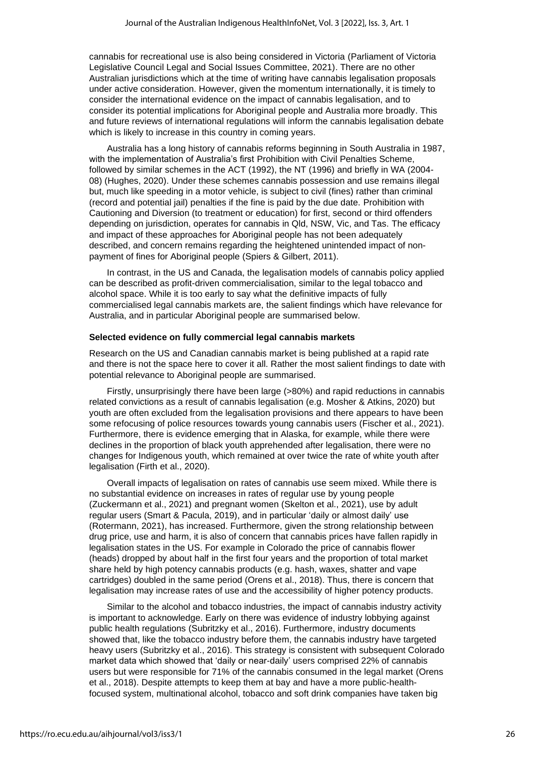cannabis for recreational use is also being considered in Victoria (Parliament of Victoria Legislative Council Legal and Social Issues Committee, 2021). There are no other Australian jurisdictions which at the time of writing have cannabis legalisation proposals under active consideration. However, given the momentum internationally, it is timely to consider the international evidence on the impact of cannabis legalisation, and to consider its potential implications for Aboriginal people and Australia more broadly. This and future reviews of international regulations will inform the cannabis legalisation debate which is likely to increase in this country in coming years.

Australia has a long history of cannabis reforms beginning in South Australia in 1987, with the implementation of Australia's first Prohibition with Civil Penalties Scheme, followed by similar schemes in the ACT (1992), the NT (1996) and briefly in WA (2004-08) (Hughes, 2020). Under these schemes cannabis possession and use remains illegal but, much like speeding in a motor vehicle, is subject to civil (fines) rather than criminal (record and potential jail) penalties if the fine is paid by the due date. Prohibition with Cautioning and Diversion (to treatment or education) for first, second or third offenders depending on jurisdiction, operates for cannabis in Qld, NSW, Vic, and Tas. The efficacy and impact of these approaches for Aboriginal people has not been adequately described, and concern remains regarding the heightened unintended impact of non-payment of fines for Aboriginal people (Spiers & Gilbert, 2011).

In contrast, in the US and Canada, the legalisation models of cannabis policy applied can be described as profit-driven commercialisation, similar to the legal tobacco and alcohol space. While it is too early to say what the definitive impacts of fully commercialised legal cannabis markets are, the salient findings which have relevance for Australia, and in particular Aboriginal people are summarised below.

**Selected evidence on fully commercial legal cannabis markets**

Research on the US and Canadian cannabis market is being published at a rapid rate and there is not the space here to cover it all. Rather the most salient findings to date with potential relevance to Aboriginal people are summarised.

Firstly, unsurprisingly there have been large (>80%) and rapid reductions in cannabis related convictions as a result of cannabis legalisation (e.g. Mosher & Atkins, 2020) but youth are often excluded from the legalisation provisions and there appears to have been some refocusing of police resources towards young cannabis users (Fischer et al., 2021). Furthermore, there is evidence emerging that in Alaska, for example, while there were declines in the proportion of black youth apprehended after legalisation, there were no changes for Indigenous youth, which remained at over twice the rate of white youth after legalisation (Firth et al., 2020).

Overall impacts of legalisation on rates of cannabis use seem mixed. While there is no substantial evidence on increases in rates of regular use by young people (Zuckermann et al., 2021) and pregnant women (Skelton et al., 2021), use by adult regular users (Smart & Pacula, 2019), and in particular 'daily or almost daily' use (Rotermann, 2021), has increased. Furthermore, given the strong relationship between drug price, use and harm, it is also of concern that cannabis prices have fallen rapidly in legalisation states in the US. For example in Colorado the price of cannabis flower (heads) dropped by about half in the first four years and the proportion of total market share held by high potency cannabis products (e.g. hash, waxes, shatter and vape cartridges) doubled in the same period (Orens et al., 2018). Thus, there is concern that legalisation may increase rates of use and the accessibility of higher potency products.

Similar to the alcohol and tobacco industries, the impact of cannabis industry activity is important to acknowledge. Early on there was evidence of industry lobbying against public health regulations (Subritzky et al., 2016). Furthermore, industry documents showed that, like the tobacco industry before them, the cannabis industry have targeted heavy users (Subritzky et al., 2016). This strategy is consistent with subsequent Colorado market data which showed that 'daily or near-daily' users comprised 22% of cannabis users but were responsible for 71% of the cannabis consumed in the legal market (Orens et al., 2018). Despite attempts to keep them at bay and have a more public-health-focused system, multinational alcohol, tobacco and soft drink companies have taken big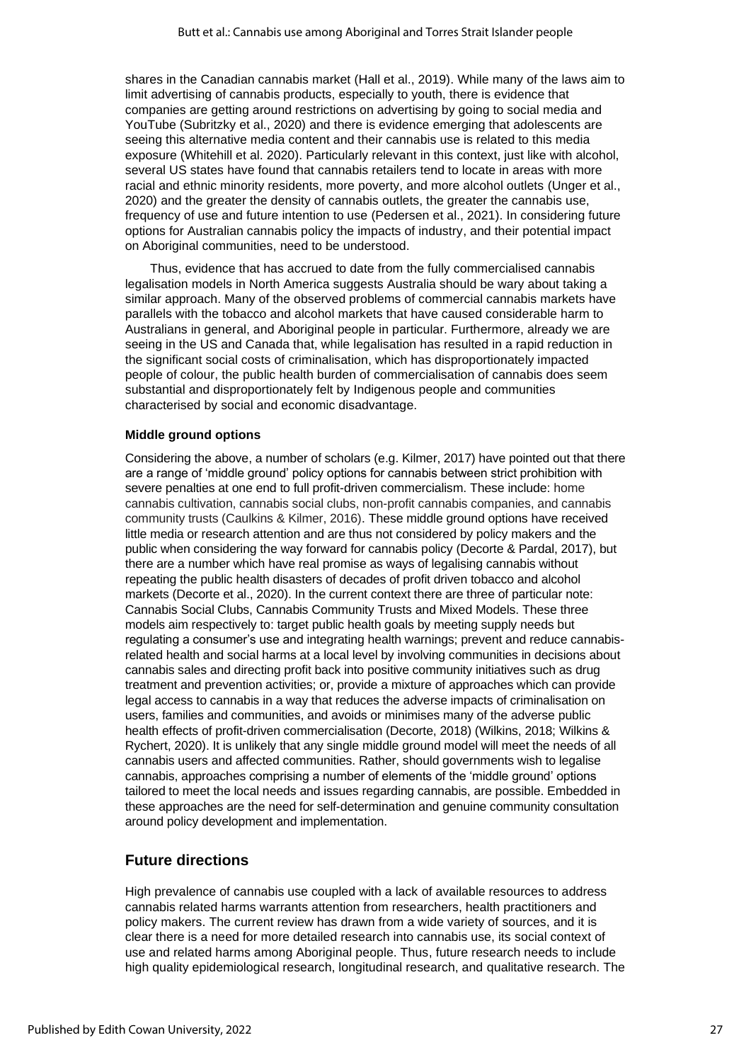shares in the Canadian cannabis market (Hall et al., 2019). While many of the laws aim to limit advertising of cannabis products, especially to youth, there is evidence that companies are getting around restrictions on advertising by going to social media and YouTube (Subritzky et al., 2020) and there is evidence emerging that adolescents are seeing this alternative media content and their cannabis use is related to this media exposure (Whitehill et al. 2020). Particularly relevant in this context, just like with alcohol, several US states have found that cannabis retailers tend to locate in areas with more racial and ethnic minority residents, more poverty, and more alcohol outlets (Unger et al., 2020) and the greater the density of cannabis outlets, the greater the cannabis use, frequency of use and future intention to use (Pedersen et al., 2021). In considering future options for Australian cannabis policy the impacts of industry, and their potential impact on Aboriginal communities, need to be understood.

Thus, evidence that has accrued to date from the fully commercialised cannabis legalisation models in North America suggests Australia should be wary about taking a similar approach. Many of the observed problems of commercial cannabis markets have parallels with the tobacco and alcohol markets that have caused considerable harm to Australians in general, and Aboriginal people in particular. Furthermore, already we are seeing in the US and Canada that, while legalisation has resulted in a rapid reduction in the significant social costs of criminalisation, which has disproportionately impacted people of colour, the public health burden of commercialisation of cannabis does seem substantial and disproportionately felt by Indigenous people and communities characterised by social and economic disadvantage.

#### Middle ground options

Considering the above, a number of scholars (e.g. Kilmer, 2017) have pointed out that there are a range of 'middle ground' policy options for cannabis between strict prohibition with severe penalties at one end to full profit-driven commercialism. These include: home cannabis cultivation, cannabis social clubs, non-profit cannabis companies, and cannabis community trusts (Caulkins & Kilmer, 2016). These middle ground options have received little media or research attention and are thus not considered by policy makers and the public when considering the way forward for cannabis policy (Decorte & Pardal, 2017), but there are a number which have real promise as ways of legalising cannabis without repeating the public health disasters of decades of profit driven tobacco and alcohol markets (Decorte et al., 2020). In the current context there are three of particular note: Cannabis Social Clubs, Cannabis Community Trusts and Mixed Models. These three models aim respectively to: target public health goals by meeting supply needs but regulating a consumer's use and integrating health warnings; prevent and reduce cannabis-related health and social harms at a local level by involving communities in decisions about cannabis sales and directing profit back into positive community initiatives such as drug treatment and prevention activities; or, provide a mixture of approaches which can provide legal access to cannabis in a way that reduces the adverse impacts of criminalisation on users, families and communities, and avoids or minimises many of the adverse public health effects of profit-driven commercialisation (Decorte, 2018) (Wilkins, 2018; Wilkins & Rychert, 2020). It is unlikely that any single middle ground model will meet the needs of all cannabis users and affected communities. Rather, should governments wish to legalise cannabis, approaches comprising a number of elements of the 'middle ground' options tailored to meet the local needs and issues regarding cannabis, are possible. Embedded in these approaches are the need for self-determination and genuine community consultation around policy development and implementation.

## Future directions

High prevalence of cannabis use coupled with a lack of available resources to address cannabis related harms warrants attention from researchers, health practitioners and policy makers. The current review has drawn from a wide variety of sources, and it is clear there is a need for more detailed research into cannabis use, its social context of use and related harms among Aboriginal people. Thus, future research needs to include high quality epidemiological research, longitudinal research, and qualitative research. The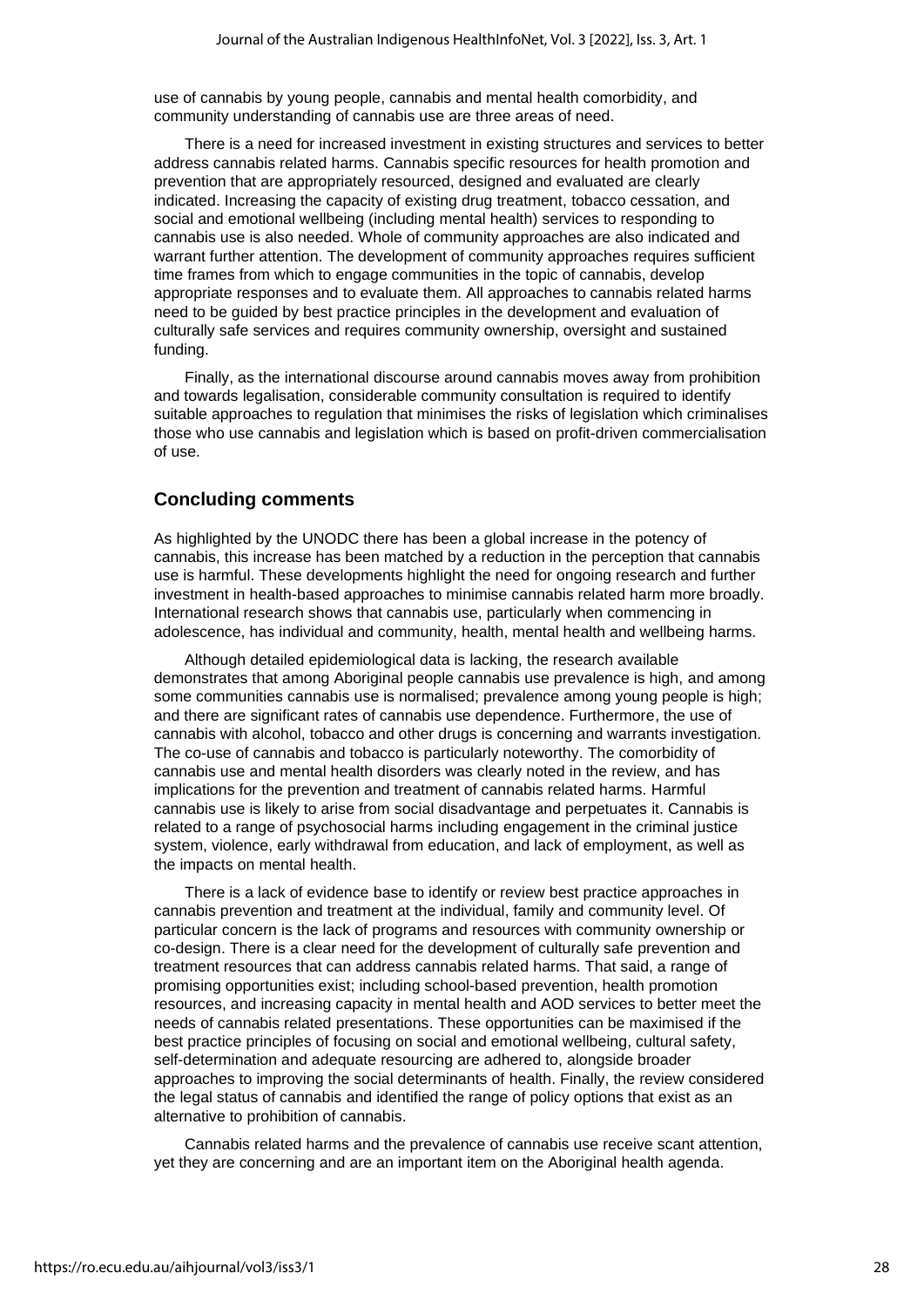use of cannabis by young people, cannabis and mental health comorbidity, and community understanding of cannabis use are three areas of need.

There is a need for increased investment in existing structures and services to better address cannabis related harms. Cannabis specific resources for health promotion and prevention that are appropriately resourced, designed and evaluated are clearly indicated. Increasing the capacity of existing drug treatment, tobacco cessation, and social and emotional wellbeing (including mental health) services to responding to cannabis use is also needed. Whole of community approaches are also indicated and warrant further attention. The development of community approaches requires sufficient time frames from which to engage communities in the topic of cannabis, develop appropriate responses and to evaluate them. All approaches to cannabis related harms need to be guided by best practice principles in the development and evaluation of culturally safe services and requires community ownership, oversight and sustained funding.

Finally, as the international discourse around cannabis moves away from prohibition and towards legalisation, considerable community consultation is required to identify suitable approaches to regulation that minimises the risks of legislation which criminalises those who use cannabis and legislation which is based on profit-driven commercialisation of use.

## Concluding comments

As highlighted by the UNODC there has been a global increase in the potency of cannabis, this increase has been matched by a reduction in the perception that cannabis use is harmful. These developments highlight the need for ongoing research and further investment in health-based approaches to minimise cannabis related harm more broadly. International research shows that cannabis use, particularly when commencing in adolescence, has individual and community, health, mental health and wellbeing harms.

Although detailed epidemiological data is lacking, the research available demonstrates that among Aboriginal people cannabis use prevalence is high, and among some communities cannabis use is normalised; prevalence among young people is high; and there are significant rates of cannabis use dependence. Furthermore, the use of cannabis with alcohol, tobacco and other drugs is concerning and warrants investigation. The co-use of cannabis and tobacco is particularly noteworthy. The comorbidity of cannabis use and mental health disorders was clearly noted in the review, and has implications for the prevention and treatment of cannabis related harms. Harmful cannabis use is likely to arise from social disadvantage and perpetuates it. Cannabis is related to a range of psychosocial harms including engagement in the criminal justice system, violence, early withdrawal from education, and lack of employment, as well as the impacts on mental health.

There is a lack of evidence base to identify or review best practice approaches in cannabis prevention and treatment at the individual, family and community level. Of particular concern is the lack of programs and resources with community ownership or co-design. There is a clear need for the development of culturally safe prevention and treatment resources that can address cannabis related harms. That said, a range of promising opportunities exist; including school-based prevention, health promotion resources, and increasing capacity in mental health and AOD services to better meet the needs of cannabis related presentations. These opportunities can be maximised if the best practice principles of focusing on social and emotional wellbeing, cultural safety, self-determination and adequate resourcing are adhered to, alongside broader approaches to improving the social determinants of health. Finally, the review considered the legal status of cannabis and identified the range of policy options that exist as an alternative to prohibition of cannabis.

Cannabis related harms and the prevalence of cannabis use receive scant attention, yet they are concerning and are an important item on the Aboriginal health agenda.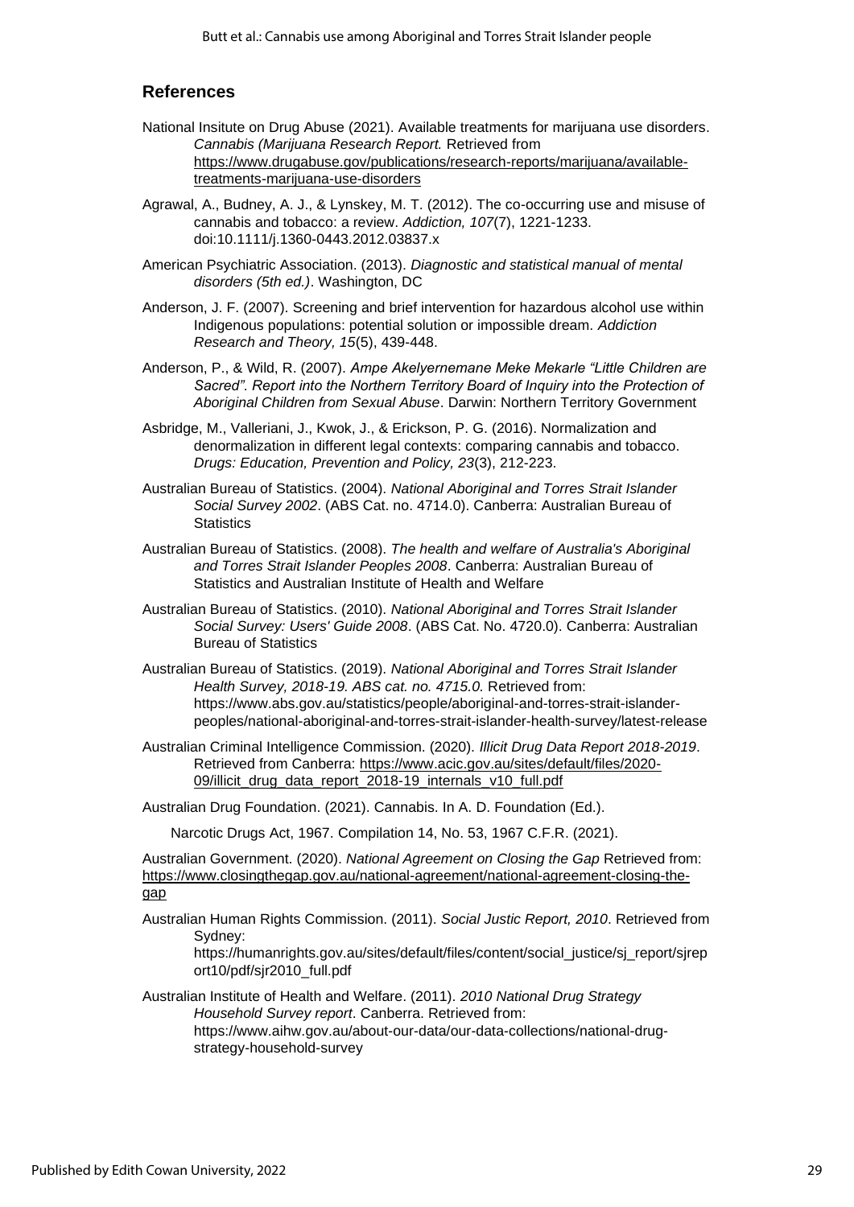## References

National Insitute on Drug Abuse (2021). Available treatments for marijuana use disorders. *Cannabis (Marijuana Research Report.* Retrieved from https://www.drugabuse.gov/publications/research-reports/marijuana/available-treatments-marijuana-use-disorders

Agrawal, A., Budney, A. J., & Lynskey, M. T. (2012). The co-occurring use and misuse of cannabis and tobacco: a review. *Addiction, 107*(7), 1221-1233. doi:10.1111/j.1360-0443.2012.03837.x

American Psychiatric Association. (2013). *Diagnostic and statistical manual of mental disorders (5th ed.)*. Washington, DC

Anderson, J. F. (2007). Screening and brief intervention for hazardous alcohol use within Indigenous populations: potential solution or impossible dream. *Addiction Research and Theory, 15*(5), 439-448.

Anderson, P., & Wild, R. (2007). *Ampe Akelyernemane Meke Mekarle "Little Children are Sacred". Report into the Northern Territory Board of Inquiry into the Protection of Aboriginal Children from Sexual Abuse*. Darwin: Northern Territory Government

Asbridge, M., Valleriani, J., Kwok, J., & Erickson, P. G. (2016). Normalization and denormalization in different legal contexts: comparing cannabis and tobacco. *Drugs: Education, Prevention and Policy, 23*(3), 212-223.

Australian Bureau of Statistics. (2004). *National Aboriginal and Torres Strait Islander Social Survey 2002*. (ABS Cat. no. 4714.0). Canberra: Australian Bureau of Statistics

Australian Bureau of Statistics. (2008). *The health and welfare of Australia's Aboriginal and Torres Strait Islander Peoples 2008*. Canberra: Australian Bureau of Statistics and Australian Institute of Health and Welfare

Australian Bureau of Statistics. (2010). *National Aboriginal and Torres Strait Islander Social Survey: Users' Guide 2008*. (ABS Cat. No. 4720.0). Canberra: Australian Bureau of Statistics

Australian Bureau of Statistics. (2019). *National Aboriginal and Torres Strait Islander Health Survey, 2018-19. ABS cat. no. 4715.0.* Retrieved from: https://www.abs.gov.au/statistics/people/aboriginal-and-torres-strait-islander-peoples/national-aboriginal-and-torres-strait-islander-health-survey/latest-release

Australian Criminal Intelligence Commission. (2020). *Illicit Drug Data Report 2018-2019*. Retrieved from Canberra: https://www.acic.gov.au/sites/default/files/2020-09/illicit_drug_data_report_2018-19_internals_v10_full.pdf

Australian Drug Foundation. (2021). Cannabis. In A. D. Foundation (Ed.).

Narcotic Drugs Act, 1967. Compilation 14, No. 53, 1967 C.F.R. (2021).

Australian Government. (2020). *National Agreement on Closing the Gap* Retrieved from: https://www.closingthegap.gov.au/national-agreement/national-agreement-closing-the-gap

Australian Human Rights Commission. (2011). *Social Justic Report, 2010*. Retrieved from Sydney: https://humanrights.gov.au/sites/default/files/content/social_justice/sj_report/sjreport10/pdf/sjr2010_full.pdf

Australian Institute of Health and Welfare. (2011). *2010 National Drug Strategy Household Survey report*. Canberra. Retrieved from: https://www.aihw.gov.au/about-our-data/our-data-collections/national-drug-strategy-household-survey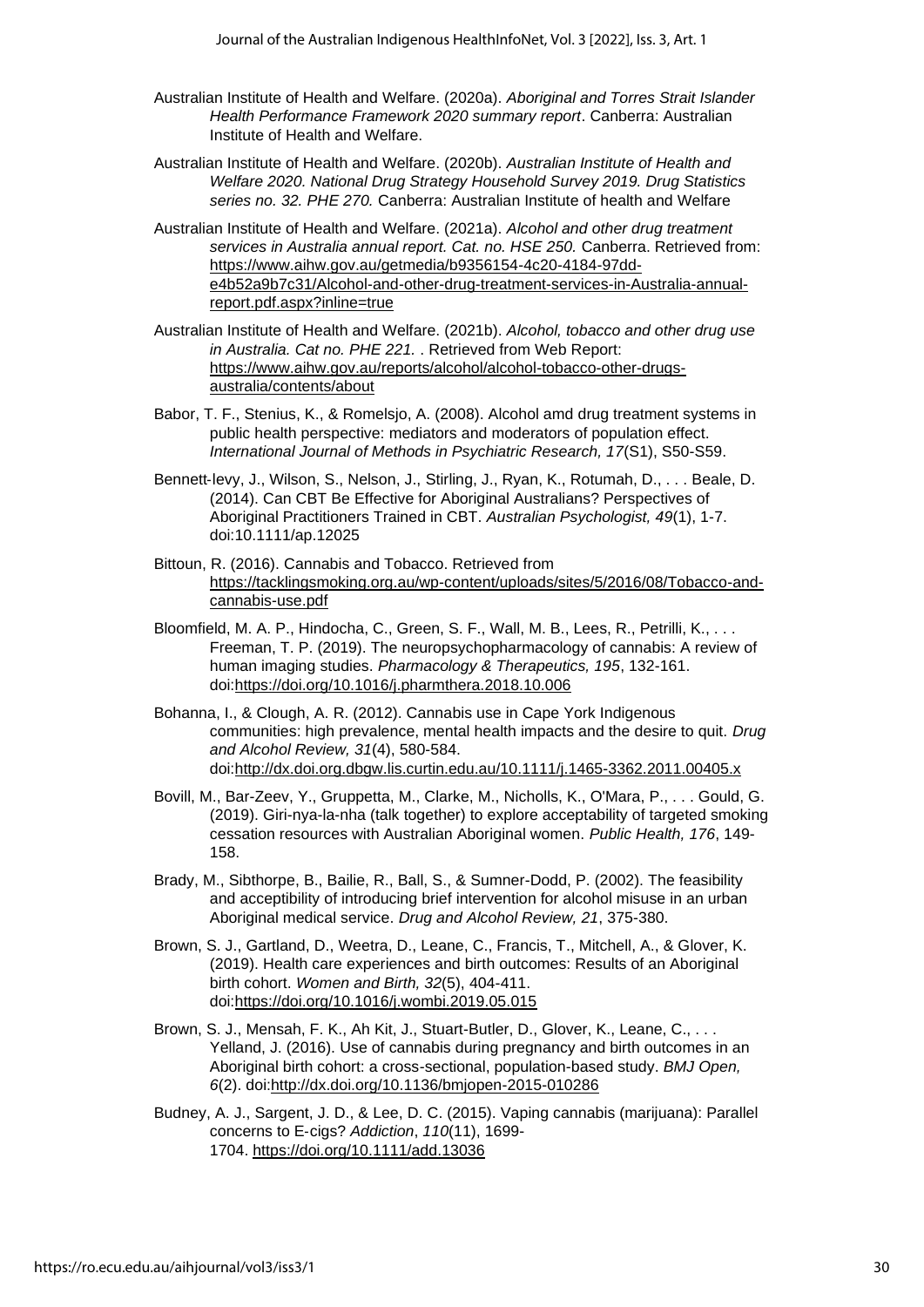Australian Institute of Health and Welfare. (2020a). *Aboriginal and Torres Strait Islander Health Performance Framework 2020 summary report*. Canberra: Australian Institute of Health and Welfare.

Australian Institute of Health and Welfare. (2020b). *Australian Institute of Health and Welfare 2020. National Drug Strategy Household Survey 2019. Drug Statistics series no. 32. PHE 270.* Canberra: Australian Institute of health and Welfare

Australian Institute of Health and Welfare. (2021a). *Alcohol and other drug treatment services in Australia annual report. Cat. no. HSE 250.* Canberra. Retrieved from: https://www.aihw.gov.au/getmedia/b9356154-4c20-4184-97dd-e4b52a9b7c31/Alcohol-and-other-drug-treatment-services-in-Australia-annual-report.pdf.aspx?inline=true

Australian Institute of Health and Welfare. (2021b). *Alcohol, tobacco and other drug use in Australia. Cat no. PHE 221.* . Retrieved from Web Report: https://www.aihw.gov.au/reports/alcohol/alcohol-tobacco-other-drugs-australia/contents/about

Babor, T. F., Stenius, K., & Romelsjo, A. (2008). Alcohol amd drug treatment systems in public health perspective: mediators and moderators of population effect. *International Journal of Methods in Psychiatric Research, 17*(S1), S50-S59.

Bennett-levy, J., Wilson, S., Nelson, J., Stirling, J., Ryan, K., Rotumah, D., . . . Beale, D. (2014). Can CBT Be Effective for Aboriginal Australians? Perspectives of Aboriginal Practitioners Trained in CBT. *Australian Psychologist, 49*(1), 1-7. doi:10.1111/ap.12025

Bittoun, R. (2016). Cannabis and Tobacco. Retrieved from https://tacklingsmoking.org.au/wp-content/uploads/sites/5/2016/08/Tobacco-and-cannabis-use.pdf

Bloomfield, M. A. P., Hindocha, C., Green, S. F., Wall, M. B., Lees, R., Petrilli, K., . . . Freeman, T. P. (2019). The neuropsychopharmacology of cannabis: A review of human imaging studies. *Pharmacology & Therapeutics, 195*, 132-161. doi:https://doi.org/10.1016/j.pharmthera.2018.10.006

Bohanna, I., & Clough, A. R. (2012). Cannabis use in Cape York Indigenous communities: high prevalence, mental health impacts and the desire to quit. *Drug and Alcohol Review, 31*(4), 580-584. doi:http://dx.doi.org.dbgw.lis.curtin.edu.au/10.1111/j.1465-3362.2011.00405.x

Bovill, M., Bar-Zeev, Y., Gruppetta, M., Clarke, M., Nicholls, K., O'Mara, P., . . . Gould, G. (2019). Giri-nya-la-nha (talk together) to explore acceptability of targeted smoking cessation resources with Australian Aboriginal women. *Public Health, 176*, 149-158.

Brady, M., Sibthorpe, B., Bailie, R., Ball, S., & Sumner-Dodd, P. (2002). The feasibility and acceptibility of introducing brief intervention for alcohol misuse in an urban Aboriginal medical service. *Drug and Alcohol Review, 21*, 375-380.

Brown, S. J., Gartland, D., Weetra, D., Leane, C., Francis, T., Mitchell, A., & Glover, K. (2019). Health care experiences and birth outcomes: Results of an Aboriginal birth cohort. *Women and Birth, 32*(5), 404-411. doi:https://doi.org/10.1016/j.wombi.2019.05.015

Brown, S. J., Mensah, F. K., Ah Kit, J., Stuart-Butler, D., Glover, K., Leane, C., . . . Yelland, J. (2016). Use of cannabis during pregnancy and birth outcomes in an Aboriginal birth cohort: a cross-sectional, population-based study. *BMJ Open, 6*(2). doi:http://dx.doi.org/10.1136/bmjopen-2015-010286

Budney, A. J., Sargent, J. D., & Lee, D. C. (2015). Vaping cannabis (marijuana): Parallel concerns to E-cigs? *Addiction*, *110*(11), 1699-1704. https://doi.org/10.1111/add.13036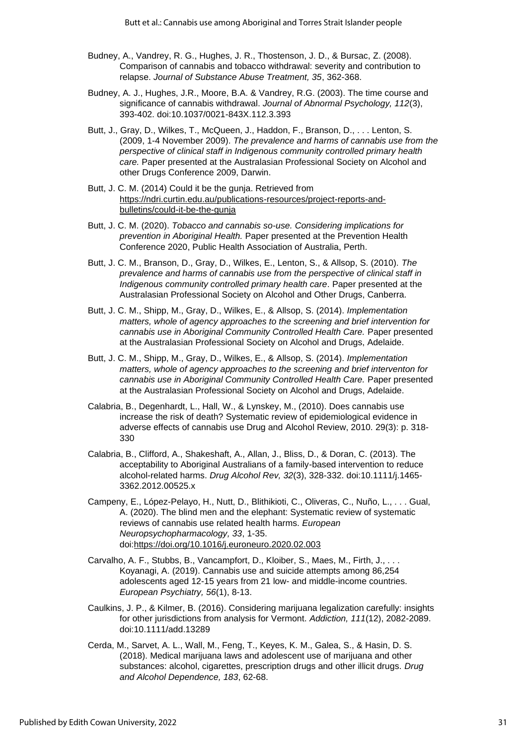Budney, A., Vandrey, R. G., Hughes, J. R., Thostenson, J. D., & Bursac, Z. (2008). Comparison of cannabis and tobacco withdrawal: severity and contribution to relapse. *Journal of Substance Abuse Treatment, 35*, 362-368.

Budney, A. J., Hughes, J.R., Moore, B.A. & Vandrey, R.G. (2003). The time course and significance of cannabis withdrawal. *Journal of Abnormal Psychology, 112*(3), 393-402. doi:10.1037/0021-843X.112.3.393

Butt, J., Gray, D., Wilkes, T., McQueen, J., Haddon, F., Branson, D., . . . Lenton, S. (2009, 1-4 November 2009). *The prevalence and harms of cannabis use from the perspective of clinical staff in Indigenous community controlled primary health care.* Paper presented at the Australasian Professional Society on Alcohol and other Drugs Conference 2009, Darwin.

Butt, J. C. M. (2014) Could it be the gunja. Retrieved from https://ndri.curtin.edu.au/publications-resources/project-reports-and-bulletins/could-it-be-the-gunja

Butt, J. C. M. (2020). *Tobacco and cannabis so-use. Considering implications for prevention in Aboriginal Health.* Paper presented at the Prevention Health Conference 2020, Public Health Association of Australia, Perth.

Butt, J. C. M., Branson, D., Gray, D., Wilkes, E., Lenton, S., & Allsop, S. (2010). *The prevalence and harms of cannabis use from the perspective of clinical staff in Indigenous community controlled primary health care*. Paper presented at the Australasian Professional Society on Alcohol and Other Drugs, Canberra.

Butt, J. C. M., Shipp, M., Gray, D., Wilkes, E., & Allsop, S. (2014). *Implementation matters, whole of agency approaches to the screening and brief intervention for cannabis use in Aboriginal Community Controlled Health Care.* Paper presented at the Australasian Professional Society on Alcohol and Drugs, Adelaide.

Butt, J. C. M., Shipp, M., Gray, D., Wilkes, E., & Allsop, S. (2014). *Implementation matters, whole of agency approaches to the screening and brief interventon for cannabis use in Aboriginal Community Controlled Health Care.* Paper presented at the Australasian Professional Society on Alcohol and Drugs, Adelaide.

Calabria, B., Degenhardt, L., Hall, W., & Lynskey, M., (2010). Does cannabis use increase the risk of death? Systematic review of epidemiological evidence in adverse effects of cannabis use Drug and Alcohol Review, 2010. 29(3): p. 318-330

Calabria, B., Clifford, A., Shakeshaft, A., Allan, J., Bliss, D., & Doran, C. (2013). The acceptability to Aboriginal Australians of a family-based intervention to reduce alcohol-related harms. *Drug Alcohol Rev, 32*(3), 328-332. doi:10.1111/j.1465-3362.2012.00525.x

Campeny, E., López-Pelayo, H., Nutt, D., Blithikioti, C., Oliveras, C., Nuño, L., . . . Gual, A. (2020). The blind men and the elephant: Systematic review of systematic reviews of cannabis use related health harms. *European Neuropsychopharmacology, 33*, 1-35. doi:https://doi.org/10.1016/j.euroneuro.2020.02.003

Carvalho, A. F., Stubbs, B., Vancampfort, D., Kloiber, S., Maes, M., Firth, J., . . . Koyanagi, A. (2019). Cannabis use and suicide attempts among 86,254 adolescents aged 12-15 years from 21 low- and middle-income countries. *European Psychiatry, 56*(1), 8-13.

Caulkins, J. P., & Kilmer, B. (2016). Considering marijuana legalization carefully: insights for other jurisdictions from analysis for Vermont. *Addiction, 111*(12), 2082-2089. doi:10.1111/add.13289

Cerda, M., Sarvet, A. L., Wall, M., Feng, T., Keyes, K. M., Galea, S., & Hasin, D. S. (2018). Medical marijuana laws and adolescent use of marijuana and other substances: alcohol, cigarettes, prescription drugs and other illicit drugs. *Drug and Alcohol Dependence, 183*, 62-68.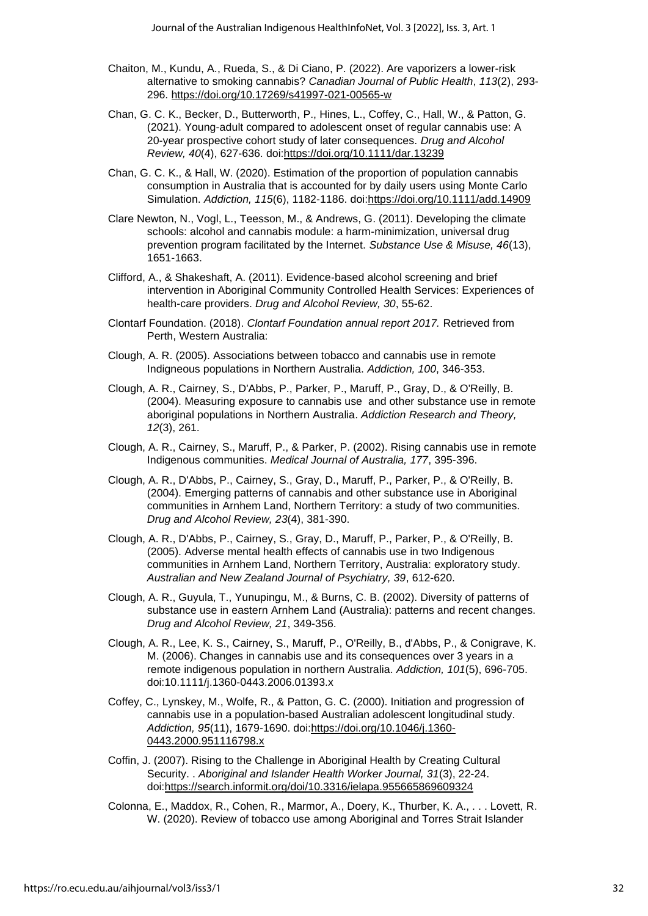Chaiton, M., Kundu, A., Rueda, S., & Di Ciano, P. (2022). Are vaporizers a lower-risk alternative to smoking cannabis? *Canadian Journal of Public Health*, *113*(2), 293-296. https://doi.org/10.17269/s41997-021-00565-w

Chan, G. C. K., Becker, D., Butterworth, P., Hines, L., Coffey, C., Hall, W., & Patton, G. (2021). Young-adult compared to adolescent onset of regular cannabis use: A 20-year prospective cohort study of later consequences. *Drug and Alcohol Review, 40*(4), 627-636. doi:https://doi.org/10.1111/dar.13239

Chan, G. C. K., & Hall, W. (2020). Estimation of the proportion of population cannabis consumption in Australia that is accounted for by daily users using Monte Carlo Simulation. *Addiction, 115*(6), 1182-1186. doi:https://doi.org/10.1111/add.14909

Clare Newton, N., Vogl, L., Teesson, M., & Andrews, G. (2011). Developing the climate schools: alcohol and cannabis module: a harm-minimization, universal drug prevention program facilitated by the Internet. *Substance Use & Misuse, 46*(13), 1651-1663.

Clifford, A., & Shakeshaft, A. (2011). Evidence-based alcohol screening and brief intervention in Aboriginal Community Controlled Health Services: Experiences of health-care providers. *Drug and Alcohol Review, 30*, 55-62.

Clontarf Foundation. (2018). *Clontarf Foundation annual report 2017.* Retrieved from Perth, Western Australia:

Clough, A. R. (2005). Associations between tobacco and cannabis use in remote Indigneous populations in Northern Australia. *Addiction, 100*, 346-353.

Clough, A. R., Cairney, S., D'Abbs, P., Parker, P., Maruff, P., Gray, D., & O'Reilly, B. (2004). Measuring exposure to cannabis use and other substance use in remote aboriginal populations in Northern Australia. *Addiction Research and Theory, 12*(3), 261.

Clough, A. R., Cairney, S., Maruff, P., & Parker, P. (2002). Rising cannabis use in remote Indigenous communities. *Medical Journal of Australia, 177*, 395-396.

Clough, A. R., D'Abbs, P., Cairney, S., Gray, D., Maruff, P., Parker, P., & O'Reilly, B. (2004). Emerging patterns of cannabis and other substance use in Aboriginal communities in Arnhem Land, Northern Territory: a study of two communities. *Drug and Alcohol Review, 23*(4), 381-390.

Clough, A. R., D'Abbs, P., Cairney, S., Gray, D., Maruff, P., Parker, P., & O'Reilly, B. (2005). Adverse mental health effects of cannabis use in two Indigenous communities in Arnhem Land, Northern Territory, Australia: exploratory study. *Australian and New Zealand Journal of Psychiatry, 39*, 612-620.

Clough, A. R., Guyula, T., Yunupingu, M., & Burns, C. B. (2002). Diversity of patterns of substance use in eastern Arnhem Land (Australia): patterns and recent changes. *Drug and Alcohol Review, 21*, 349-356.

Clough, A. R., Lee, K. S., Cairney, S., Maruff, P., O'Reilly, B., d'Abbs, P., & Conigrave, K. M. (2006). Changes in cannabis use and its consequences over 3 years in a remote indigenous population in northern Australia. *Addiction, 101*(5), 696-705. doi:10.1111/j.1360-0443.2006.01393.x

Coffey, C., Lynskey, M., Wolfe, R., & Patton, G. C. (2000). Initiation and progression of cannabis use in a population-based Australian adolescent longitudinal study. *Addiction, 95*(11), 1679-1690. doi:https://doi.org/10.1046/j.1360-0443.2000.951116798.x

Coffin, J. (2007). Rising to the Challenge in Aboriginal Health by Creating Cultural Security. . *Aboriginal and Islander Health Worker Journal, 31*(3), 22-24. doi:https://search.informit.org/doi/10.3316/ielapa.955665869609324

Colonna, E., Maddox, R., Cohen, R., Marmor, A., Doery, K., Thurber, K. A., . . . Lovett, R. W. (2020). Review of tobacco use among Aboriginal and Torres Strait Islander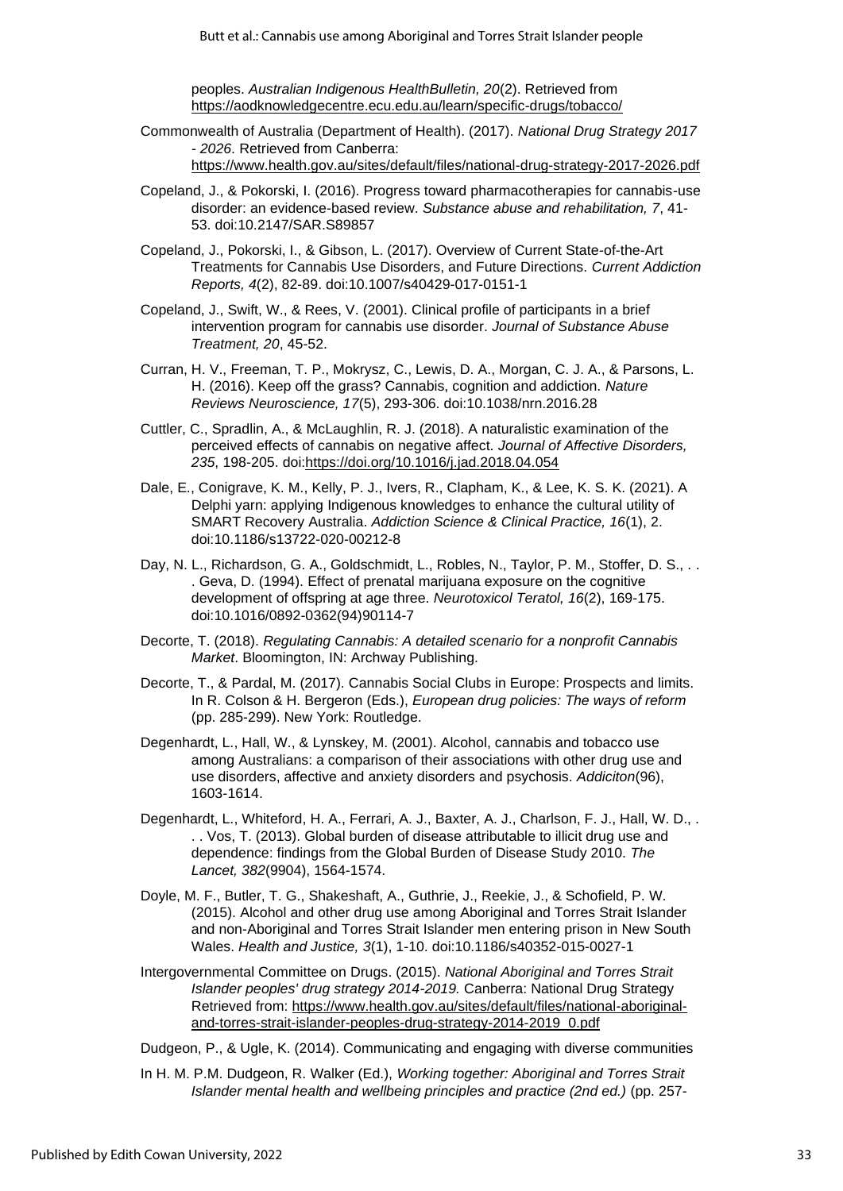peoples. *Australian Indigenous HealthBulletin, 20*(2). Retrieved from https://aodknowledgecentre.ecu.edu.au/learn/specific-drugs/tobacco/

Commonwealth of Australia (Department of Health). (2017). *National Drug Strategy 2017 - 2026*. Retrieved from Canberra: https://www.health.gov.au/sites/default/files/national-drug-strategy-2017-2026.pdf

Copeland, J., & Pokorski, I. (2016). Progress toward pharmacotherapies for cannabis-use disorder: an evidence-based review. *Substance abuse and rehabilitation, 7*, 41-53. doi:10.2147/SAR.S89857

Copeland, J., Pokorski, I., & Gibson, L. (2017). Overview of Current State-of-the-Art Treatments for Cannabis Use Disorders, and Future Directions. *Current Addiction Reports, 4*(2), 82-89. doi:10.1007/s40429-017-0151-1

Copeland, J., Swift, W., & Rees, V. (2001). Clinical profile of participants in a brief intervention program for cannabis use disorder. *Journal of Substance Abuse Treatment, 20*, 45-52.

Curran, H. V., Freeman, T. P., Mokrysz, C., Lewis, D. A., Morgan, C. J. A., & Parsons, L. H. (2016). Keep off the grass? Cannabis, cognition and addiction. *Nature Reviews Neuroscience, 17*(5), 293-306. doi:10.1038/nrn.2016.28

Cuttler, C., Spradlin, A., & McLaughlin, R. J. (2018). A naturalistic examination of the perceived effects of cannabis on negative affect. *Journal of Affective Disorders, 235*, 198-205. doi:https://doi.org/10.1016/j.jad.2018.04.054

Dale, E., Conigrave, K. M., Kelly, P. J., Ivers, R., Clapham, K., & Lee, K. S. K. (2021). A Delphi yarn: applying Indigenous knowledges to enhance the cultural utility of SMART Recovery Australia. *Addiction Science & Clinical Practice, 16*(1), 2. doi:10.1186/s13722-020-00212-8

Day, N. L., Richardson, G. A., Goldschmidt, L., Robles, N., Taylor, P. M., Stoffer, D. S., . . . Geva, D. (1994). Effect of prenatal marijuana exposure on the cognitive development of offspring at age three. *Neurotoxicol Teratol, 16*(2), 169-175. doi:10.1016/0892-0362(94)90114-7

Decorte, T. (2018). *Regulating Cannabis: A detailed scenario for a nonprofit Cannabis Market*. Bloomington, IN: Archway Publishing.

Decorte, T., & Pardal, M. (2017). Cannabis Social Clubs in Europe: Prospects and limits. In R. Colson & H. Bergeron (Eds.), *European drug policies: The ways of reform* (pp. 285-299). New York: Routledge.

Degenhardt, L., Hall, W., & Lynskey, M. (2001). Alcohol, cannabis and tobacco use among Australians: a comparison of their associations with other drug use and use disorders, affective and anxiety disorders and psychosis. *Addiciton*(96), 1603-1614.

Degenhardt, L., Whiteford, H. A., Ferrari, A. J., Baxter, A. J., Charlson, F. J., Hall, W. D., . . . Vos, T. (2013). Global burden of disease attributable to illicit drug use and dependence: findings from the Global Burden of Disease Study 2010. *The Lancet, 382*(9904), 1564-1574.

Doyle, M. F., Butler, T. G., Shakeshaft, A., Guthrie, J., Reekie, J., & Schofield, P. W. (2015). Alcohol and other drug use among Aboriginal and Torres Strait Islander and non-Aboriginal and Torres Strait Islander men entering prison in New South Wales. *Health and Justice, 3*(1), 1-10. doi:10.1186/s40352-015-0027-1

Intergovernmental Committee on Drugs. (2015). *National Aboriginal and Torres Strait Islander peoples' drug strategy 2014-2019.* Canberra: National Drug Strategy Retrieved from: https://www.health.gov.au/sites/default/files/national-aboriginal-and-torres-strait-islander-peoples-drug-strategy-2014-2019_0.pdf

Dudgeon, P., & Ugle, K. (2014). Communicating and engaging with diverse communities

In H. M. P.M. Dudgeon, R. Walker (Ed.), *Working together: Aboriginal and Torres Strait Islander mental health and wellbeing principles and practice (2nd ed.)* (pp. 257-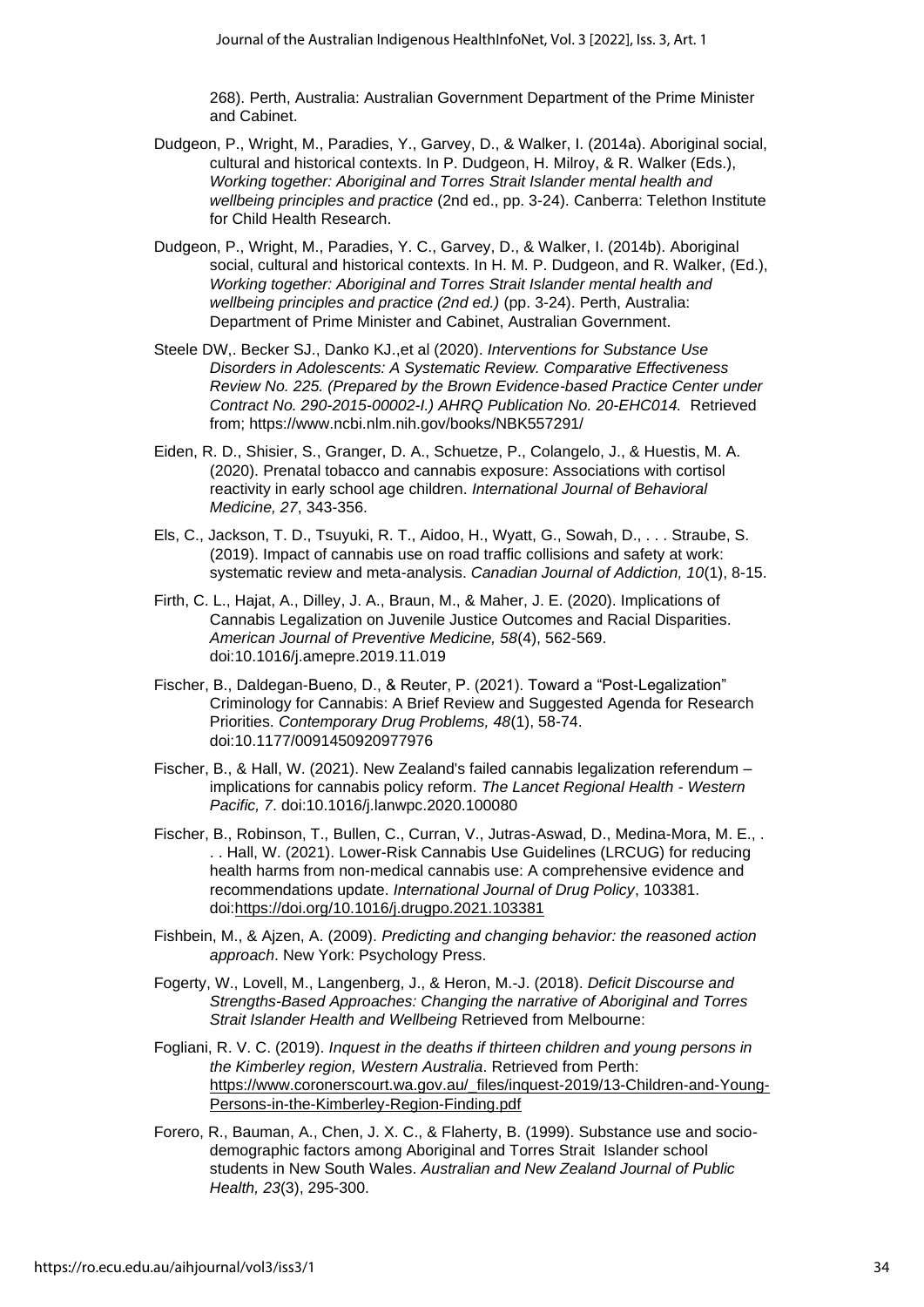268). Perth, Australia: Australian Government Department of the Prime Minister and Cabinet.

Dudgeon, P., Wright, M., Paradies, Y., Garvey, D., & Walker, I. (2014a). Aboriginal social, cultural and historical contexts. In P. Dudgeon, H. Milroy, & R. Walker (Eds.), *Working together: Aboriginal and Torres Strait Islander mental health and wellbeing principles and practice* (2nd ed., pp. 3-24). Canberra: Telethon Institute for Child Health Research.

Dudgeon, P., Wright, M., Paradies, Y. C., Garvey, D., & Walker, I. (2014b). Aboriginal social, cultural and historical contexts. In H. M. P. Dudgeon, and R. Walker, (Ed.), *Working together: Aboriginal and Torres Strait Islander mental health and wellbeing principles and practice (2nd ed.)* (pp. 3-24). Perth, Australia: Department of Prime Minister and Cabinet, Australian Government.

Steele DW,. Becker SJ., Danko KJ.,et al (2020). *Interventions for Substance Use Disorders in Adolescents: A Systematic Review. Comparative Effectiveness Review No. 225. (Prepared by the Brown Evidence-based Practice Center under Contract No. 290-2015-00002-I.) AHRQ Publication No. 20-EHC014.* Retrieved from; https://www.ncbi.nlm.nih.gov/books/NBK557291/

Eiden, R. D., Shisier, S., Granger, D. A., Schuetze, P., Colangelo, J., & Huestis, M. A. (2020). Prenatal tobacco and cannabis exposure: Associations with cortisol reactivity in early school age children. *International Journal of Behavioral Medicine, 27*, 343-356.

Els, C., Jackson, T. D., Tsuyuki, R. T., Aidoo, H., Wyatt, G., Sowah, D., . . . Straube, S. (2019). Impact of cannabis use on road traffic collisions and safety at work: systematic review and meta-analysis. *Canadian Journal of Addiction, 10*(1), 8-15.

Firth, C. L., Hajat, A., Dilley, J. A., Braun, M., & Maher, J. E. (2020). Implications of Cannabis Legalization on Juvenile Justice Outcomes and Racial Disparities. *American Journal of Preventive Medicine, 58*(4), 562-569. doi:10.1016/j.amepre.2019.11.019

Fischer, B., Daldegan-Bueno, D., & Reuter, P. (2021). Toward a "Post-Legalization" Criminology for Cannabis: A Brief Review and Suggested Agenda for Research Priorities. *Contemporary Drug Problems, 48*(1), 58-74. doi:10.1177/0091450920977976

Fischer, B., & Hall, W. (2021). New Zealand's failed cannabis legalization referendum – implications for cannabis policy reform. *The Lancet Regional Health - Western Pacific, 7*. doi:10.1016/j.lanwpc.2020.100080

Fischer, B., Robinson, T., Bullen, C., Curran, V., Jutras-Aswad, D., Medina-Mora, M. E., . . . Hall, W. (2021). Lower-Risk Cannabis Use Guidelines (LRCUG) for reducing health harms from non-medical cannabis use: A comprehensive evidence and recommendations update. *International Journal of Drug Policy*, 103381. doi:https://doi.org/10.1016/j.drugpo.2021.103381

Fishbein, M., & Ajzen, A. (2009). *Predicting and changing behavior: the reasoned action approach*. New York: Psychology Press.

Fogerty, W., Lovell, M., Langenberg, J., & Heron, M.-J. (2018). *Deficit Discourse and Strengths-Based Approaches: Changing the narrative of Aboriginal and Torres Strait Islander Health and Wellbeing* Retrieved from Melbourne:

Fogliani, R. V. C. (2019). *Inquest in the deaths if thirteen children and young persons in the Kimberley region, Western Australia*. Retrieved from Perth: https://www.coronerscourt.wa.gov.au/_files/inquest-2019/13-Children-and-Young-Persons-in-the-Kimberley-Region-Finding.pdf

Forero, R., Bauman, A., Chen, J. X. C., & Flaherty, B. (1999). Substance use and socio-demographic factors among Aboriginal and Torres Strait Islander school students in New South Wales. *Australian and New Zealand Journal of Public Health, 23*(3), 295-300.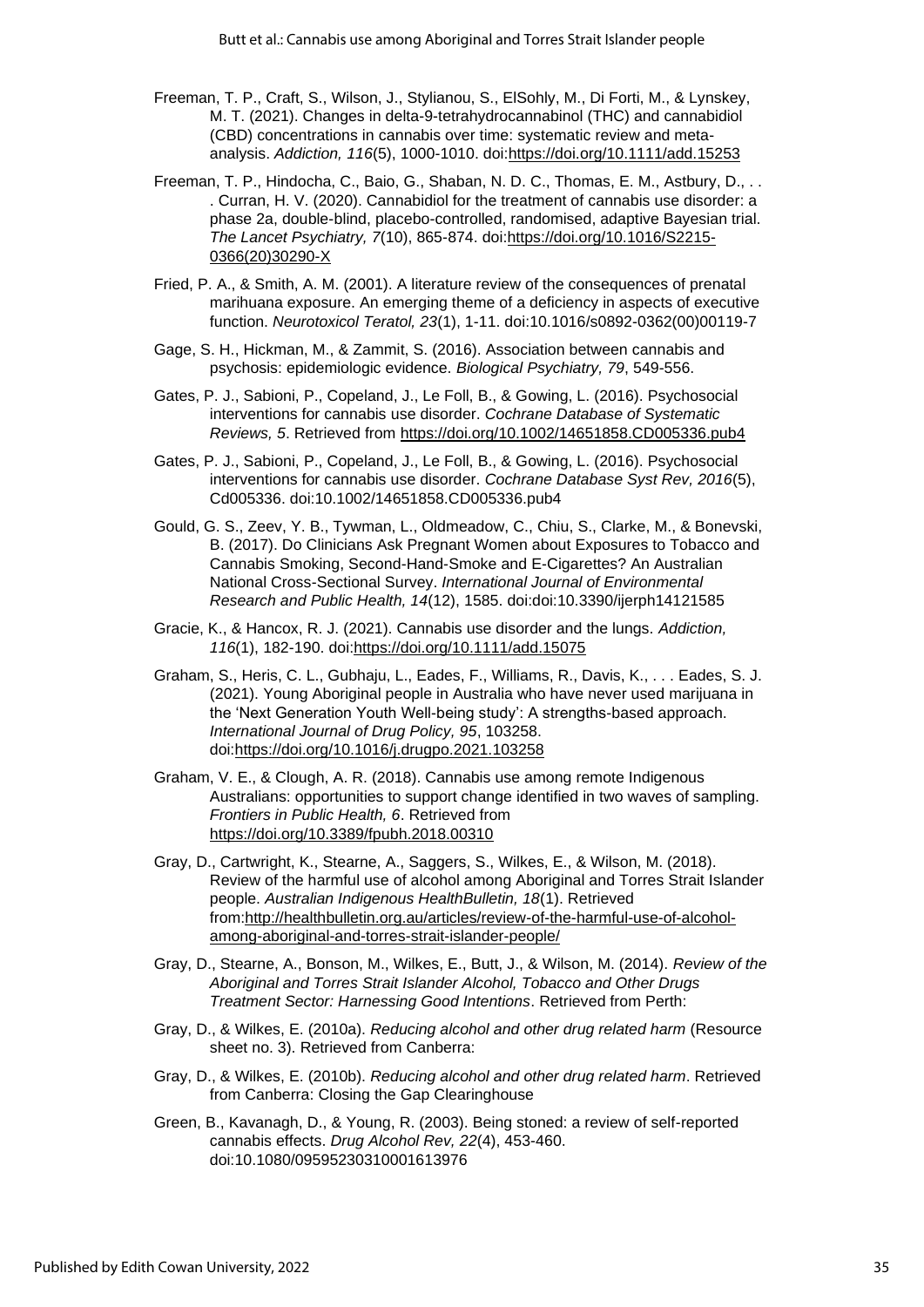Freeman, T. P., Craft, S., Wilson, J., Stylianou, S., ElSohly, M., Di Forti, M., & Lynskey, M. T. (2021). Changes in delta-9-tetrahydrocannabinol (THC) and cannabidiol (CBD) concentrations in cannabis over time: systematic review and meta-analysis. *Addiction, 116*(5), 1000-1010. doi:https://doi.org/10.1111/add.15253

Freeman, T. P., Hindocha, C., Baio, G., Shaban, N. D. C., Thomas, E. M., Astbury, D., . . . Curran, H. V. (2020). Cannabidiol for the treatment of cannabis use disorder: a phase 2a, double-blind, placebo-controlled, randomised, adaptive Bayesian trial. *The Lancet Psychiatry, 7*(10), 865-874. doi:https://doi.org/10.1016/S2215-0366(20)30290-X

Fried, P. A., & Smith, A. M. (2001). A literature review of the consequences of prenatal marihuana exposure. An emerging theme of a deficiency in aspects of executive function. *Neurotoxicol Teratol, 23*(1), 1-11. doi:10.1016/s0892-0362(00)00119-7

Gage, S. H., Hickman, M., & Zammit, S. (2016). Association between cannabis and psychosis: epidemiologic evidence. *Biological Psychiatry, 79*, 549-556.

Gates, P. J., Sabioni, P., Copeland, J., Le Foll, B., & Gowing, L. (2016). Psychosocial interventions for cannabis use disorder. *Cochrane Database of Systematic Reviews, 5*. Retrieved from https://doi.org/10.1002/14651858.CD005336.pub4

Gates, P. J., Sabioni, P., Copeland, J., Le Foll, B., & Gowing, L. (2016). Psychosocial interventions for cannabis use disorder. *Cochrane Database Syst Rev, 2016*(5), Cd005336. doi:10.1002/14651858.CD005336.pub4

Gould, G. S., Zeev, Y. B., Tywman, L., Oldmeadow, C., Chiu, S., Clarke, M., & Bonevski, B. (2017). Do Clinicians Ask Pregnant Women about Exposures to Tobacco and Cannabis Smoking, Second-Hand-Smoke and E-Cigarettes? An Australian National Cross-Sectional Survey. *International Journal of Environmental Research and Public Health, 14*(12), 1585. doi:doi:10.3390/ijerph14121585

Gracie, K., & Hancox, R. J. (2021). Cannabis use disorder and the lungs. *Addiction, 116*(1), 182-190. doi:https://doi.org/10.1111/add.15075

Graham, S., Heris, C. L., Gubhaju, L., Eades, F., Williams, R., Davis, K., . . . Eades, S. J. (2021). Young Aboriginal people in Australia who have never used marijuana in the 'Next Generation Youth Well-being study': A strengths-based approach. *International Journal of Drug Policy, 95*, 103258. doi:https://doi.org/10.1016/j.drugpo.2021.103258

Graham, V. E., & Clough, A. R. (2018). Cannabis use among remote Indigenous Australians: opportunities to support change identified in two waves of sampling. *Frontiers in Public Health, 6*. Retrieved from https://doi.org/10.3389/fpubh.2018.00310

Gray, D., Cartwright, K., Stearne, A., Saggers, S., Wilkes, E., & Wilson, M. (2018). Review of the harmful use of alcohol among Aboriginal and Torres Strait Islander people. *Australian Indigenous HealthBulletin, 18*(1). Retrieved from:http://healthbulletin.org.au/articles/review-of-the-harmful-use-of-alcohol-among-aboriginal-and-torres-strait-islander-people/

Gray, D., Stearne, A., Bonson, M., Wilkes, E., Butt, J., & Wilson, M. (2014). *Review of the Aboriginal and Torres Strait Islander Alcohol, Tobacco and Other Drugs Treatment Sector: Harnessing Good Intentions*. Retrieved from Perth:

Gray, D., & Wilkes, E. (2010a). *Reducing alcohol and other drug related harm* (Resource sheet no. 3). Retrieved from Canberra:

Gray, D., & Wilkes, E. (2010b). *Reducing alcohol and other drug related harm*. Retrieved from Canberra: Closing the Gap Clearinghouse

Green, B., Kavanagh, D., & Young, R. (2003). Being stoned: a review of self-reported cannabis effects. *Drug Alcohol Rev, 22*(4), 453-460. doi:10.1080/09595230310001613976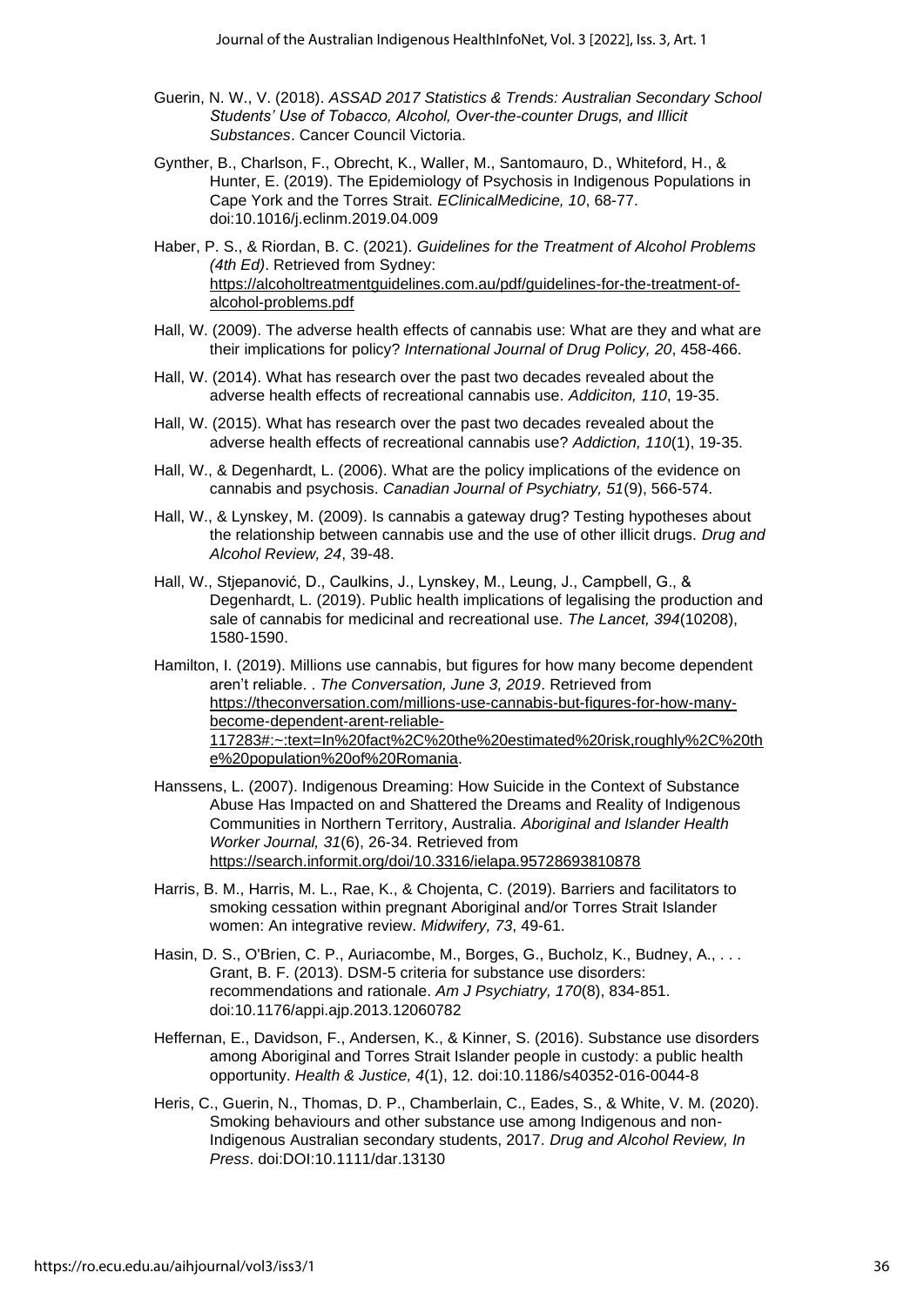Guerin, N. W., V. (2018). *ASSAD 2017 Statistics & Trends: Australian Secondary School Students' Use of Tobacco, Alcohol, Over-the-counter Drugs, and Illicit Substances*. Cancer Council Victoria.

Gynther, B., Charlson, F., Obrecht, K., Waller, M., Santomauro, D., Whiteford, H., & Hunter, E. (2019). The Epidemiology of Psychosis in Indigenous Populations in Cape York and the Torres Strait. *EClinicalMedicine, 10*, 68-77. doi:10.1016/j.eclinm.2019.04.009

Haber, P. S., & Riordan, B. C. (2021). *Guidelines for the Treatment of Alcohol Problems (4th Ed)*. Retrieved from Sydney: https://alcoholtreatmentguidelines.com.au/pdf/guidelines-for-the-treatment-of-alcohol-problems.pdf

Hall, W. (2009). The adverse health effects of cannabis use: What are they and what are their implications for policy? *International Journal of Drug Policy, 20*, 458-466.

Hall, W. (2014). What has research over the past two decades revealed about the adverse health effects of recreational cannabis use. *Addiciton, 110*, 19-35.

Hall, W. (2015). What has research over the past two decades revealed about the adverse health effects of recreational cannabis use? *Addiction, 110*(1), 19-35.

Hall, W., & Degenhardt, L. (2006). What are the policy implications of the evidence on cannabis and psychosis. *Canadian Journal of Psychiatry, 51*(9), 566-574.

Hall, W., & Lynskey, M. (2009). Is cannabis a gateway drug? Testing hypotheses about the relationship between cannabis use and the use of other illicit drugs. *Drug and Alcohol Review, 24*, 39-48.

Hall, W., Stjepanović, D., Caulkins, J., Lynskey, M., Leung, J., Campbell, G., & Degenhardt, L. (2019). Public health implications of legalising the production and sale of cannabis for medicinal and recreational use. *The Lancet, 394*(10208), 1580-1590.

Hamilton, I. (2019). Millions use cannabis, but figures for how many become dependent aren't reliable. . *The Conversation, June 3, 2019*. Retrieved from https://theconversation.com/millions-use-cannabis-but-figures-for-how-many-become-dependent-arent-reliable-117283#:~:text=In%20fact%2C%20the%20estimated%20risk,roughly%2C%20the%20population%20of%20Romania.

Hanssens, L. (2007). Indigenous Dreaming: How Suicide in the Context of Substance Abuse Has Impacted on and Shattered the Dreams and Reality of Indigenous Communities in Northern Territory, Australia. *Aboriginal and Islander Health Worker Journal, 31*(6), 26-34. Retrieved from https://search.informit.org/doi/10.3316/ielapa.95728693810878

Harris, B. M., Harris, M. L., Rae, K., & Chojenta, C. (2019). Barriers and facilitators to smoking cessation within pregnant Aboriginal and/or Torres Strait Islander women: An integrative review. *Midwifery, 73*, 49-61.

Hasin, D. S., O'Brien, C. P., Auriacombe, M., Borges, G., Bucholz, K., Budney, A., . . . Grant, B. F. (2013). DSM-5 criteria for substance use disorders: recommendations and rationale. *Am J Psychiatry, 170*(8), 834-851. doi:10.1176/appi.ajp.2013.12060782

Heffernan, E., Davidson, F., Andersen, K., & Kinner, S. (2016). Substance use disorders among Aboriginal and Torres Strait Islander people in custody: a public health opportunity. *Health & Justice, 4*(1), 12. doi:10.1186/s40352-016-0044-8

Heris, C., Guerin, N., Thomas, D. P., Chamberlain, C., Eades, S., & White, V. M. (2020). Smoking behaviours and other substance use among Indigenous and non-Indigenous Australian secondary students, 2017. *Drug and Alcohol Review, In Press*. doi:DOI:10.1111/dar.13130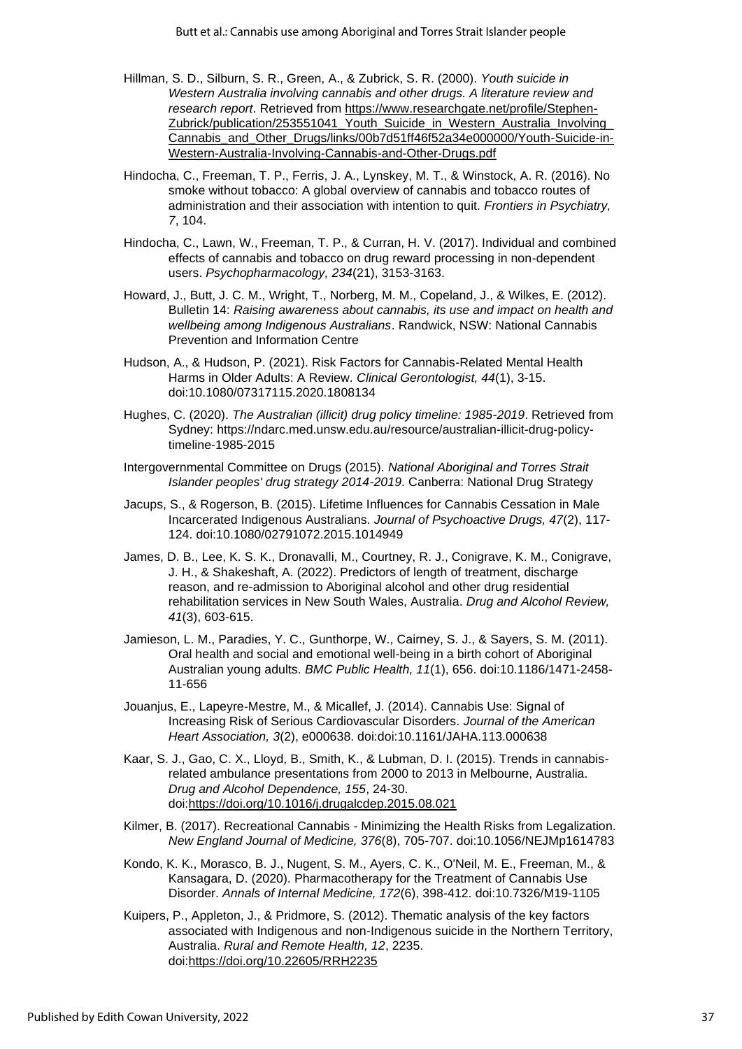Hillman, S. D., Silburn, S. R., Green, A., & Zubrick, S. R. (2000). *Youth suicide in Western Australia involving cannabis and other drugs. A literature review and research report*. Retrieved from https://www.researchgate.net/profile/Stephen-Zubrick/publication/253551041_Youth_Suicide_in_Western_Australia_Involving_Cannabis_and_Other_Drugs/links/00b7d51ff46f52a34e000000/Youth-Suicide-in-Western-Australia-Involving-Cannabis-and-Other-Drugs.pdf

Hindocha, C., Freeman, T. P., Ferris, J. A., Lynskey, M. T., & Winstock, A. R. (2016). No smoke without tobacco: A global overview of cannabis and tobacco routes of administration and their association with intention to quit. *Frontiers in Psychiatry, 7*, 104.

Hindocha, C., Lawn, W., Freeman, T. P., & Curran, H. V. (2017). Individual and combined effects of cannabis and tobacco on drug reward processing in non-dependent users. *Psychopharmacology, 234*(21), 3153-3163.

Howard, J., Butt, J. C. M., Wright, T., Norberg, M. M., Copeland, J., & Wilkes, E. (2012). Bulletin 14: *Raising awareness about cannabis, its use and impact on health and wellbeing among Indigenous Australians*. Randwick, NSW: National Cannabis Prevention and Information Centre

Hudson, A., & Hudson, P. (2021). Risk Factors for Cannabis-Related Mental Health Harms in Older Adults: A Review. *Clinical Gerontologist, 44*(1), 3-15. doi:10.1080/07317115.2020.1808134

Hughes, C. (2020). *The Australian (illicit) drug policy timeline: 1985-2019*. Retrieved from Sydney: https://ndarc.med.unsw.edu.au/resource/australian-illicit-drug-policy-timeline-1985-2015

Intergovernmental Committee on Drugs (2015). *National Aboriginal and Torres Strait Islander peoples' drug strategy 2014-2019*. Canberra: National Drug Strategy

Jacups, S., & Rogerson, B. (2015). Lifetime Influences for Cannabis Cessation in Male Incarcerated Indigenous Australians. *Journal of Psychoactive Drugs, 47*(2), 117-124. doi:10.1080/02791072.2015.1014949

James, D. B., Lee, K. S. K., Dronavalli, M., Courtney, R. J., Conigrave, K. M., Conigrave, J. H., & Shakeshaft, A. (2022). Predictors of length of treatment, discharge reason, and re-admission to Aboriginal alcohol and other drug residential rehabilitation services in New South Wales, Australia. *Drug and Alcohol Review, 41*(3), 603-615.

Jamieson, L. M., Paradies, Y. C., Gunthorpe, W., Cairney, S. J., & Sayers, S. M. (2011). Oral health and social and emotional well-being in a birth cohort of Aboriginal Australian young adults. *BMC Public Health, 11*(1), 656. doi:10.1186/1471-2458-11-656

Jouanjus, E., Lapeyre-Mestre, M., & Micallef, J. (2014). Cannabis Use: Signal of Increasing Risk of Serious Cardiovascular Disorders. *Journal of the American Heart Association, 3*(2), e000638. doi:doi:10.1161/JAHA.113.000638

Kaar, S. J., Gao, C. X., Lloyd, B., Smith, K., & Lubman, D. I. (2015). Trends in cannabis-related ambulance presentations from 2000 to 2013 in Melbourne, Australia. *Drug and Alcohol Dependence, 155*, 24-30. doi:https://doi.org/10.1016/j.drugalcdep.2015.08.021

Kilmer, B. (2017). Recreational Cannabis - Minimizing the Health Risks from Legalization. *New England Journal of Medicine, 376*(8), 705-707. doi:10.1056/NEJMp1614783

Kondo, K. K., Morasco, B. J., Nugent, S. M., Ayers, C. K., O'Neil, M. E., Freeman, M., & Kansagara, D. (2020). Pharmacotherapy for the Treatment of Cannabis Use Disorder. *Annals of Internal Medicine, 172*(6), 398-412. doi:10.7326/M19-1105

Kuipers, P., Appleton, J., & Pridmore, S. (2012). Thematic analysis of the key factors associated with Indigenous and non-Indigenous suicide in the Northern Territory, Australia. *Rural and Remote Health, 12*, 2235. doi:https://doi.org/10.22605/RRH2235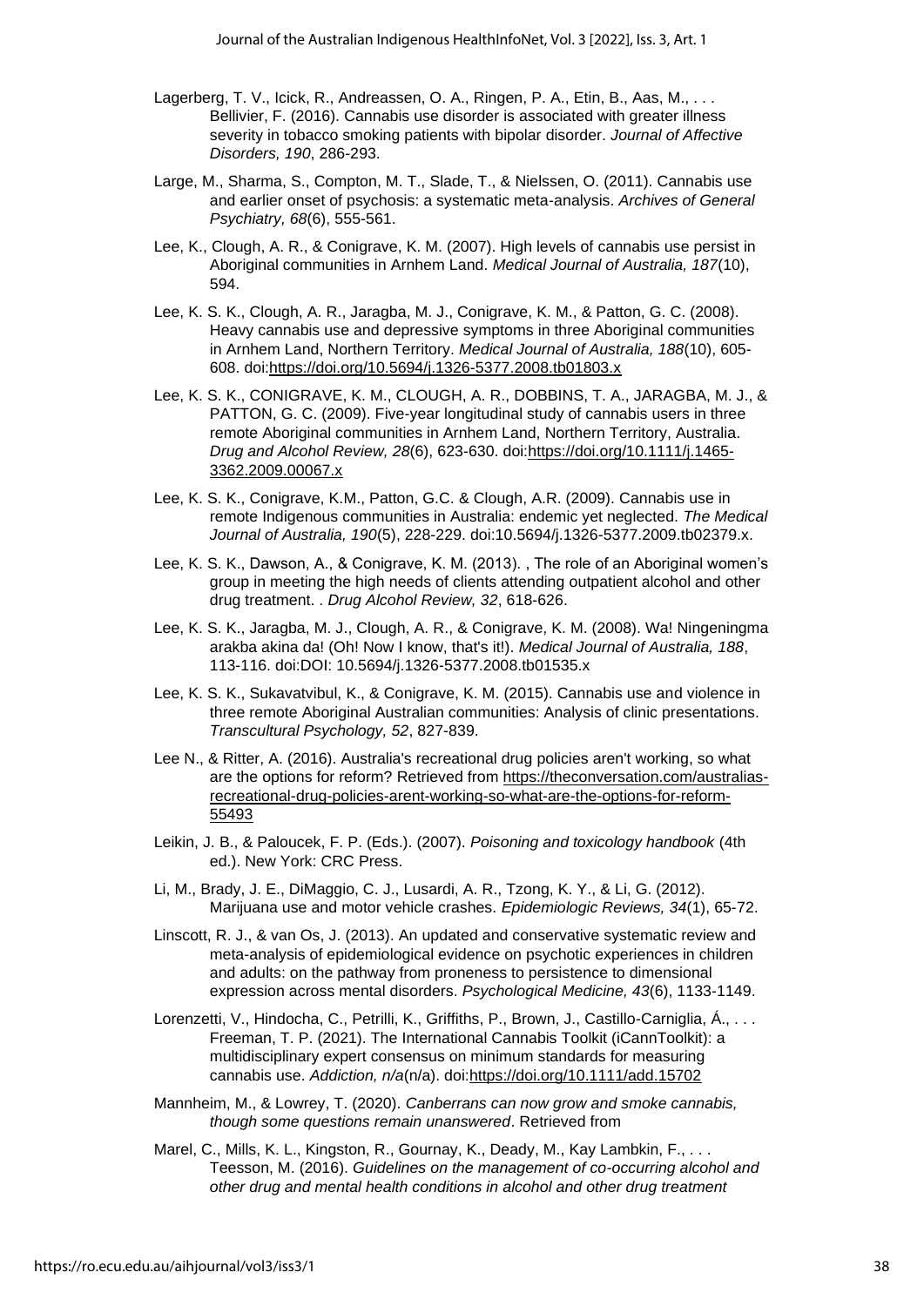Lagerberg, T. V., Icick, R., Andreassen, O. A., Ringen, P. A., Etin, B., Aas, M., . . . Bellivier, F. (2016). Cannabis use disorder is associated with greater illness severity in tobacco smoking patients with bipolar disorder. *Journal of Affective Disorders, 190*, 286-293.

Large, M., Sharma, S., Compton, M. T., Slade, T., & Nielssen, O. (2011). Cannabis use and earlier onset of psychosis: a systematic meta-analysis. *Archives of General Psychiatry, 68*(6), 555-561.

Lee, K., Clough, A. R., & Conigrave, K. M. (2007). High levels of cannabis use persist in Aboriginal communities in Arnhem Land. *Medical Journal of Australia, 187*(10), 594.

Lee, K. S. K., Clough, A. R., Jaragba, M. J., Conigrave, K. M., & Patton, G. C. (2008). Heavy cannabis use and depressive symptoms in three Aboriginal communities in Arnhem Land, Northern Territory. *Medical Journal of Australia, 188*(10), 605-608. doi:https://doi.org/10.5694/j.1326-5377.2008.tb01803.x

Lee, K. S. K., CONIGRAVE, K. M., CLOUGH, A. R., DOBBINS, T. A., JARAGBA, M. J., & PATTON, G. C. (2009). Five-year longitudinal study of cannabis users in three remote Aboriginal communities in Arnhem Land, Northern Territory, Australia. *Drug and Alcohol Review, 28*(6), 623-630. doi:https://doi.org/10.1111/j.1465-3362.2009.00067.x

Lee, K. S. K., Conigrave, K.M., Patton, G.C. & Clough, A.R. (2009). Cannabis use in remote Indigenous communities in Australia: endemic yet neglected. *The Medical Journal of Australia, 190*(5), 228-229. doi:10.5694/j.1326-5377.2009.tb02379.x.

Lee, K. S. K., Dawson, A., & Conigrave, K. M. (2013). , The role of an Aboriginal women's group in meeting the high needs of clients attending outpatient alcohol and other drug treatment. . *Drug Alcohol Review, 32*, 618-626.

Lee, K. S. K., Jaragba, M. J., Clough, A. R., & Conigrave, K. M. (2008). Wa! Ningeningma arakba akina da! (Oh! Now I know, that's it!). *Medical Journal of Australia, 188*, 113-116. doi:DOI: 10.5694/j.1326-5377.2008.tb01535.x

Lee, K. S. K., Sukavatvibul, K., & Conigrave, K. M. (2015). Cannabis use and violence in three remote Aboriginal Australian communities: Analysis of clinic presentations. *Transcultural Psychology, 52*, 827-839.

Lee N., & Ritter, A. (2016). Australia's recreational drug policies aren't working, so what are the options for reform? Retrieved from https://theconversation.com/australias-recreational-drug-policies-arent-working-so-what-are-the-options-for-reform-55493

Leikin, J. B., & Paloucek, F. P. (Eds.). (2007). *Poisoning and toxicology handbook* (4th ed.). New York: CRC Press.

Li, M., Brady, J. E., DiMaggio, C. J., Lusardi, A. R., Tzong, K. Y., & Li, G. (2012). Marijuana use and motor vehicle crashes. *Epidemiologic Reviews, 34*(1), 65-72.

Linscott, R. J., & van Os, J. (2013). An updated and conservative systematic review and meta-analysis of epidemiological evidence on psychotic experiences in children and adults: on the pathway from proneness to persistence to dimensional expression across mental disorders. *Psychological Medicine, 43*(6), 1133-1149.

Lorenzetti, V., Hindocha, C., Petrilli, K., Griffiths, P., Brown, J., Castillo-Carniglia, Á., . . . Freeman, T. P. (2021). The International Cannabis Toolkit (iCannToolkit): a multidisciplinary expert consensus on minimum standards for measuring cannabis use. *Addiction, n/a*(n/a). doi:https://doi.org/10.1111/add.15702

Mannheim, M., & Lowrey, T. (2020). *Canberrans can now grow and smoke cannabis, though some questions remain unanswered*. Retrieved from

Marel, C., Mills, K. L., Kingston, R., Gournay, K., Deady, M., Kay Lambkin, F., . . . Teesson, M. (2016). *Guidelines on the management of co-occurring alcohol and other drug and mental health conditions in alcohol and other drug treatment*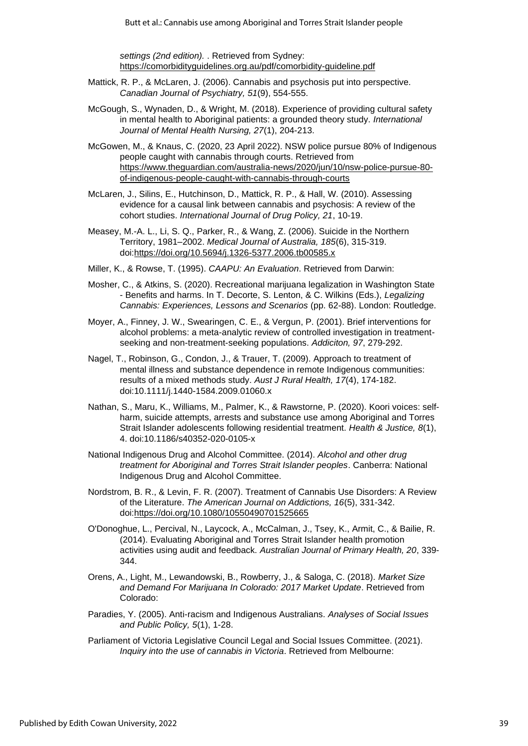*settings (2nd edition).* . Retrieved from Sydney: https://comorbidityguidelines.org.au/pdf/comorbidity-guideline.pdf

Mattick, R. P., & McLaren, J. (2006). Cannabis and psychosis put into perspective. *Canadian Journal of Psychiatry, 51*(9), 554-555.

McGough, S., Wynaden, D., & Wright, M. (2018). Experience of providing cultural safety in mental health to Aboriginal patients: a grounded theory study. *International Journal of Mental Health Nursing, 27*(1), 204-213.

McGowen, M., & Knaus, C. (2020, 23 April 2022). NSW police pursue 80% of Indigenous people caught with cannabis through courts. Retrieved from https://www.theguardian.com/australia-news/2020/jun/10/nsw-police-pursue-80-of-indigenous-people-caught-with-cannabis-through-courts

McLaren, J., Silins, E., Hutchinson, D., Mattick, R. P., & Hall, W. (2010). Assessing evidence for a causal link between cannabis and psychosis: A review of the cohort studies. *International Journal of Drug Policy, 21*, 10-19.

Measey, M.-A. L., Li, S. Q., Parker, R., & Wang, Z. (2006). Suicide in the Northern Territory, 1981–2002. *Medical Journal of Australia, 185*(6), 315-319. doi:https://doi.org/10.5694/j.1326-5377.2006.tb00585.x

Miller, K., & Rowse, T. (1995). *CAAPU: An Evaluation*. Retrieved from Darwin:

Mosher, C., & Atkins, S. (2020). Recreational marijuana legalization in Washington State - Benefits and harms. In T. Decorte, S. Lenton, & C. Wilkins (Eds.), *Legalizing Cannabis: Experiences, Lessons and Scenarios* (pp. 62-88). London: Routledge.

Moyer, A., Finney, J. W., Swearingen, C. E., & Vergun, P. (2001). Brief interventions for alcohol problems: a meta-analytic review of controlled investigation in treatment-seeking and non-treatment-seeking populations. *Addiciton, 97*, 279-292.

Nagel, T., Robinson, G., Condon, J., & Trauer, T. (2009). Approach to treatment of mental illness and substance dependence in remote Indigenous communities: results of a mixed methods study. *Aust J Rural Health, 17*(4), 174-182. doi:10.1111/j.1440-1584.2009.01060.x

Nathan, S., Maru, K., Williams, M., Palmer, K., & Rawstorne, P. (2020). Koori voices: self-harm, suicide attempts, arrests and substance use among Aboriginal and Torres Strait Islander adolescents following residential treatment. *Health & Justice, 8*(1), 4. doi:10.1186/s40352-020-0105-x

National Indigenous Drug and Alcohol Committee. (2014). *Alcohol and other drug treatment for Aboriginal and Torres Strait Islander peoples*. Canberra: National Indigenous Drug and Alcohol Committee.

Nordstrom, B. R., & Levin, F. R. (2007). Treatment of Cannabis Use Disorders: A Review of the Literature. *The American Journal on Addictions, 16*(5), 331-342. doi:https://doi.org/10.1080/10550490701525665

O'Donoghue, L., Percival, N., Laycock, A., McCalman, J., Tsey, K., Armit, C., & Bailie, R. (2014). Evaluating Aboriginal and Torres Strait Islander health promotion activities using audit and feedback. *Australian Journal of Primary Health, 20*, 339-344.

Orens, A., Light, M., Lewandowski, B., Rowberry, J., & Saloga, C. (2018). *Market Size and Demand For Marijuana In Colorado: 2017 Market Update*. Retrieved from Colorado:

Paradies, Y. (2005). Anti-racism and Indigenous Australians. *Analyses of Social Issues and Public Policy, 5*(1), 1-28.

Parliament of Victoria Legislative Council Legal and Social Issues Committee. (2021). *Inquiry into the use of cannabis in Victoria*. Retrieved from Melbourne: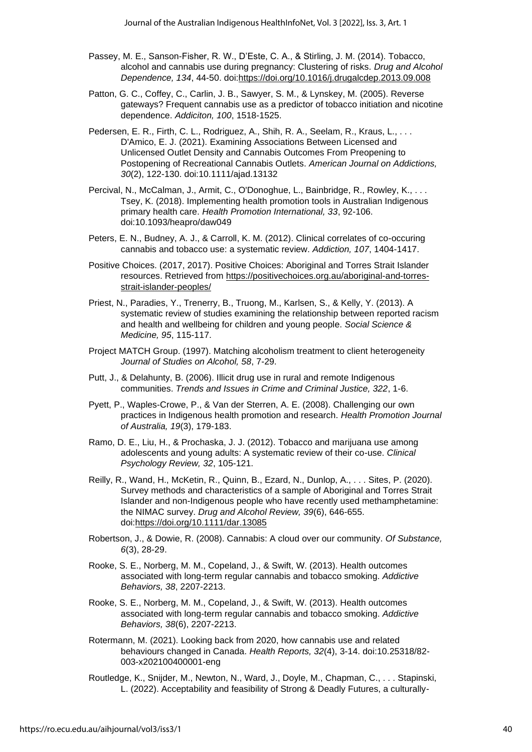Passey, M. E., Sanson-Fisher, R. W., D'Este, C. A., & Stirling, J. M. (2014). Tobacco, alcohol and cannabis use during pregnancy: Clustering of risks. *Drug and Alcohol Dependence, 134*, 44-50. doi:https://doi.org/10.1016/j.drugalcdep.2013.09.008

Patton, G. C., Coffey, C., Carlin, J. B., Sawyer, S. M., & Lynskey, M. (2005). Reverse gateways? Frequent cannabis use as a predictor of tobacco initiation and nicotine dependence. *Addiciton, 100*, 1518-1525.

Pedersen, E. R., Firth, C. L., Rodriguez, A., Shih, R. A., Seelam, R., Kraus, L., . . . D'Amico, E. J. (2021). Examining Associations Between Licensed and Unlicensed Outlet Density and Cannabis Outcomes From Preopening to Postopening of Recreational Cannabis Outlets. *American Journal on Addictions, 30*(2), 122-130. doi:10.1111/ajad.13132

Percival, N., McCalman, J., Armit, C., O'Donoghue, L., Bainbridge, R., Rowley, K., . . . Tsey, K. (2018). Implementing health promotion tools in Australian Indigenous primary health care. *Health Promotion International, 33*, 92-106. doi:10.1093/heapro/daw049

Peters, E. N., Budney, A. J., & Carroll, K. M. (2012). Clinical correlates of co-occuring cannabis and tobacco use: a systematic review. *Addiction, 107*, 1404-1417.

Positive Choices. (2017, 2017). Positive Choices: Aboriginal and Torres Strait Islander resources. Retrieved from https://positivechoices.org.au/aboriginal-and-torres-strait-islander-peoples/

Priest, N., Paradies, Y., Trenerry, B., Truong, M., Karlsen, S., & Kelly, Y. (2013). A systematic review of studies examining the relationship between reported racism and health and wellbeing for children and young people. *Social Science & Medicine, 95*, 115-117.

Project MATCH Group. (1997). Matching alcoholism treatment to client heterogeneity *Journal of Studies on Alcohol, 58*, 7-29.

Putt, J., & Delahunty, B. (2006). Illicit drug use in rural and remote Indigenous communities. *Trends and Issues in Crime and Criminal Justice, 322*, 1-6.

Pyett, P., Waples-Crowe, P., & Van der Sterren, A. E. (2008). Challenging our own practices in Indigenous health promotion and research. *Health Promotion Journal of Australia, 19*(3), 179-183.

Ramo, D. E., Liu, H., & Prochaska, J. J. (2012). Tobacco and marijuana use among adolescents and young adults: A systematic review of their co-use. *Clinical Psychology Review, 32*, 105-121.

Reilly, R., Wand, H., McKetin, R., Quinn, B., Ezard, N., Dunlop, A., . . . Sites, P. (2020). Survey methods and characteristics of a sample of Aboriginal and Torres Strait Islander and non-Indigenous people who have recently used methamphetamine: the NIMAC survey. *Drug and Alcohol Review, 39*(6), 646-655. doi:https://doi.org/10.1111/dar.13085

Robertson, J., & Dowie, R. (2008). Cannabis: A cloud over our community. *Of Substance, 6*(3), 28-29.

Rooke, S. E., Norberg, M. M., Copeland, J., & Swift, W. (2013). Health outcomes associated with long-term regular cannabis and tobacco smoking. *Addictive Behaviors, 38*, 2207-2213.

Rooke, S. E., Norberg, M. M., Copeland, J., & Swift, W. (2013). Health outcomes associated with long-term regular cannabis and tobacco smoking. *Addictive Behaviors, 38*(6), 2207-2213.

Rotermann, M. (2021). Looking back from 2020, how cannabis use and related behaviours changed in Canada. *Health Reports, 32*(4), 3-14. doi:10.25318/82-003-x202100400001-eng

Routledge, K., Snijder, M., Newton, N., Ward, J., Doyle, M., Chapman, C., . . . Stapinski, L. (2022). Acceptability and feasibility of Strong & Deadly Futures, a culturally-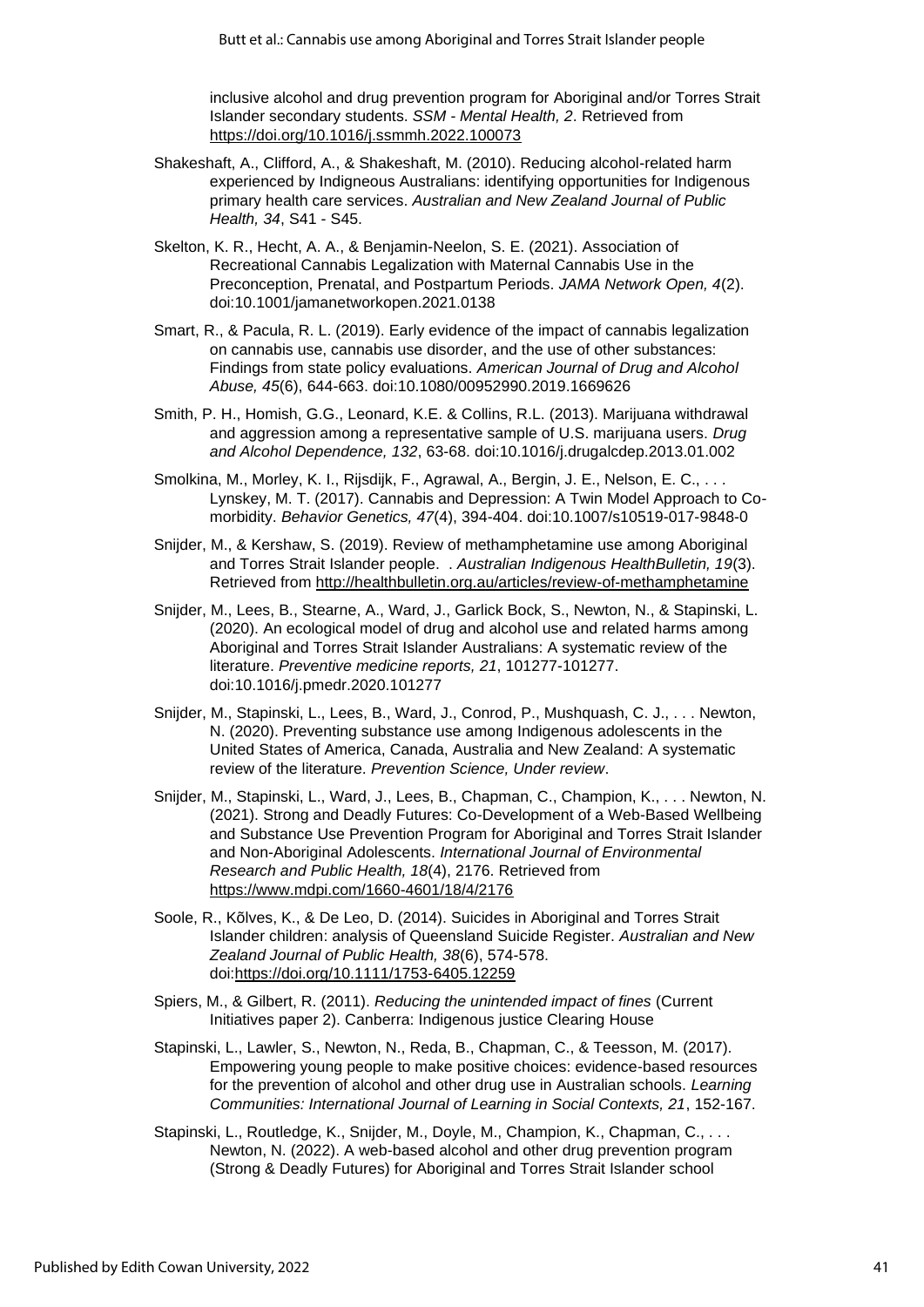inclusive alcohol and drug prevention program for Aboriginal and/or Torres Strait Islander secondary students. *SSM - Mental Health, 2*. Retrieved from https://doi.org/10.1016/j.ssmmh.2022.100073

Shakeshaft, A., Clifford, A., & Shakeshaft, M. (2010). Reducing alcohol-related harm experienced by Indigeous Australians: identifying opportunities for Indigenous primary health care services. *Australian and New Zealand Journal of Public Health, 34*, S41 - S45.

Skelton, K. R., Hecht, A. A., & Benjamin-Neelon, S. E. (2021). Association of Recreational Cannabis Legalization with Maternal Cannabis Use in the Preconception, Prenatal, and Postpartum Periods. *JAMA Network Open, 4*(2). doi:10.1001/jamanetworkopen.2021.0138

Smart, R., & Pacula, R. L. (2019). Early evidence of the impact of cannabis legalization on cannabis use, cannabis use disorder, and the use of other substances: Findings from state policy evaluations. *American Journal of Drug and Alcohol Abuse, 45*(6), 644-663. doi:10.1080/00952990.2019.1669626

Smith, P. H., Homish, G.G., Leonard, K.E. & Collins, R.L. (2013). Marijuana withdrawal and aggression among a representative sample of U.S. marijuana users. *Drug and Alcohol Dependence, 132*, 63-68. doi:10.1016/j.drugalcdep.2013.01.002

Smolkina, M., Morley, K. I., Rijsdijk, F., Agrawal, A., Bergin, J. E., Nelson, E. C., . . . Lynskey, M. T. (2017). Cannabis and Depression: A Twin Model Approach to Co-morbidity. *Behavior Genetics, 47*(4), 394-404. doi:10.1007/s10519-017-9848-0

Snijder, M., & Kershaw, S. (2019). Review of methamphetamine use among Aboriginal and Torres Strait Islander people. . *Australian Indigenous HealthBulletin, 19*(3). Retrieved from http://healthbulletin.org.au/articles/review-of-methamphetamine

Snijder, M., Lees, B., Stearne, A., Ward, J., Garlick Bock, S., Newton, N., & Stapinski, L. (2020). An ecological model of drug and alcohol use and related harms among Aboriginal and Torres Strait Islander Australians: A systematic review of the literature. *Preventive medicine reports, 21*, 101277-101277. doi:10.1016/j.pmedr.2020.101277

Snijder, M., Stapinski, L., Lees, B., Ward, J., Conrod, P., Mushquash, C. J., . . . Newton, N. (2020). Preventing substance use among Indigenous adolescents in the United States of America, Canada, Australia and New Zealand: A systematic review of the literature. *Prevention Science, Under review*.

Snijder, M., Stapinski, L., Ward, J., Lees, B., Chapman, C., Champion, K., . . . Newton, N. (2021). Strong and Deadly Futures: Co-Development of a Web-Based Wellbeing and Substance Use Prevention Program for Aboriginal and Torres Strait Islander and Non-Aboriginal Adolescents. *International Journal of Environmental Research and Public Health, 18*(4), 2176. Retrieved from https://www.mdpi.com/1660-4601/18/4/2176

Soole, R., Kõlves, K., & De Leo, D. (2014). Suicides in Aboriginal and Torres Strait Islander children: analysis of Queensland Suicide Register. *Australian and New Zealand Journal of Public Health, 38*(6), 574-578. doi:https://doi.org/10.1111/1753-6405.12259

Spiers, M., & Gilbert, R. (2011). *Reducing the unintended impact of fines* (Current Initiatives paper 2). Canberra: Indigenous justice Clearing House

Stapinski, L., Lawler, S., Newton, N., Reda, B., Chapman, C., & Teesson, M. (2017). Empowering young people to make positive choices: evidence-based resources for the prevention of alcohol and other drug use in Australian schools. *Learning Communities: International Journal of Learning in Social Contexts, 21*, 152-167.

Stapinski, L., Routledge, K., Snijder, M., Doyle, M., Champion, K., Chapman, C., . . . Newton, N. (2022). A web-based alcohol and other drug prevention program (Strong & Deadly Futures) for Aboriginal and Torres Strait Islander school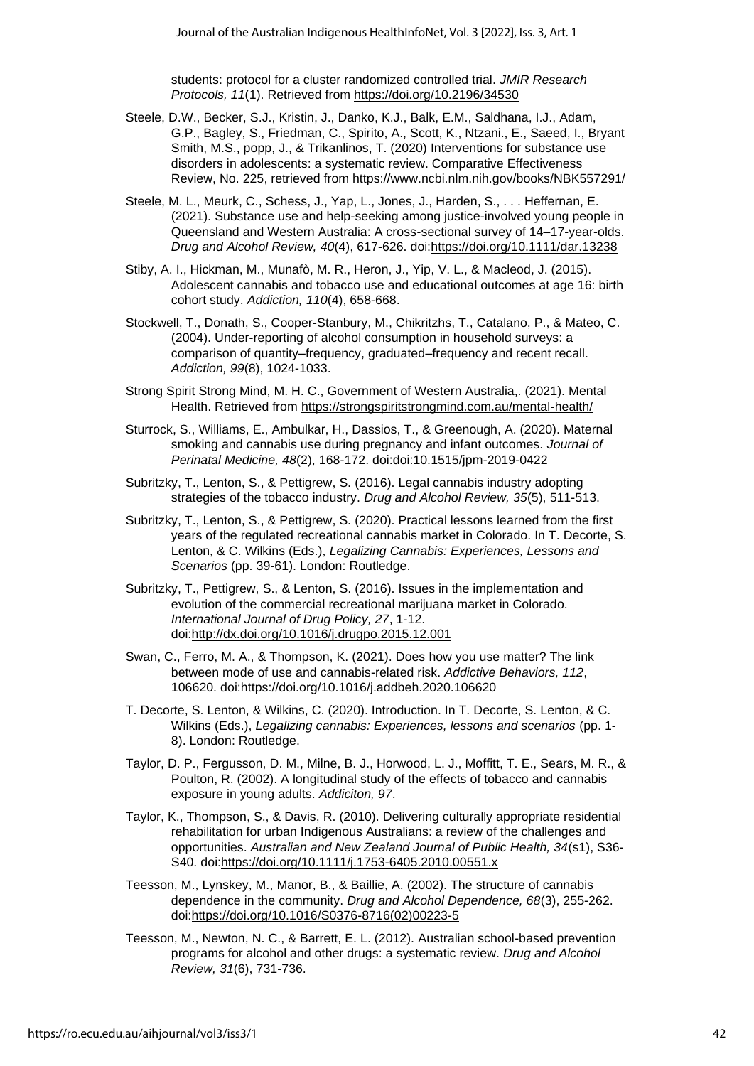students: protocol for a cluster randomized controlled trial. *JMIR Research Protocols, 11*(1). Retrieved from https://doi.org/10.2196/34530

Steele, D.W., Becker, S.J., Kristin, J., Danko, K.J., Balk, E.M., Saldhana, I.J., Adam, G.P., Bagley, S., Friedman, C., Spirito, A., Scott, K., Ntzani., E., Saeed, I., Bryant Smith, M.S., popp, J., & Trikanlinos, T. (2020) Interventions for substance use disorders in adolescents: a systematic review. Comparative Effectiveness Review, No. 225, retrieved from https://www.ncbi.nlm.nih.gov/books/NBK557291/

Steele, M. L., Meurk, C., Schess, J., Yap, L., Jones, J., Harden, S., . . . Heffernan, E. (2021). Substance use and help-seeking among justice-involved young people in Queensland and Western Australia: A cross-sectional survey of 14–17-year-olds. *Drug and Alcohol Review, 40*(4), 617-626. doi:https://doi.org/10.1111/dar.13238

Stiby, A. I., Hickman, M., Munafò, M. R., Heron, J., Yip, V. L., & Macleod, J. (2015). Adolescent cannabis and tobacco use and educational outcomes at age 16: birth cohort study. *Addiction, 110*(4), 658-668.

Stockwell, T., Donath, S., Cooper-Stanbury, M., Chikritzhs, T., Catalano, P., & Mateo, C. (2004). Under-reporting of alcohol consumption in household surveys: a comparison of quantity–frequency, graduated–frequency and recent recall. *Addiction, 99*(8), 1024-1033.

Strong Spirit Strong Mind, M. H. C., Government of Western Australia,. (2021). Mental Health. Retrieved from https://strongspiritstrongmind.com.au/mental-health/

Sturrock, S., Williams, E., Ambulkar, H., Dassios, T., & Greenough, A. (2020). Maternal smoking and cannabis use during pregnancy and infant outcomes. *Journal of Perinatal Medicine, 48*(2), 168-172. doi:doi:10.1515/jpm-2019-0422

Subritzky, T., Lenton, S., & Pettigrew, S. (2016). Legal cannabis industry adopting strategies of the tobacco industry. *Drug and Alcohol Review, 35*(5), 511-513.

Subritzky, T., Lenton, S., & Pettigrew, S. (2020). Practical lessons learned from the first years of the regulated recreational cannabis market in Colorado. In T. Decorte, S. Lenton, & C. Wilkins (Eds.), *Legalizing Cannabis: Experiences, Lessons and Scenarios* (pp. 39-61). London: Routledge.

Subritzky, T., Pettigrew, S., & Lenton, S. (2016). Issues in the implementation and evolution of the commercial recreational marijuana market in Colorado. *International Journal of Drug Policy, 27*, 1-12. doi:http://dx.doi.org/10.1016/j.drugpo.2015.12.001

Swan, C., Ferro, M. A., & Thompson, K. (2021). Does how you use matter? The link between mode of use and cannabis-related risk. *Addictive Behaviors, 112*, 106620. doi:https://doi.org/10.1016/j.addbeh.2020.106620

T. Decorte, S. Lenton, & Wilkins, C. (2020). Introduction. In T. Decorte, S. Lenton, & C. Wilkins (Eds.), *Legalizing cannabis: Experiences, lessons and scenarios* (pp. 1-8). London: Routledge.

Taylor, D. P., Fergusson, D. M., Milne, B. J., Horwood, L. J., Moffitt, T. E., Sears, M. R., & Poulton, R. (2002). A longitudinal study of the effects of tobacco and cannabis exposure in young adults. *Addiciton, 97*.

Taylor, K., Thompson, S., & Davis, R. (2010). Delivering culturally appropriate residential rehabilitation for urban Indigenous Australians: a review of the challenges and opportunities. *Australian and New Zealand Journal of Public Health, 34*(s1), S36-S40. doi:https://doi.org/10.1111/j.1753-6405.2010.00551.x

Teesson, M., Lynskey, M., Manor, B., & Baillie, A. (2002). The structure of cannabis dependence in the community. *Drug and Alcohol Dependence, 68*(3), 255-262. doi:https://doi.org/10.1016/S0376-8716(02)00223-5

Teesson, M., Newton, N. C., & Barrett, E. L. (2012). Australian school-based prevention programs for alcohol and other drugs: a systematic review. *Drug and Alcohol Review, 31*(6), 731-736.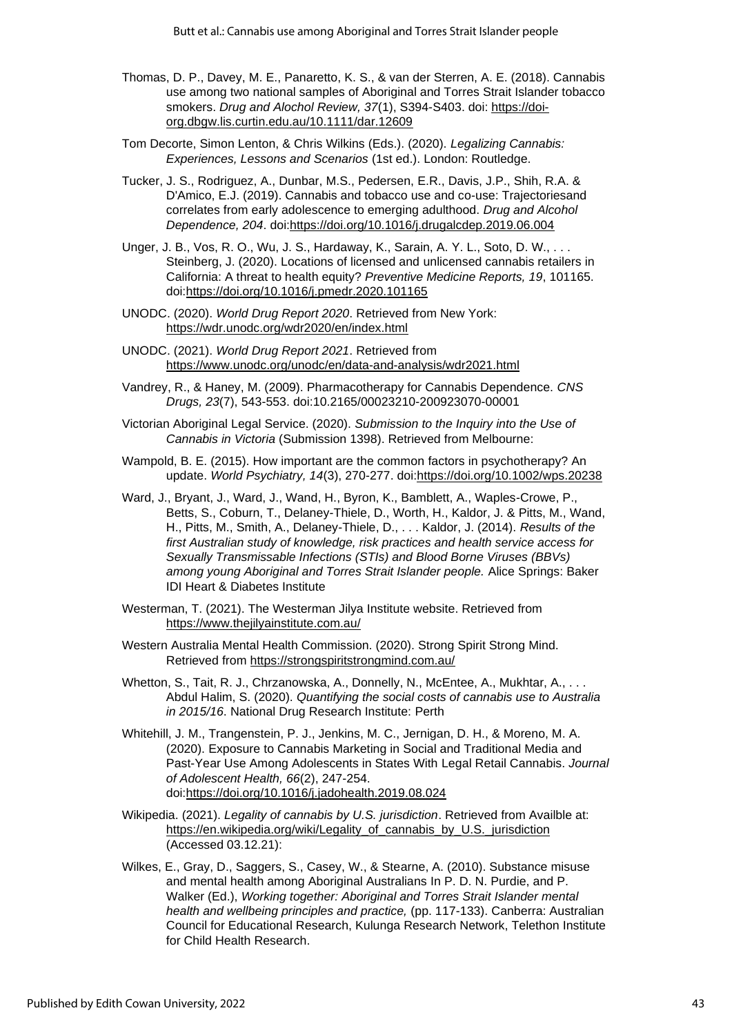Thomas, D. P., Davey, M. E., Panaretto, K. S., & van der Sterren, A. E. (2018). Cannabis use among two national samples of Aboriginal and Torres Strait Islander tobacco smokers. *Drug and Alochol Review, 37*(1), S394-S403. doi: https://doi-org.dbgw.lis.curtin.edu.au/10.1111/dar.12609

Tom Decorte, Simon Lenton, & Chris Wilkins (Eds.). (2020). *Legalizing Cannabis: Experiences, Lessons and Scenarios* (1st ed.). London: Routledge.

Tucker, J. S., Rodriguez, A., Dunbar, M.S., Pedersen, E.R., Davis, J.P., Shih, R.A. & D'Amico, E.J. (2019). Cannabis and tobacco use and co-use: Trajectoriesand correlates from early adolescence to emerging adulthood. *Drug and Alcohol Dependence, 204*. doi:https://doi.org/10.1016/j.drugalcdep.2019.06.004

Unger, J. B., Vos, R. O., Wu, J. S., Hardaway, K., Sarain, A. Y. L., Soto, D. W., . . . Steinberg, J. (2020). Locations of licensed and unlicensed cannabis retailers in California: A threat to health equity? *Preventive Medicine Reports, 19*, 101165. doi:https://doi.org/10.1016/j.pmedr.2020.101165

UNODC. (2020). *World Drug Report 2020*. Retrieved from New York: https://wdr.unodc.org/wdr2020/en/index.html

UNODC. (2021). *World Drug Report 2021*. Retrieved from https://www.unodc.org/unodc/en/data-and-analysis/wdr2021.html

Vandrey, R., & Haney, M. (2009). Pharmacotherapy for Cannabis Dependence. *CNS Drugs, 23*(7), 543-553. doi:10.2165/00023210-200923070-00001

Victorian Aboriginal Legal Service. (2020). *Submission to the Inquiry into the Use of Cannabis in Victoria* (Submission 1398). Retrieved from Melbourne:

Wampold, B. E. (2015). How important are the common factors in psychotherapy? An update. *World Psychiatry, 14*(3), 270-277. doi:https://doi.org/10.1002/wps.20238

Ward, J., Bryant, J., Ward, J., Wand, H., Byron, K., Bamblett, A., Waples-Crowe, P., Betts, S., Coburn, T., Delaney-Thiele, D., Worth, H., Kaldor, J. & Pitts, M., Wand, H., Pitts, M., Smith, A., Delaney-Thiele, D., . . . Kaldor, J. (2014). *Results of the first Australian study of knowledge, risk practices and health service access for Sexually Transmissable Infections (STIs) and Blood Borne Viruses (BBVs) among young Aboriginal and Torres Strait Islander people.* Alice Springs: Baker IDI Heart & Diabetes Institute

Westerman, T. (2021). The Westerman Jilya Institute website. Retrieved from https://www.thejilyainstitute.com.au/

Western Australia Mental Health Commission. (2020). Strong Spirit Strong Mind. Retrieved from https://strongspiritstrongmind.com.au/

Whetton, S., Tait, R. J., Chrzanowska, A., Donnelly, N., McEntee, A., Mukhtar, A., . . . Abdul Halim, S. (2020). *Quantifying the social costs of cannabis use to Australia in 2015/16*. National Drug Research Institute: Perth

Whitehill, J. M., Trangenstein, P. J., Jenkins, M. C., Jernigan, D. H., & Moreno, M. A. (2020). Exposure to Cannabis Marketing in Social and Traditional Media and Past-Year Use Among Adolescents in States With Legal Retail Cannabis. *Journal of Adolescent Health, 66*(2), 247-254. doi:https://doi.org/10.1016/j.jadohealth.2019.08.024

Wikipedia. (2021). *Legality of cannabis by U.S. jurisdiction*. Retrieved from Availble at: https://en.wikipedia.org/wiki/Legality_of_cannabis_by_U.S._jurisdiction (Accessed 03.12.21):

Wilkes, E., Gray, D., Saggers, S., Casey, W., & Stearne, A. (2010). Substance misuse and mental health among Aboriginal Australians In P. D. N. Purdie, and P. Walker (Ed.), *Working together: Aboriginal and Torres Strait Islander mental health and wellbeing principles and practice,* (pp. 117-133). Canberra: Australian Council for Educational Research, Kulunga Research Network, Telethon Institute for Child Health Research.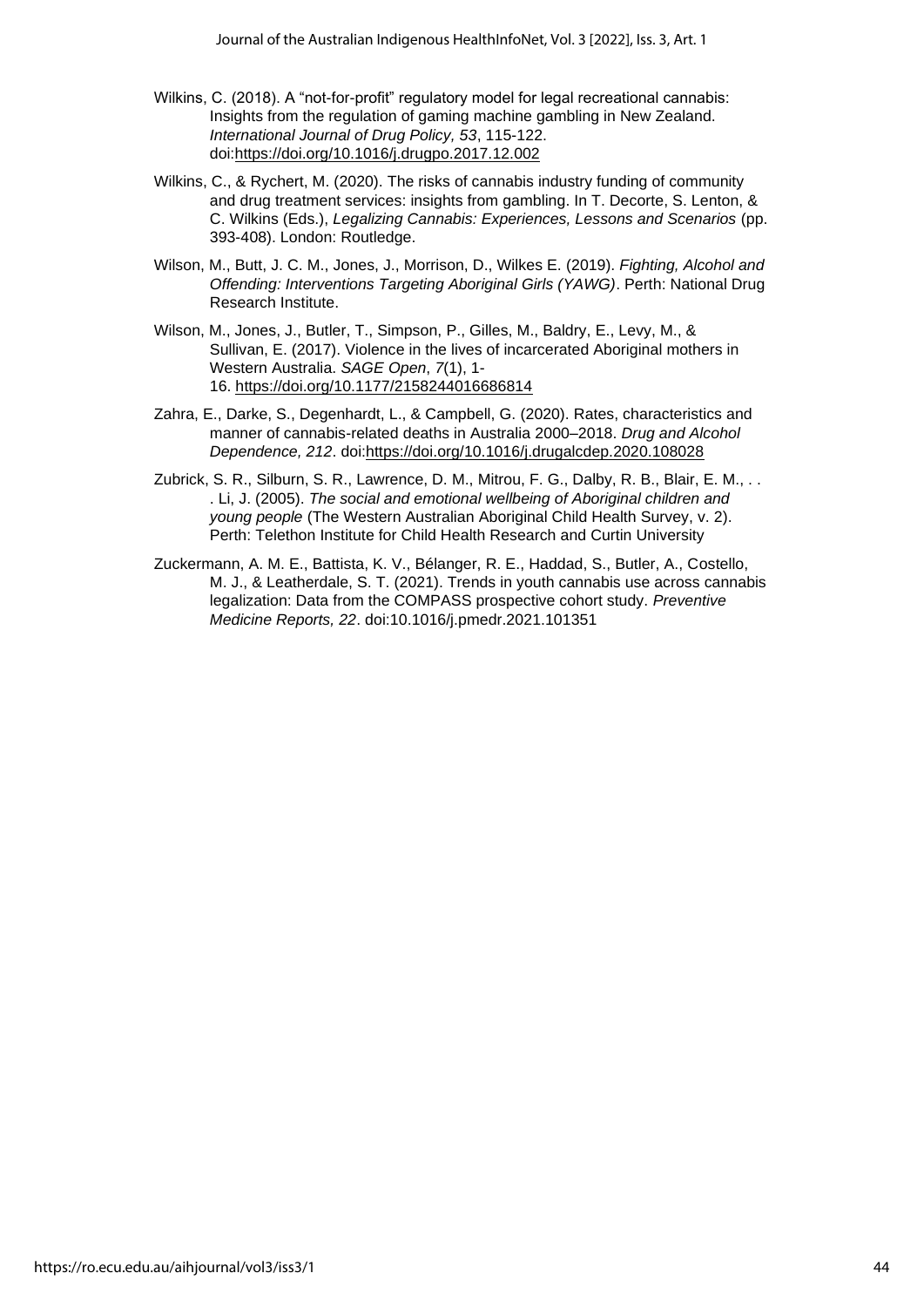Wilkins, C. (2018). A “not-for-profit” regulatory model for legal recreational cannabis: Insights from the regulation of gaming machine gambling in New Zealand. *International Journal of Drug Policy, 53*, 115-122. doi:https://doi.org/10.1016/j.drugpo.2017.12.002

Wilkins, C., & Rychert, M. (2020). The risks of cannabis industry funding of community and drug treatment services: insights from gambling. In T. Decorte, S. Lenton, & C. Wilkins (Eds.), *Legalizing Cannabis: Experiences, Lessons and Scenarios* (pp. 393-408). London: Routledge.

Wilson, M., Butt, J. C. M., Jones, J., Morrison, D., Wilkes E. (2019). *Fighting, Alcohol and Offending: Interventions Targeting Aboriginal Girls (YAWG)*. Perth: National Drug Research Institute.

Wilson, M., Jones, J., Butler, T., Simpson, P., Gilles, M., Baldry, E., Levy, M., & Sullivan, E. (2017). Violence in the lives of incarcerated Aboriginal mothers in Western Australia. *SAGE Open*, *7*(1), 1-16. https://doi.org/10.1177/2158244016686814

Zahra, E., Darke, S., Degenhardt, L., & Campbell, G. (2020). Rates, characteristics and manner of cannabis-related deaths in Australia 2000–2018. *Drug and Alcohol Dependence, 212*. doi:https://doi.org/10.1016/j.drugalcdep.2020.108028

Zubrick, S. R., Silburn, S. R., Lawrence, D. M., Mitrou, F. G., Dalby, R. B., Blair, E. M., . . . Li, J. (2005). *The social and emotional wellbeing of Aboriginal children and young people* (The Western Australian Aboriginal Child Health Survey, v. 2). Perth: Telethon Institute for Child Health Research and Curtin University

Zuckermann, A. M. E., Battista, K. V., Bélanger, R. E., Haddad, S., Butler, A., Costello, M. J., & Leatherdale, S. T. (2021). Trends in youth cannabis use across cannabis legalization: Data from the COMPASS prospective cohort study. *Preventive Medicine Reports, 22*. doi:10.1016/j.pmedr.2021.101351